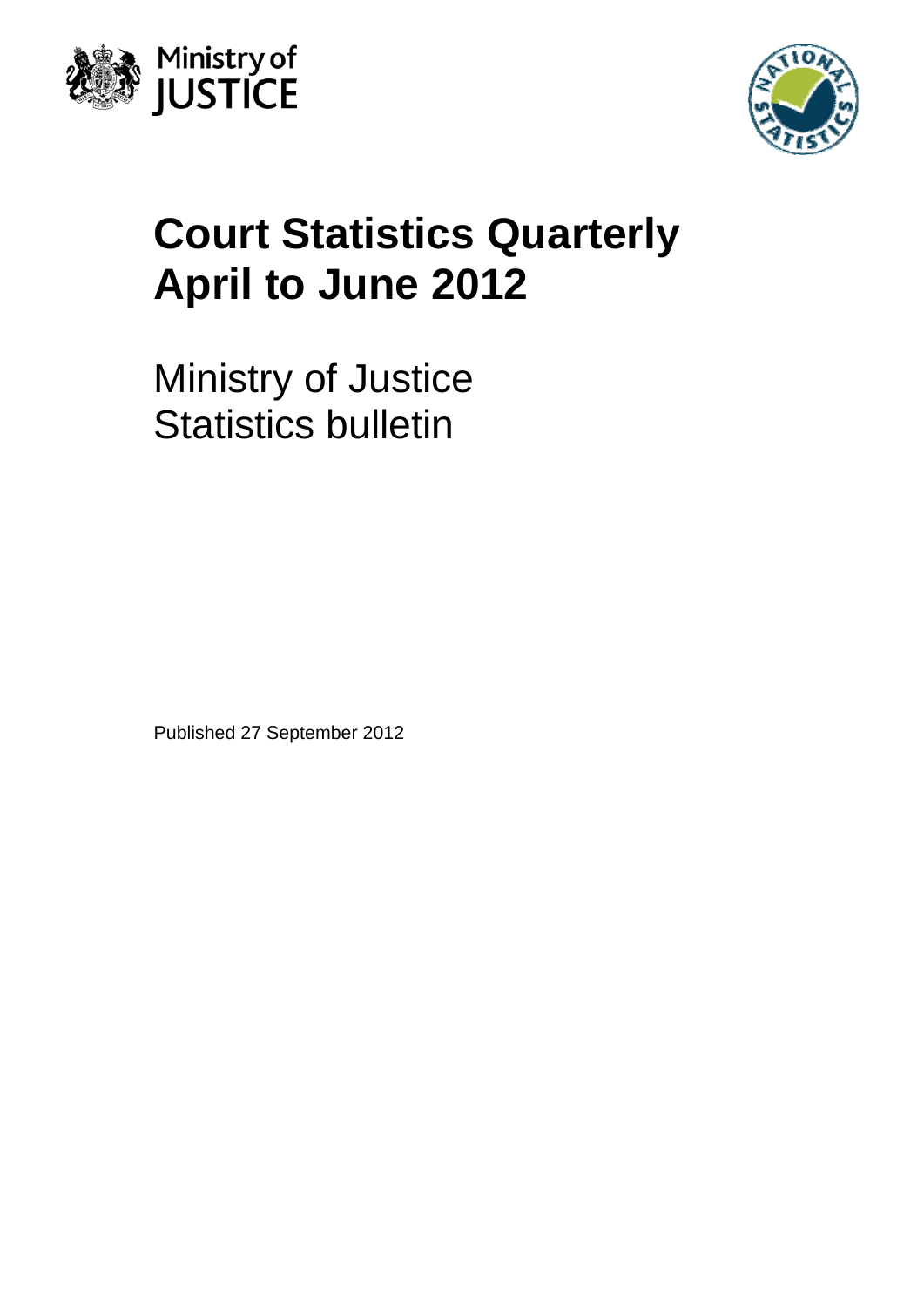Ministry of JUSTICE

# Court Statistics Quarterly April to June 2012

Ministry of Justice
Statistics bulletin

Published 27 September 2012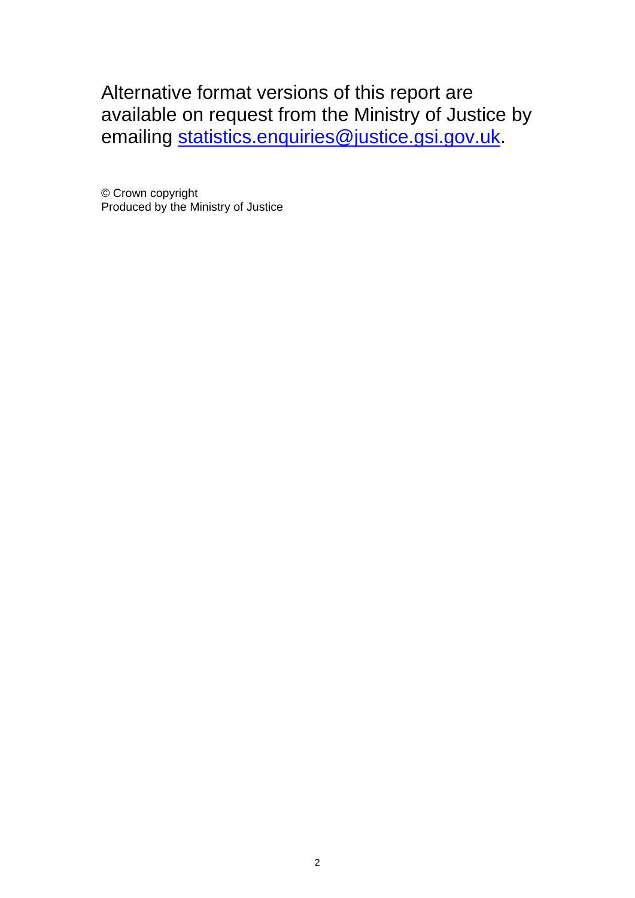Alternative format versions of this report are available on request from the Ministry of Justice by emailing statistics.enquiries@justice.gsi.gov.uk.

© Crown copyright
Produced by the Ministry of Justice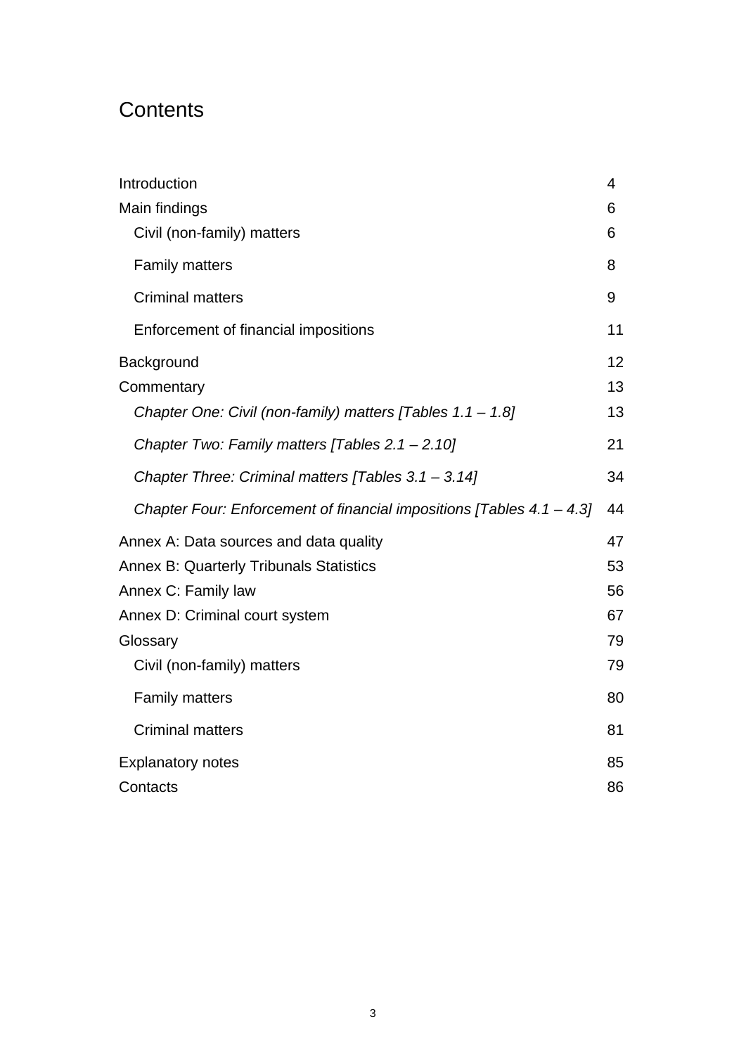# Contents

| | |
|---|---|
| Introduction | 4 |
| Main findings | 6 |
| Civil (non-family) matters | 6 |
| Family matters | 8 |
| Criminal matters | 9 |
| Enforcement of financial impositions | 11 |
| Background | 12 |
| Commentary | 13 |
| *Chapter One: Civil (non-family) matters [Tables 1.1 – 1.8]* | 13 |
| *Chapter Two: Family matters [Tables 2.1 – 2.10]* | 21 |
| *Chapter Three: Criminal matters [Tables 3.1 – 3.14]* | 34 |
| *Chapter Four: Enforcement of financial impositions [Tables 4.1 – 4.3]* | 44 |
| Annex A: Data sources and data quality | 47 |
| Annex B: Quarterly Tribunals Statistics | 53 |
| Annex C: Family law | 56 |
| Annex D: Criminal court system | 67 |
| Glossary | 79 |
| Civil (non-family) matters | 79 |
| Family matters | 80 |
| Criminal matters | 81 |
| Explanatory notes | 85 |
| Contacts | 86 |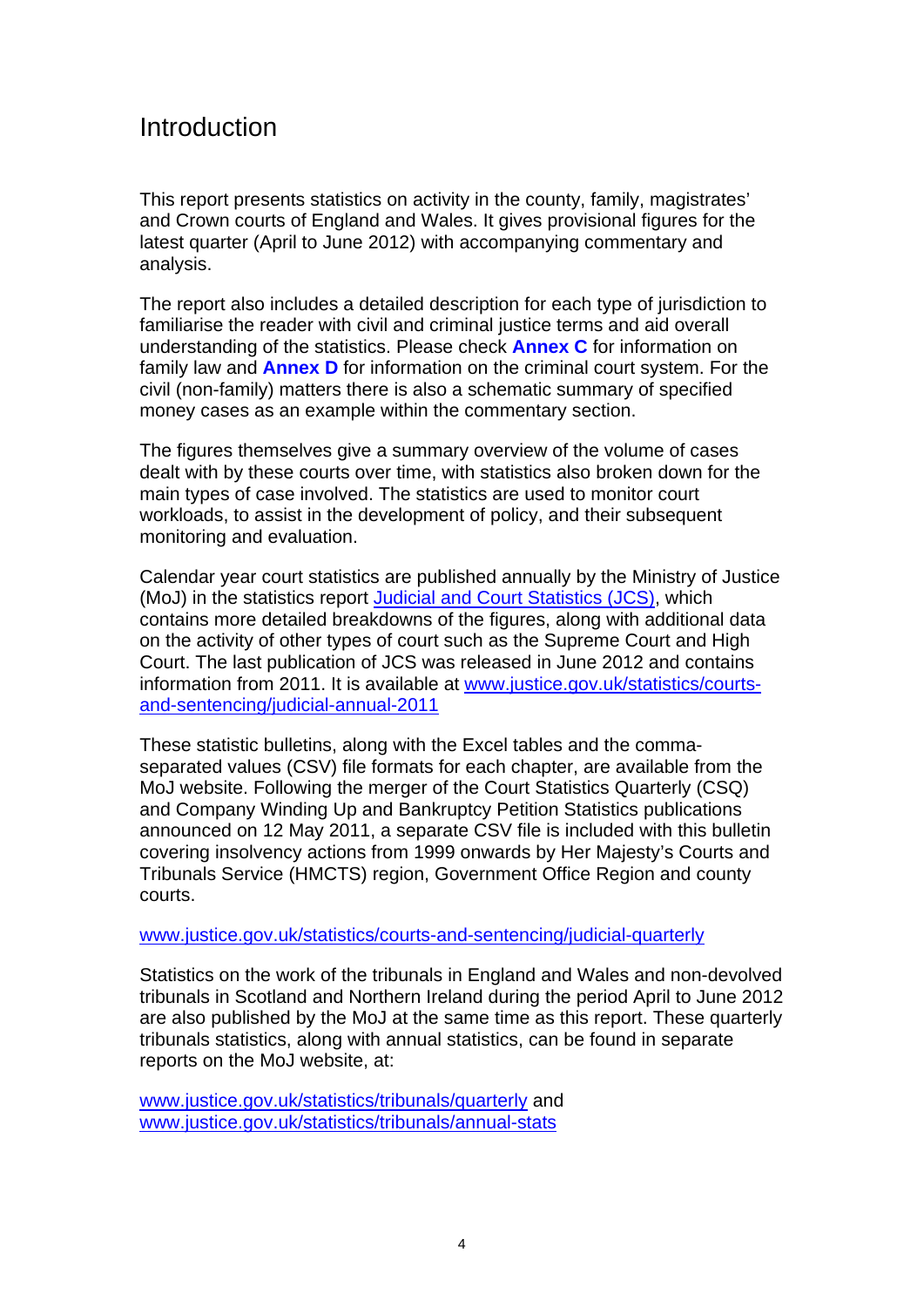# Introduction

This report presents statistics on activity in the county, family, magistrates' and Crown courts of England and Wales. It gives provisional figures for the latest quarter (April to June 2012) with accompanying commentary and analysis.

The report also includes a detailed description for each type of jurisdiction to familiarise the reader with civil and criminal justice terms and aid overall understanding of the statistics. Please check **Annex C** for information on family law and **Annex D** for information on the criminal court system. For the civil (non-family) matters there is also a schematic summary of specified money cases as an example within the commentary section.

The figures themselves give a summary overview of the volume of cases dealt with by these courts over time, with statistics also broken down for the main types of case involved. The statistics are used to monitor court workloads, to assist in the development of policy, and their subsequent monitoring and evaluation.

Calendar year court statistics are published annually by the Ministry of Justice (MoJ) in the statistics report Judicial and Court Statistics (JCS), which contains more detailed breakdowns of the figures, along with additional data on the activity of other types of court such as the Supreme Court and High Court. The last publication of JCS was released in June 2012 and contains information from 2011. It is available at www.justice.gov.uk/statistics/courts-and-sentencing/judicial-annual-2011

These statistic bulletins, along with the Excel tables and the comma-separated values (CSV) file formats for each chapter, are available from the MoJ website. Following the merger of the Court Statistics Quarterly (CSQ) and Company Winding Up and Bankruptcy Petition Statistics publications announced on 12 May 2011, a separate CSV file is included with this bulletin covering insolvency actions from 1999 onwards by Her Majesty's Courts and Tribunals Service (HMCTS) region, Government Office Region and county courts.

www.justice.gov.uk/statistics/courts-and-sentencing/judicial-quarterly

Statistics on the work of the tribunals in England and Wales and non-devolved tribunals in Scotland and Northern Ireland during the period April to June 2012 are also published by the MoJ at the same time as this report. These quarterly tribunals statistics, along with annual statistics, can be found in separate reports on the MoJ website, at:

www.justice.gov.uk/statistics/tribunals/quarterly and www.justice.gov.uk/statistics/tribunals/annual-stats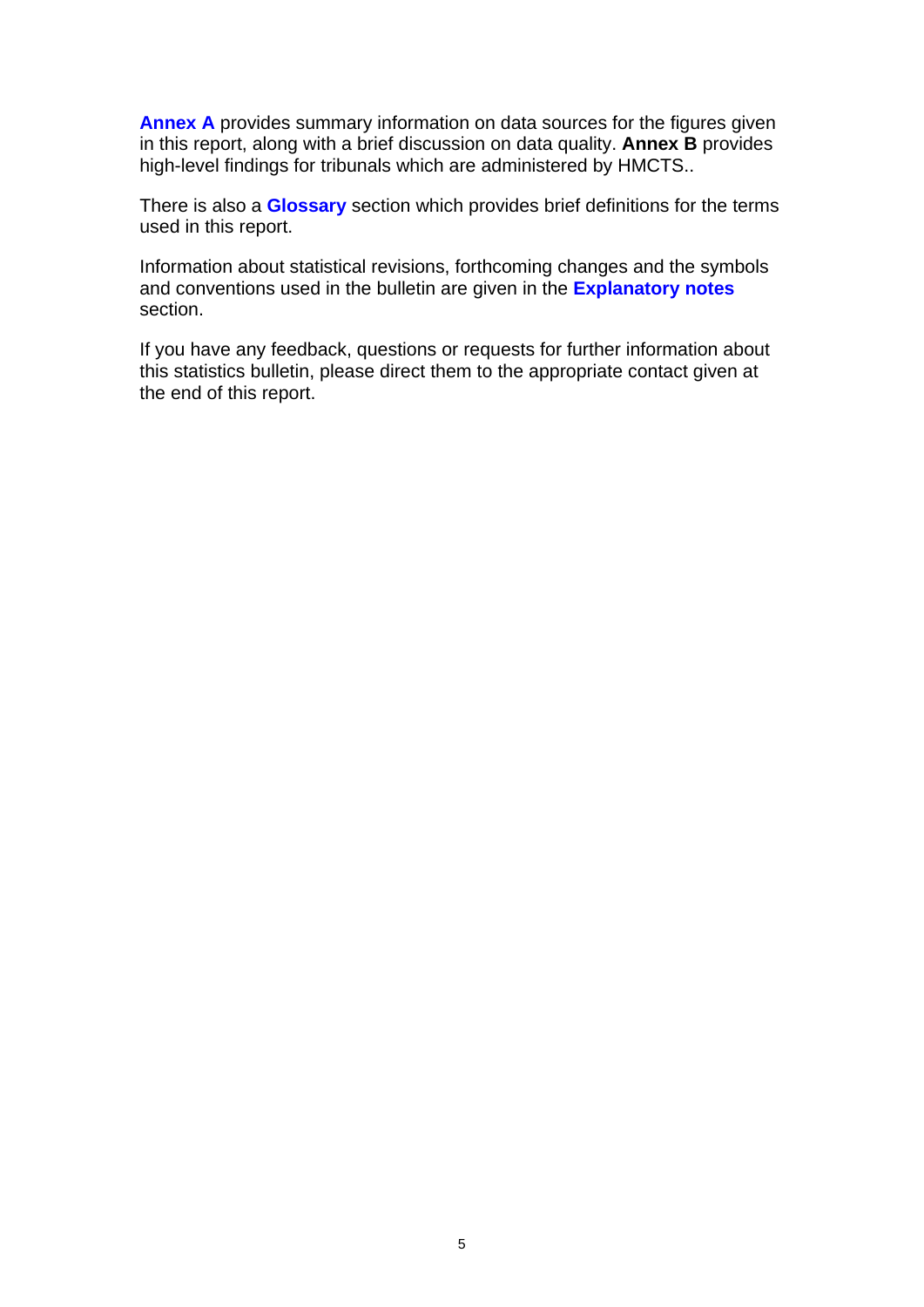**Annex A** provides summary information on data sources for the figures given in this report, along with a brief discussion on data quality. **Annex B** provides high-level findings for tribunals which are administered by HMCTS..

There is also a **Glossary** section which provides brief definitions for the terms used in this report.

Information about statistical revisions, forthcoming changes and the symbols and conventions used in the bulletin are given in the **Explanatory notes** section.

If you have any feedback, questions or requests for further information about this statistics bulletin, please direct them to the appropriate contact given at the end of this report.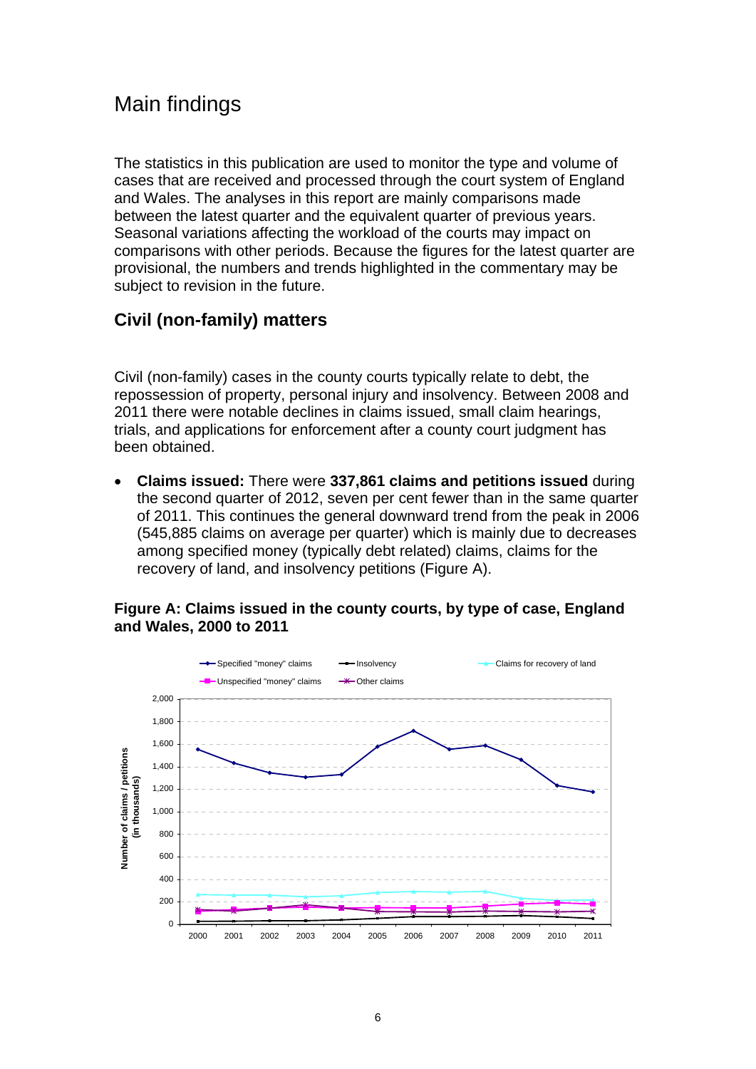# Main findings

The statistics in this publication are used to monitor the type and volume of cases that are received and processed through the court system of England and Wales. The analyses in this report are mainly comparisons made between the latest quarter and the equivalent quarter of previous years. Seasonal variations affecting the workload of the courts may impact on comparisons with other periods. Because the figures for the latest quarter are provisional, the numbers and trends highlighted in the commentary may be subject to revision in the future.

## Civil (non-family) matters

Civil (non-family) cases in the county courts typically relate to debt, the repossession of property, personal injury and insolvency. Between 2008 and 2011 there were notable declines in claims issued, small claim hearings, trials, and applications for enforcement after a county court judgment has been obtained.

- **Claims issued:** There were **337,861 claims and petitions issued** during the second quarter of 2012, seven per cent fewer than in the same quarter of 2011. This continues the general downward trend from the peak in 2006 (545,885 claims on average per quarter) which is mainly due to decreases among specified money (typically debt related) claims, claims for the recovery of land, and insolvency petitions (Figure A).

**Figure A: Claims issued in the county courts, by type of case, England and Wales, 2000 to 2011**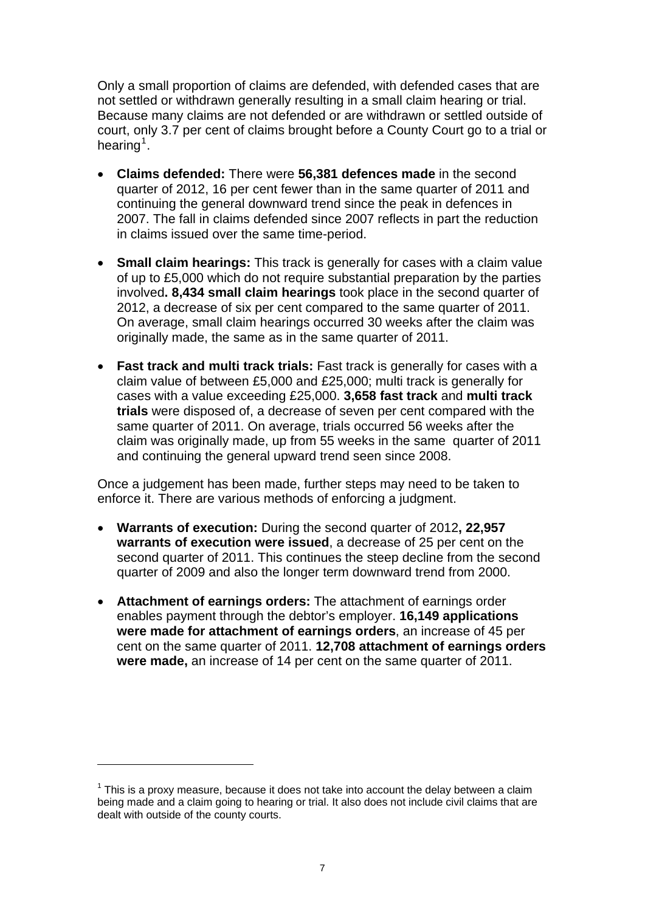Only a small proportion of claims are defended, with defended cases that are not settled or withdrawn generally resulting in a small claim hearing or trial. Because many claims are not defended or are withdrawn or settled outside of court, only 3.7 per cent of claims brought before a County Court go to a trial or hearing[1].

- **Claims defended:** There were **56,381 defences made** in the second quarter of 2012, 16 per cent fewer than in the same quarter of 2011 and continuing the general downward trend since the peak in defences in 2007. The fall in claims defended since 2007 reflects in part the reduction in claims issued over the same time-period.

- **Small claim hearings:** This track is generally for cases with a claim value of up to £5,000 which do not require substantial preparation by the parties involved**. 8,434 small claim hearings** took place in the second quarter of 2012, a decrease of six per cent compared to the same quarter of 2011. On average, small claim hearings occurred 30 weeks after the claim was originally made, the same as in the same quarter of 2011.

- **Fast track and multi track trials:** Fast track is generally for cases with a claim value of between £5,000 and £25,000; multi track is generally for cases with a value exceeding £25,000. **3,658 fast track** and **multi track trials** were disposed of, a decrease of seven per cent compared with the same quarter of 2011. On average, trials occurred 56 weeks after the claim was originally made, up from 55 weeks in the same quarter of 2011 and continuing the general upward trend seen since 2008.

Once a judgement has been made, further steps may need to be taken to enforce it. There are various methods of enforcing a judgment.

- **Warrants of execution:** During the second quarter of 2012**, 22,957 warrants of execution were issued**, a decrease of 25 per cent on the second quarter of 2011. This continues the steep decline from the second quarter of 2009 and also the longer term downward trend from 2000.

- **Attachment of earnings orders:** The attachment of earnings order enables payment through the debtor's employer. **16,149 applications were made for attachment of earnings orders**, an increase of 45 per cent on the same quarter of 2011. **12,708 attachment of earnings orders were made,** an increase of 14 per cent on the same quarter of 2011.

[1] This is a proxy measure, because it does not take into account the delay between a claim being made and a claim going to hearing or trial. It also does not include civil claims that are dealt with outside of the county courts.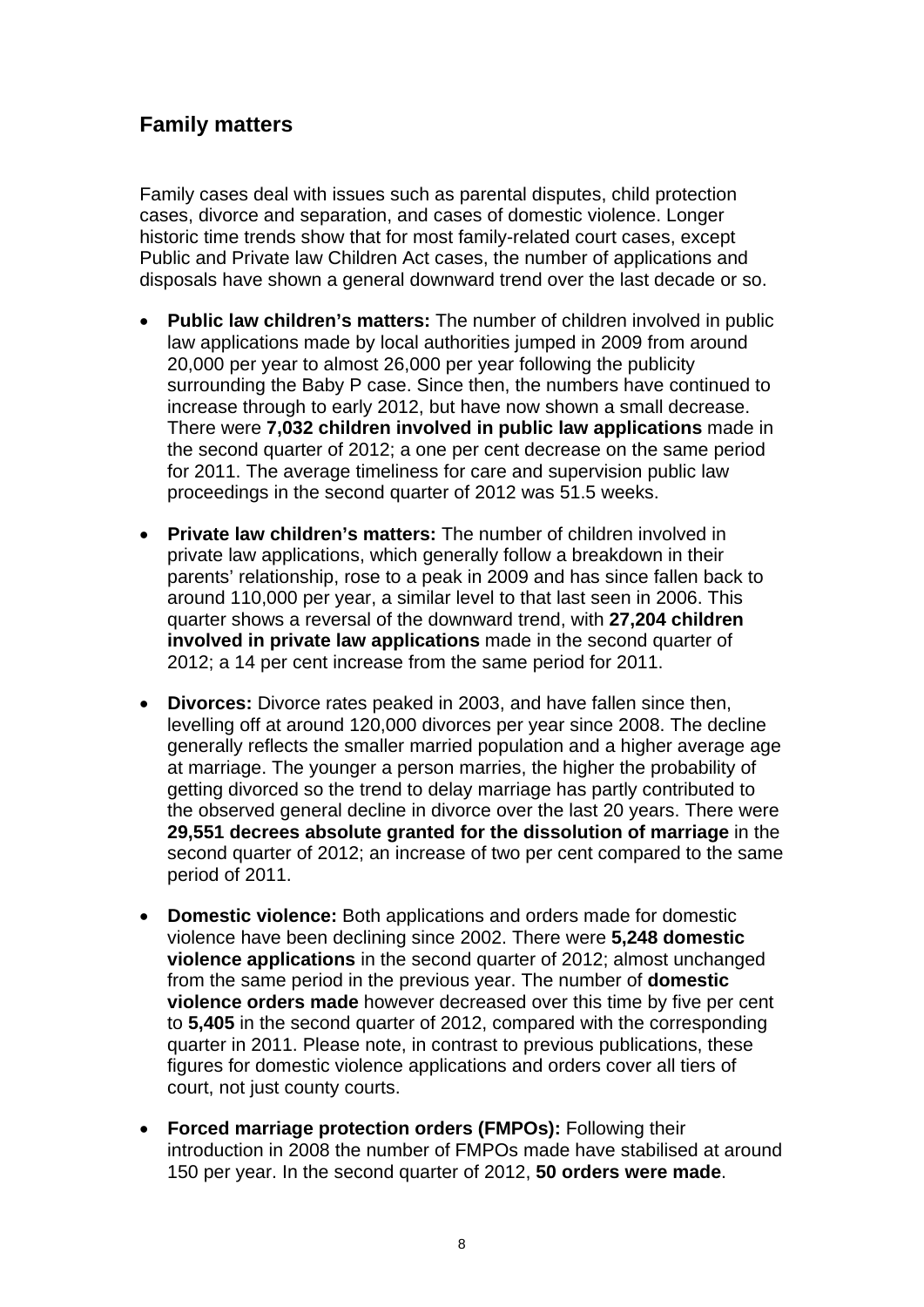## Family matters

Family cases deal with issues such as parental disputes, child protection cases, divorce and separation, and cases of domestic violence. Longer historic time trends show that for most family-related court cases, except Public and Private law Children Act cases, the number of applications and disposals have shown a general downward trend over the last decade or so.

- **Public law children's matters:** The number of children involved in public law applications made by local authorities jumped in 2009 from around 20,000 per year to almost 26,000 per year following the publicity surrounding the Baby P case. Since then, the numbers have continued to increase through to early 2012, but have now shown a small decrease. There were **7,032 children involved in public law applications** made in the second quarter of 2012; a one per cent decrease on the same period for 2011. The average timeliness for care and supervision public law proceedings in the second quarter of 2012 was 51.5 weeks.

- **Private law children's matters:** The number of children involved in private law applications, which generally follow a breakdown in their parents' relationship, rose to a peak in 2009 and has since fallen back to around 110,000 per year, a similar level to that last seen in 2006. This quarter shows a reversal of the downward trend, with **27,204 children involved in private law applications** made in the second quarter of 2012; a 14 per cent increase from the same period for 2011.

- **Divorces:** Divorce rates peaked in 2003, and have fallen since then, levelling off at around 120,000 divorces per year since 2008. The decline generally reflects the smaller married population and a higher average age at marriage. The younger a person marries, the higher the probability of getting divorced so the trend to delay marriage has partly contributed to the observed general decline in divorce over the last 20 years. There were **29,551 decrees absolute granted for the dissolution of marriage** in the second quarter of 2012; an increase of two per cent compared to the same period of 2011.

- **Domestic violence:** Both applications and orders made for domestic violence have been declining since 2002. There were **5,248 domestic violence applications** in the second quarter of 2012; almost unchanged from the same period in the previous year. The number of **domestic violence orders made** however decreased over this time by five per cent to **5,405** in the second quarter of 2012, compared with the corresponding quarter in 2011. Please note, in contrast to previous publications, these figures for domestic violence applications and orders cover all tiers of court, not just county courts.

- **Forced marriage protection orders (FMPOs):** Following their introduction in 2008 the number of FMPOs made have stabilised at around 150 per year. In the second quarter of 2012, **50 orders were made**.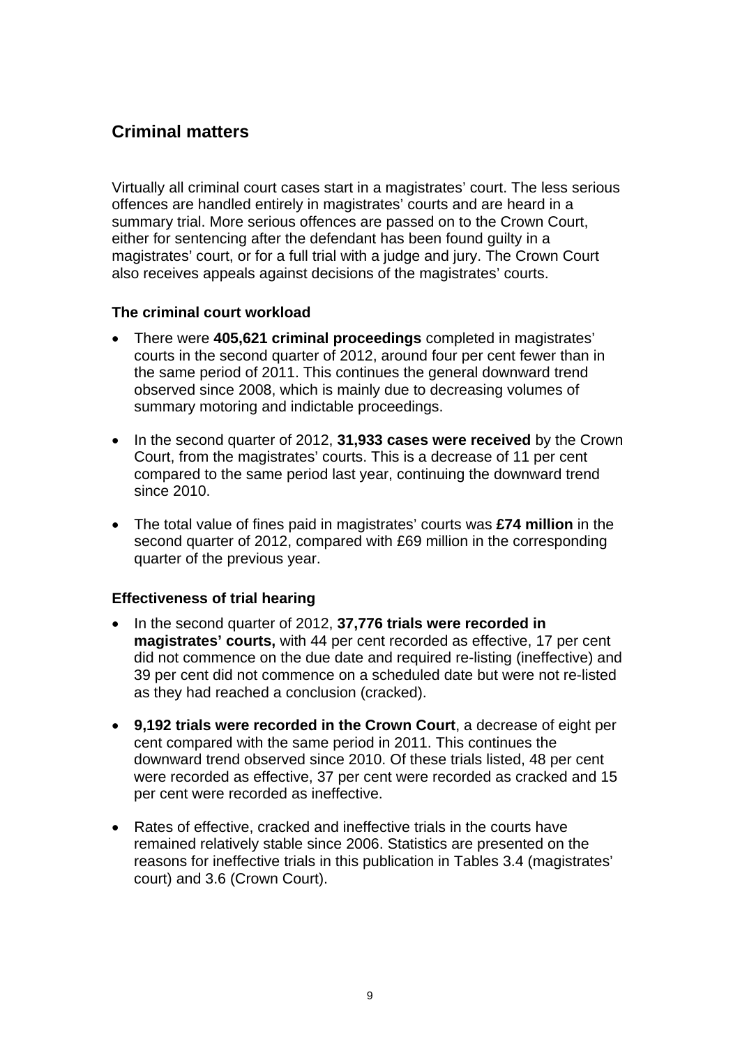## Criminal matters

Virtually all criminal court cases start in a magistrates' court. The less serious offences are handled entirely in magistrates' courts and are heard in a summary trial. More serious offences are passed on to the Crown Court, either for sentencing after the defendant has been found guilty in a magistrates' court, or for a full trial with a judge and jury. The Crown Court also receives appeals against decisions of the magistrates' courts.

### The criminal court workload

- There were **405,621 criminal proceedings** completed in magistrates' courts in the second quarter of 2012, around four per cent fewer than in the same period of 2011. This continues the general downward trend observed since 2008, which is mainly due to decreasing volumes of summary motoring and indictable proceedings.
- In the second quarter of 2012, **31,933 cases were received** by the Crown Court, from the magistrates' courts. This is a decrease of 11 per cent compared to the same period last year, continuing the downward trend since 2010.
- The total value of fines paid in magistrates' courts was **£74 million** in the second quarter of 2012, compared with £69 million in the corresponding quarter of the previous year.

### Effectiveness of trial hearing

- In the second quarter of 2012, **37,776 trials were recorded in magistrates' courts,** with 44 per cent recorded as effective, 17 per cent did not commence on the due date and required re-listing (ineffective) and 39 per cent did not commence on a scheduled date but were not re-listed as they had reached a conclusion (cracked).
- **9,192 trials were recorded in the Crown Court**, a decrease of eight per cent compared with the same period in 2011. This continues the downward trend observed since 2010. Of these trials listed, 48 per cent were recorded as effective, 37 per cent were recorded as cracked and 15 per cent were recorded as ineffective.
- Rates of effective, cracked and ineffective trials in the courts have remained relatively stable since 2006. Statistics are presented on the reasons for ineffective trials in this publication in Tables 3.4 (magistrates' court) and 3.6 (Crown Court).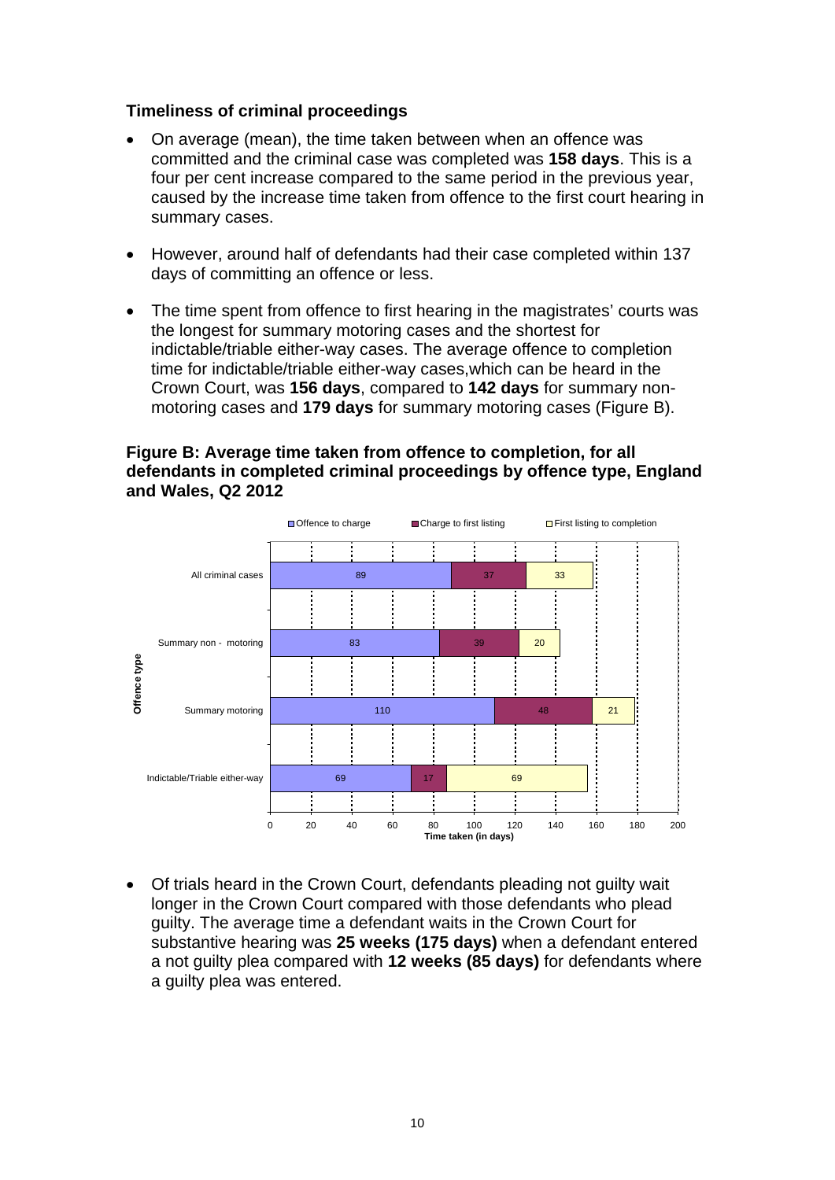### Timeliness of criminal proceedings

- On average (mean), the time taken between when an offence was committed and the criminal case was completed was **158 days**. This is a four per cent increase compared to the same period in the previous year, caused by the increase time taken from offence to the first court hearing in summary cases.
- However, around half of defendants had their case completed within 137 days of committing an offence or less.
- The time spent from offence to first hearing in the magistrates' courts was the longest for summary motoring cases and the shortest for indictable/triable either-way cases. The average offence to completion time for indictable/triable either-way cases,which can be heard in the Crown Court, was **156 days**, compared to **142 days** for summary non-motoring cases and **179 days** for summary motoring cases (Figure B).

**Figure B: Average time taken from offence to completion, for all defendants in completed criminal proceedings by offence type, England and Wales, Q2 2012**

| Offence type | Offence to charge | Charge to first listing | First listing to completion |
|---|---|---|---|
| All criminal cases | 89 | 37 | 33 |
| Summary non - motoring | 83 | 39 | 20 |
| Summary motoring | 110 | 48 | 21 |
| Indictable/Triable either-way | 69 | 17 | 69 |

Time taken (in days)

- Of trials heard in the Crown Court, defendants pleading not guilty wait longer in the Crown Court compared with those defendants who plead guilty. The average time a defendant waits in the Crown Court for substantive hearing was **25 weeks (175 days)** when a defendant entered a not guilty plea compared with **12 weeks (85 days)** for defendants where a guilty plea was entered.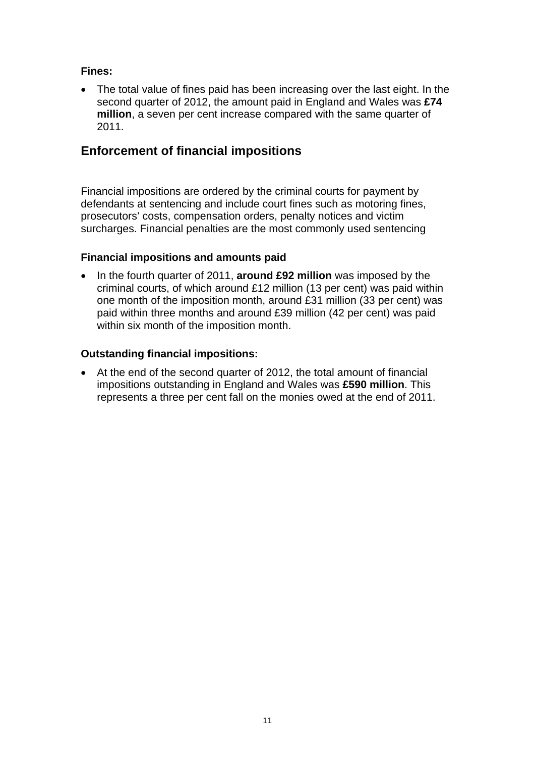**Fines:**

- The total value of fines paid has been increasing over the last eight. In the second quarter of 2012, the amount paid in England and Wales was **£74 million**, a seven per cent increase compared with the same quarter of 2011.

## Enforcement of financial impositions

Financial impositions are ordered by the criminal courts for payment by defendants at sentencing and include court fines such as motoring fines, prosecutors' costs, compensation orders, penalty notices and victim surcharges. Financial penalties are the most commonly used sentencing

**Financial impositions and amounts paid**

- In the fourth quarter of 2011, **around £92 million** was imposed by the criminal courts, of which around £12 million (13 per cent) was paid within one month of the imposition month, around £31 million (33 per cent) was paid within three months and around £39 million (42 per cent) was paid within six month of the imposition month.

**Outstanding financial impositions:**

- At the end of the second quarter of 2012, the total amount of financial impositions outstanding in England and Wales was **£590 million**. This represents a three per cent fall on the monies owed at the end of 2011.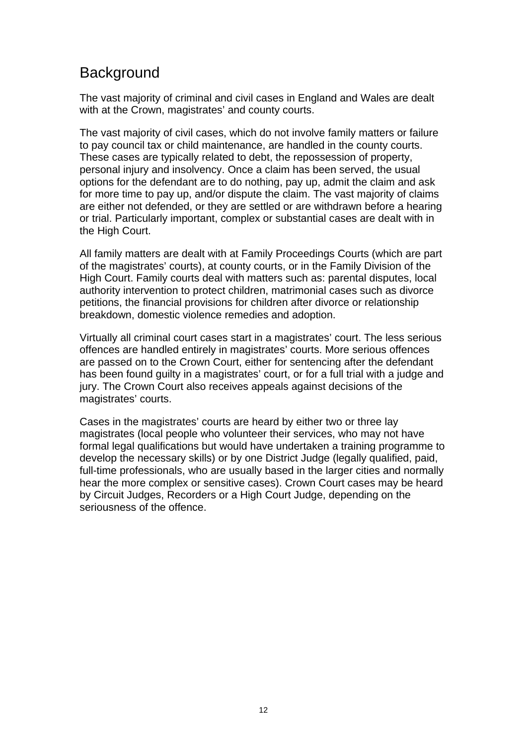## Background

The vast majority of criminal and civil cases in England and Wales are dealt with at the Crown, magistrates' and county courts.

The vast majority of civil cases, which do not involve family matters or failure to pay council tax or child maintenance, are handled in the county courts. These cases are typically related to debt, the repossession of property, personal injury and insolvency. Once a claim has been served, the usual options for the defendant are to do nothing, pay up, admit the claim and ask for more time to pay up, and/or dispute the claim. The vast majority of claims are either not defended, or they are settled or are withdrawn before a hearing or trial. Particularly important, complex or substantial cases are dealt with in the High Court.

All family matters are dealt with at Family Proceedings Courts (which are part of the magistrates' courts), at county courts, or in the Family Division of the High Court. Family courts deal with matters such as: parental disputes, local authority intervention to protect children, matrimonial cases such as divorce petitions, the financial provisions for children after divorce or relationship breakdown, domestic violence remedies and adoption.

Virtually all criminal court cases start in a magistrates' court. The less serious offences are handled entirely in magistrates' courts. More serious offences are passed on to the Crown Court, either for sentencing after the defendant has been found guilty in a magistrates' court, or for a full trial with a judge and jury. The Crown Court also receives appeals against decisions of the magistrates' courts.

Cases in the magistrates' courts are heard by either two or three lay magistrates (local people who volunteer their services, who may not have formal legal qualifications but would have undertaken a training programme to develop the necessary skills) or by one District Judge (legally qualified, paid, full-time professionals, who are usually based in the larger cities and normally hear the more complex or sensitive cases). Crown Court cases may be heard by Circuit Judges, Recorders or a High Court Judge, depending on the seriousness of the offence.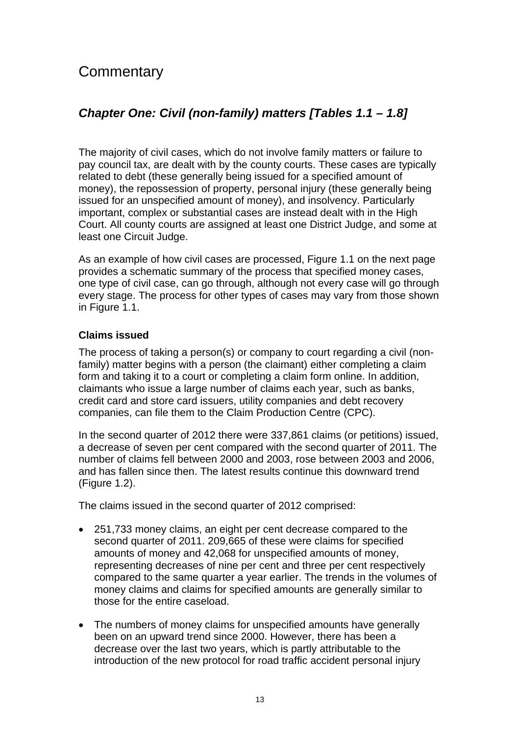# Commentary

## *Chapter One: Civil (non-family) matters [Tables 1.1 – 1.8]*

The majority of civil cases, which do not involve family matters or failure to pay council tax, are dealt with by the county courts. These cases are typically related to debt (these generally being issued for a specified amount of money), the repossession of property, personal injury (these generally being issued for an unspecified amount of money), and insolvency. Particularly important, complex or substantial cases are instead dealt with in the High Court. All county courts are assigned at least one District Judge, and some at least one Circuit Judge.

As an example of how civil cases are processed, Figure 1.1 on the next page provides a schematic summary of the process that specified money cases, one type of civil case, can go through, although not every case will go through every stage. The process for other types of cases may vary from those shown in Figure 1.1.

### Claims issued

The process of taking a person(s) or company to court regarding a civil (non-family) matter begins with a person (the claimant) either completing a claim form and taking it to a court or completing a claim form online. In addition, claimants who issue a large number of claims each year, such as banks, credit card and store card issuers, utility companies and debt recovery companies, can file them to the Claim Production Centre (CPC).

In the second quarter of 2012 there were 337,861 claims (or petitions) issued, a decrease of seven per cent compared with the second quarter of 2011. The number of claims fell between 2000 and 2003, rose between 2003 and 2006, and has fallen since then. The latest results continue this downward trend (Figure 1.2).

The claims issued in the second quarter of 2012 comprised:

- 251,733 money claims, an eight per cent decrease compared to the second quarter of 2011. 209,665 of these were claims for specified amounts of money and 42,068 for unspecified amounts of money, representing decreases of nine per cent and three per cent respectively compared to the same quarter a year earlier. The trends in the volumes of money claims and claims for specified amounts are generally similar to those for the entire caseload.
- The numbers of money claims for unspecified amounts have generally been on an upward trend since 2000. However, there has been a decrease over the last two years, which is partly attributable to the introduction of the new protocol for road traffic accident personal injury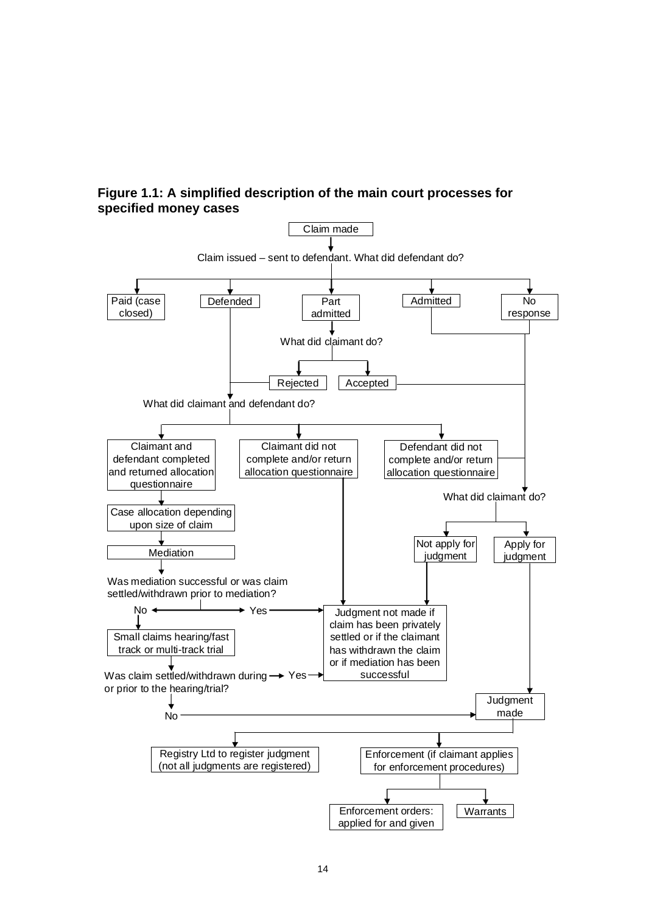**Figure 1.1: A simplified description of the main court processes for specified money cases**

Claim made

Claim issued – sent to defendant. What did defendant do?

- Paid (case closed)
- Defended
- Part admitted
- Admitted
- No response

What did claimant do?

- Rejected
- Accepted

What did claimant and defendant do?

- Claimant and defendant completed and returned allocation questionnaire
- Claimant did not complete and/or return allocation questionnaire
- Defendant did not complete and/or return allocation questionnaire

Case allocation depending upon size of claim

Mediation

Was mediation successful or was claim settled/withdrawn prior to mediation?

No / Yes

Small claims hearing/fast track or multi-track trial

Was claim settled/withdrawn during or prior to the hearing/trial?

Yes / No

What did claimant do?

- Not apply for judgment
- Apply for judgment

Judgment not made if claim has been privately settled or if the claimant has withdrawn the claim or if mediation has been successful

Judgment made

- Registry Ltd to register judgment (not all judgments are registered)
- Enforcement (if claimant applies for enforcement procedures)
  - Enforcement orders: applied for and given
  - Warrants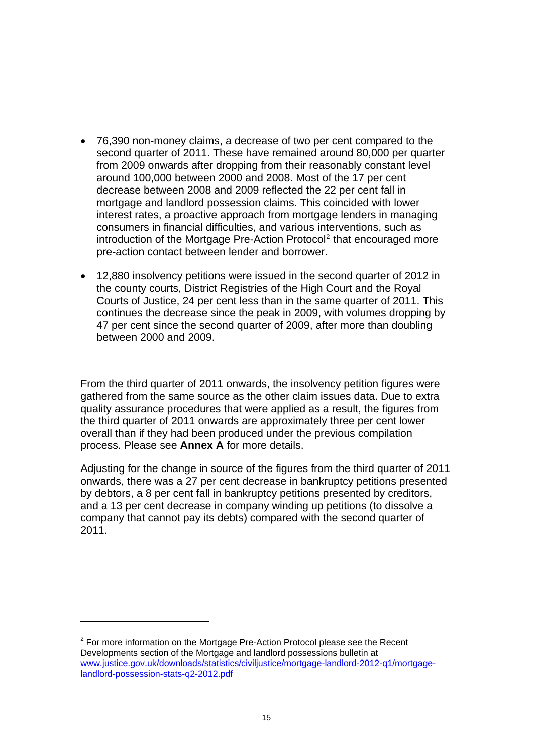- 76,390 non-money claims, a decrease of two per cent compared to the second quarter of 2011. These have remained around 80,000 per quarter from 2009 onwards after dropping from their reasonably constant level around 100,000 between 2000 and 2008. Most of the 17 per cent decrease between 2008 and 2009 reflected the 22 per cent fall in mortgage and landlord possession claims. This coincided with lower interest rates, a proactive approach from mortgage lenders in managing consumers in financial difficulties, and various interventions, such as introduction of the Mortgage Pre-Action Protocol[2] that encouraged more pre-action contact between lender and borrower.

- 12,880 insolvency petitions were issued in the second quarter of 2012 in the county courts, District Registries of the High Court and the Royal Courts of Justice, 24 per cent less than in the same quarter of 2011. This continues the decrease since the peak in 2009, with volumes dropping by 47 per cent since the second quarter of 2009, after more than doubling between 2000 and 2009.

From the third quarter of 2011 onwards, the insolvency petition figures were gathered from the same source as the other claim issues data. Due to extra quality assurance procedures that were applied as a result, the figures from the third quarter of 2011 onwards are approximately three per cent lower overall than if they had been produced under the previous compilation process. Please see **Annex A** for more details.

Adjusting for the change in source of the figures from the third quarter of 2011 onwards, there was a 27 per cent decrease in bankruptcy petitions presented by debtors, a 8 per cent fall in bankruptcy petitions presented by creditors, and a 13 per cent decrease in company winding up petitions (to dissolve a company that cannot pay its debts) compared with the second quarter of 2011.

[2] For more information on the Mortgage Pre-Action Protocol please see the Recent Developments section of the Mortgage and landlord possessions bulletin at www.justice.gov.uk/downloads/statistics/civiljustice/mortgage-landlord-2012-q1/mortgage-landlord-possession-stats-q2-2012.pdf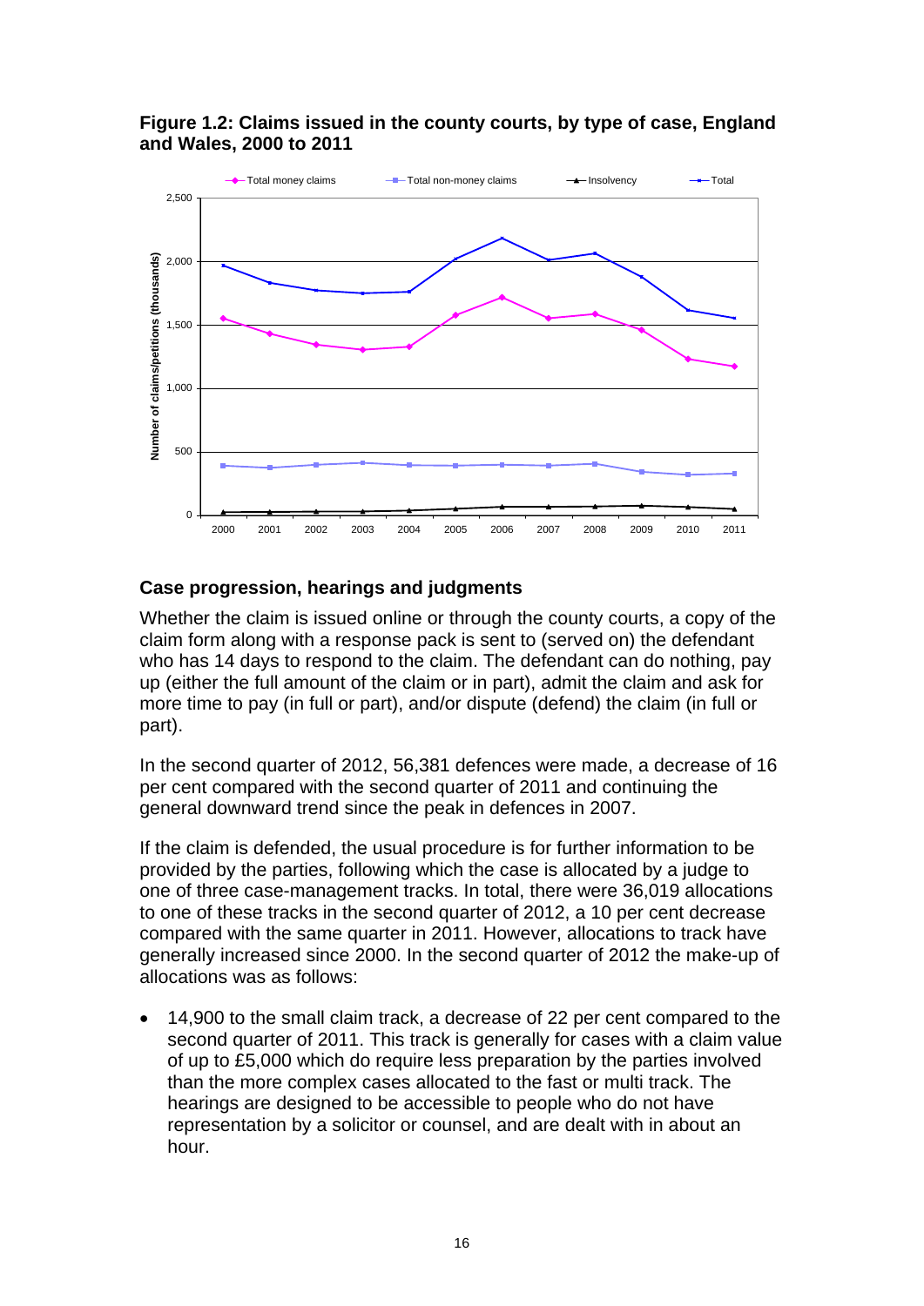**Figure 1.2: Claims issued in the county courts, by type of case, England and Wales, 2000 to 2011**

## Case progression, hearings and judgments

Whether the claim is issued online or through the county courts, a copy of the claim form along with a response pack is sent to (served on) the defendant who has 14 days to respond to the claim. The defendant can do nothing, pay up (either the full amount of the claim or in part), admit the claim and ask for more time to pay (in full or part), and/or dispute (defend) the claim (in full or part).

In the second quarter of 2012, 56,381 defences were made, a decrease of 16 per cent compared with the second quarter of 2011 and continuing the general downward trend since the peak in defences in 2007.

If the claim is defended, the usual procedure is for further information to be provided by the parties, following which the case is allocated by a judge to one of three case-management tracks. In total, there were 36,019 allocations to one of these tracks in the second quarter of 2012, a 10 per cent decrease compared with the same quarter in 2011. However, allocations to track have generally increased since 2000. In the second quarter of 2012 the make-up of allocations was as follows:

- 14,900 to the small claim track, a decrease of 22 per cent compared to the second quarter of 2011. This track is generally for cases with a claim value of up to £5,000 which do require less preparation by the parties involved than the more complex cases allocated to the fast or multi track. The hearings are designed to be accessible to people who do not have representation by a solicitor or counsel, and are dealt with in about an hour.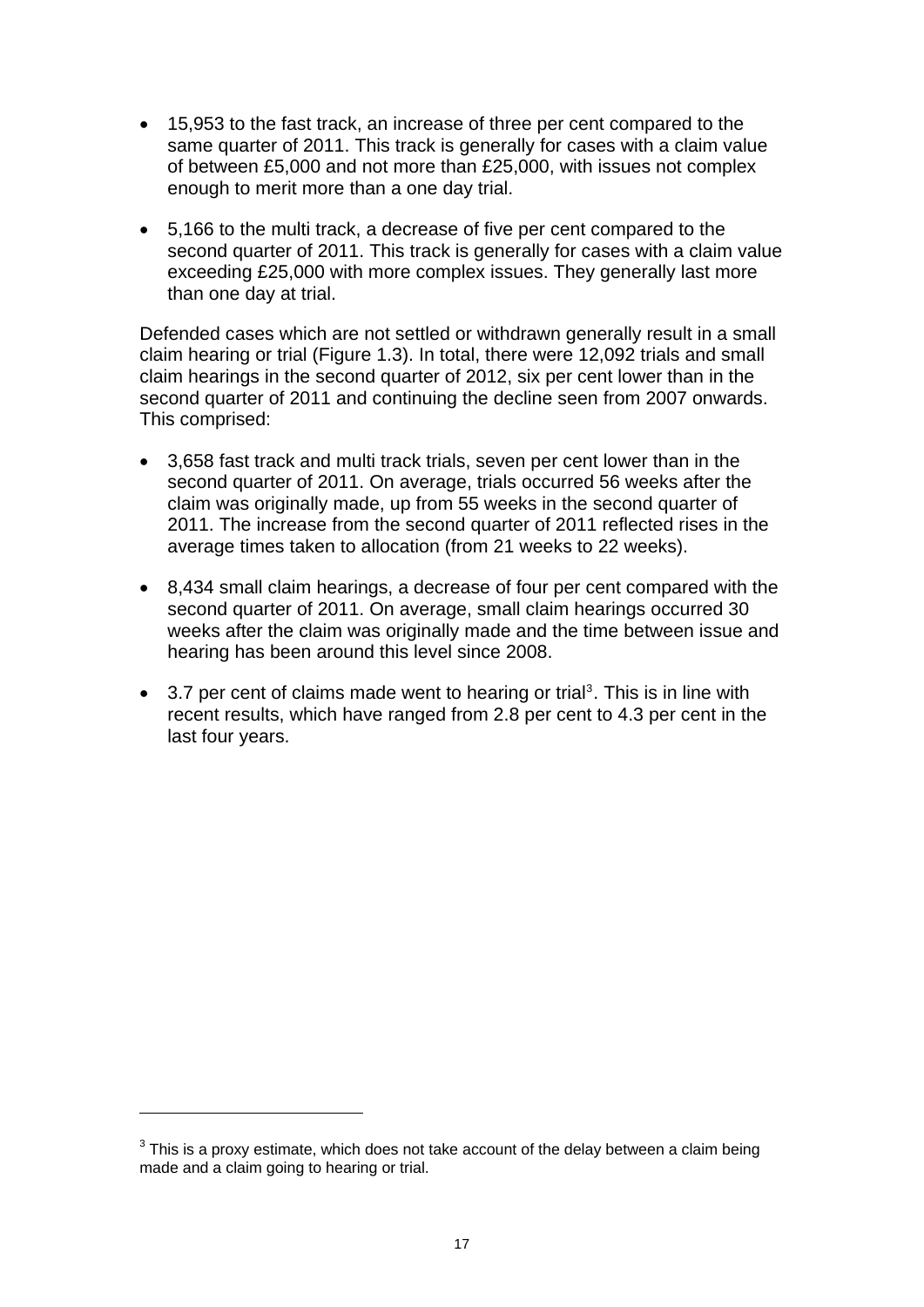- 15,953 to the fast track, an increase of three per cent compared to the same quarter of 2011. This track is generally for cases with a claim value of between £5,000 and not more than £25,000, with issues not complex enough to merit more than a one day trial.

- 5,166 to the multi track, a decrease of five per cent compared to the second quarter of 2011. This track is generally for cases with a claim value exceeding £25,000 with more complex issues. They generally last more than one day at trial.

Defended cases which are not settled or withdrawn generally result in a small claim hearing or trial (Figure 1.3). In total, there were 12,092 trials and small claim hearings in the second quarter of 2012, six per cent lower than in the second quarter of 2011 and continuing the decline seen from 2007 onwards. This comprised:

- 3,658 fast track and multi track trials, seven per cent lower than in the second quarter of 2011. On average, trials occurred 56 weeks after the claim was originally made, up from 55 weeks in the second quarter of 2011. The increase from the second quarter of 2011 reflected rises in the average times taken to allocation (from 21 weeks to 22 weeks).

- 8,434 small claim hearings, a decrease of four per cent compared with the second quarter of 2011. On average, small claim hearings occurred 30 weeks after the claim was originally made and the time between issue and hearing has been around this level since 2008.

- 3.7 per cent of claims made went to hearing or trial[3]. This is in line with recent results, which have ranged from 2.8 per cent to 4.3 per cent in the last four years.

[3] This is a proxy estimate, which does not take account of the delay between a claim being made and a claim going to hearing or trial.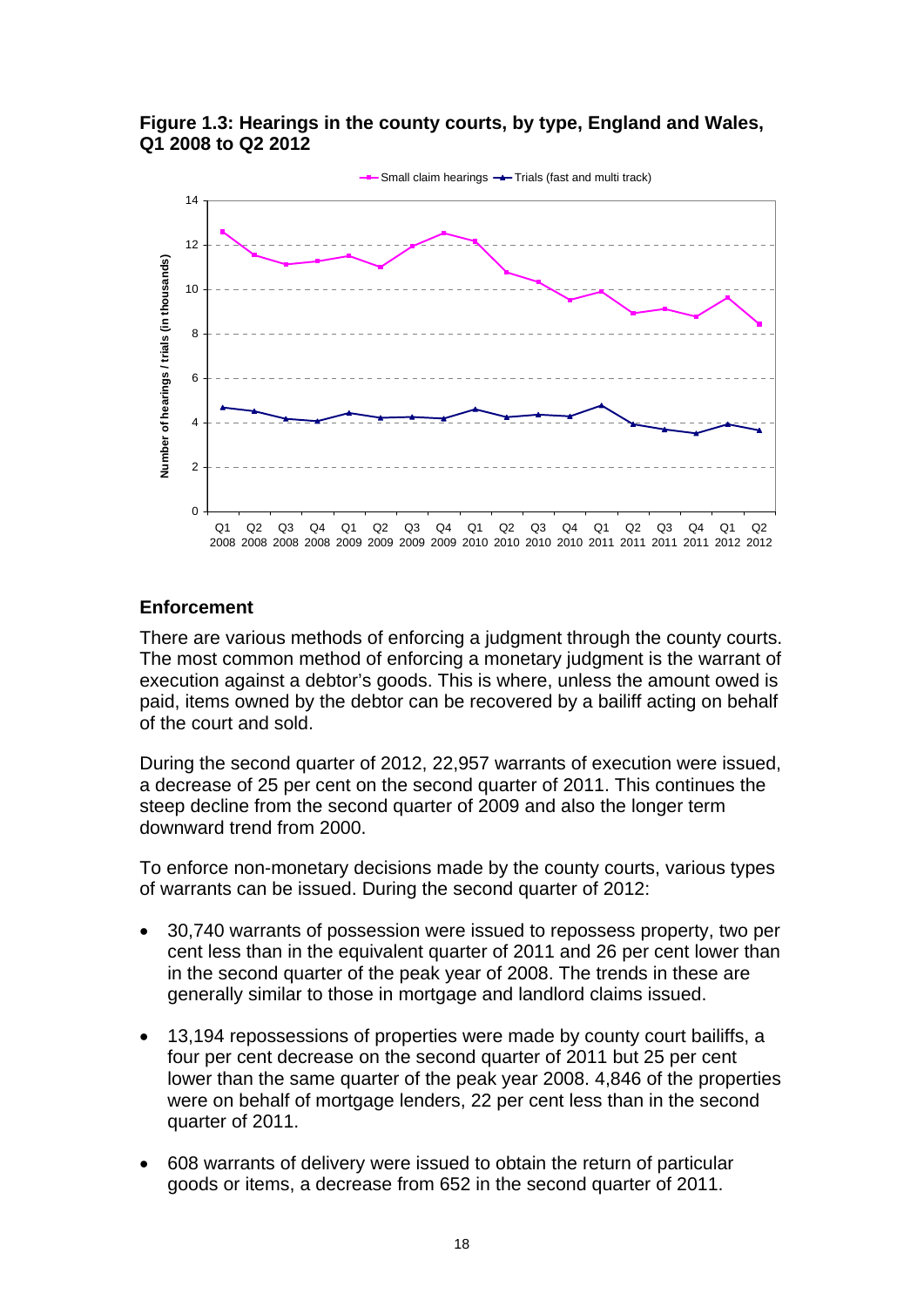**Figure 1.3: Hearings in the county courts, by type, England and Wales, Q1 2008 to Q2 2012**

## Enforcement

There are various methods of enforcing a judgment through the county courts. The most common method of enforcing a monetary judgment is the warrant of execution against a debtor's goods. This is where, unless the amount owed is paid, items owned by the debtor can be recovered by a bailiff acting on behalf of the court and sold.

During the second quarter of 2012, 22,957 warrants of execution were issued, a decrease of 25 per cent on the second quarter of 2011. This continues the steep decline from the second quarter of 2009 and also the longer term downward trend from 2000.

To enforce non-monetary decisions made by the county courts, various types of warrants can be issued. During the second quarter of 2012:

- 30,740 warrants of possession were issued to repossess property, two per cent less than in the equivalent quarter of 2011 and 26 per cent lower than in the second quarter of the peak year of 2008. The trends in these are generally similar to those in mortgage and landlord claims issued.
- 13,194 repossessions of properties were made by county court bailiffs, a four per cent decrease on the second quarter of 2011 but 25 per cent lower than the same quarter of the peak year 2008. 4,846 of the properties were on behalf of mortgage lenders, 22 per cent less than in the second quarter of 2011.
- 608 warrants of delivery were issued to obtain the return of particular goods or items, a decrease from 652 in the second quarter of 2011.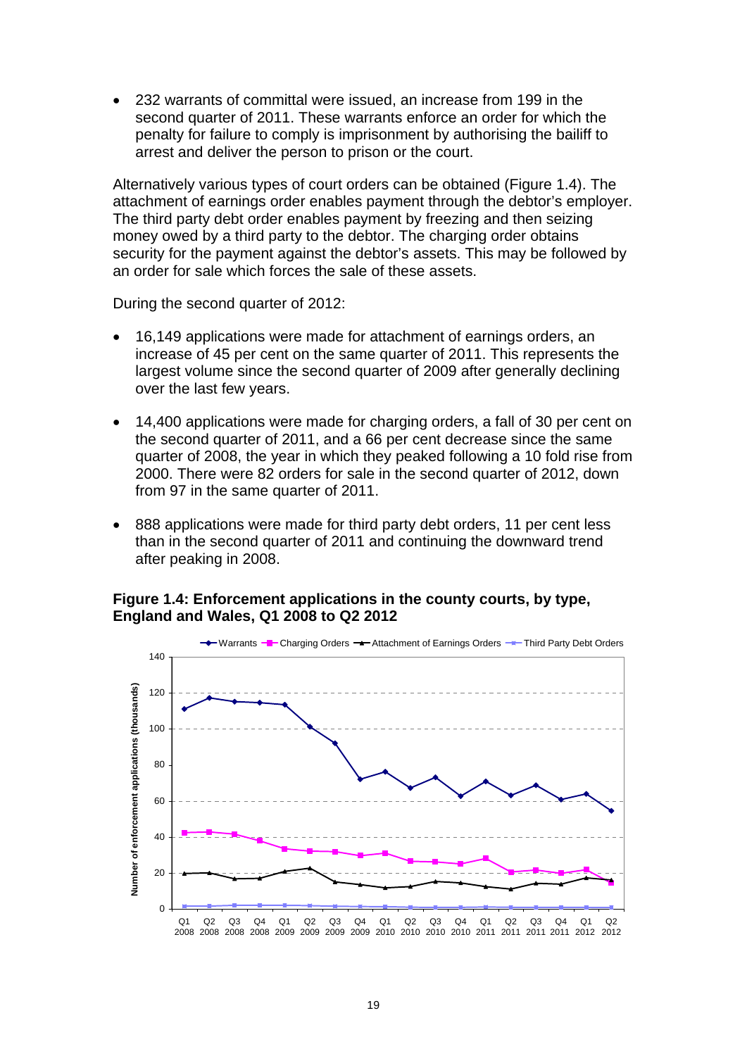- 232 warrants of committal were issued, an increase from 199 in the second quarter of 2011. These warrants enforce an order for which the penalty for failure to comply is imprisonment by authorising the bailiff to arrest and deliver the person to prison or the court.

Alternatively various types of court orders can be obtained (Figure 1.4). The attachment of earnings order enables payment through the debtor's employer. The third party debt order enables payment by freezing and then seizing money owed by a third party to the debtor. The charging order obtains security for the payment against the debtor's assets. This may be followed by an order for sale which forces the sale of these assets.

During the second quarter of 2012:

- 16,149 applications were made for attachment of earnings orders, an increase of 45 per cent on the same quarter of 2011. This represents the largest volume since the second quarter of 2009 after generally declining over the last few years.

- 14,400 applications were made for charging orders, a fall of 30 per cent on the second quarter of 2011, and a 66 per cent decrease since the same quarter of 2008, the year in which they peaked following a 10 fold rise from 2000. There were 82 orders for sale in the second quarter of 2012, down from 97 in the same quarter of 2011.

- 888 applications were made for third party debt orders, 11 per cent less than in the second quarter of 2011 and continuing the downward trend after peaking in 2008.

**Figure 1.4: Enforcement applications in the county courts, by type, England and Wales, Q1 2008 to Q2 2012**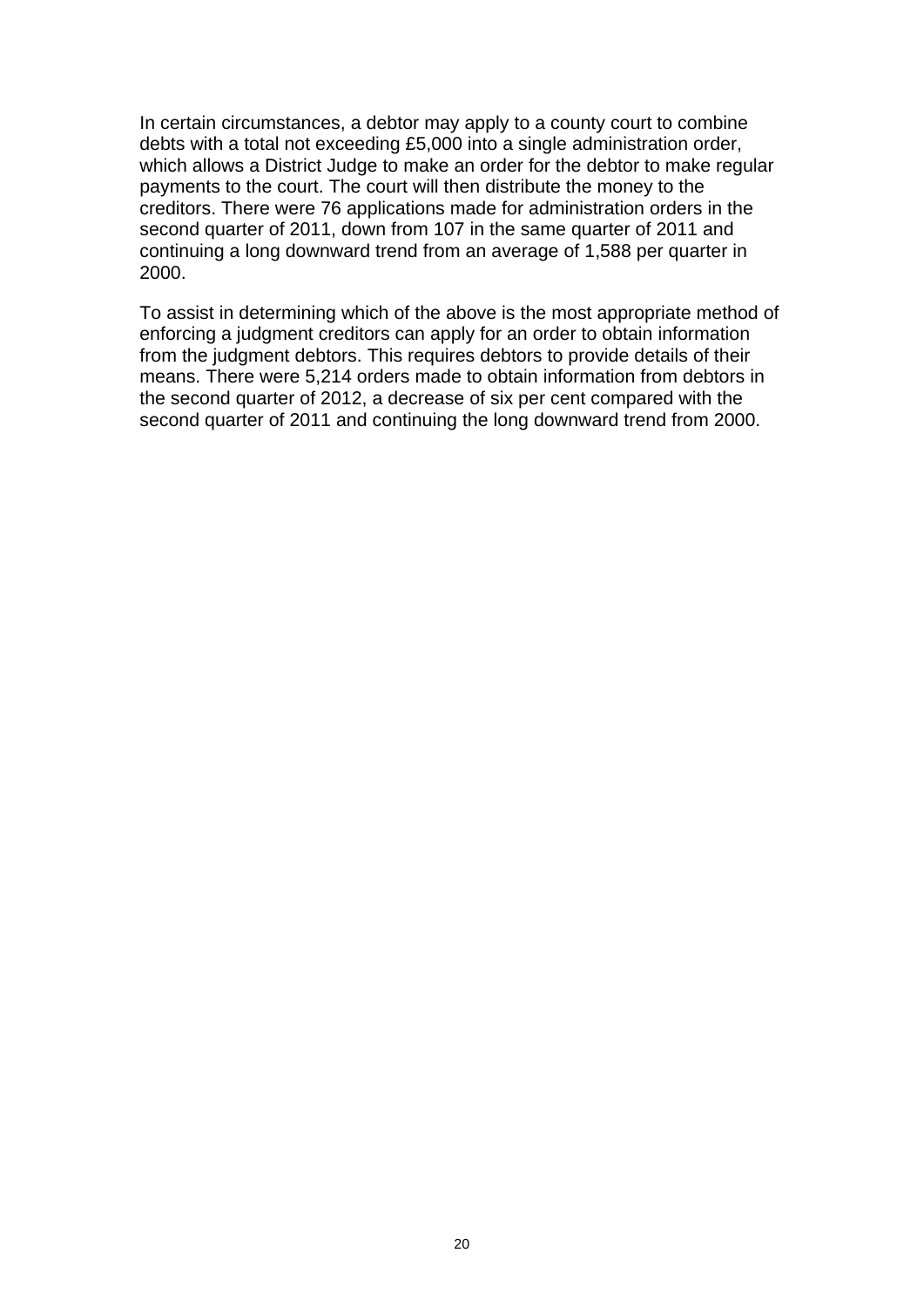In certain circumstances, a debtor may apply to a county court to combine debts with a total not exceeding £5,000 into a single administration order, which allows a District Judge to make an order for the debtor to make regular payments to the court. The court will then distribute the money to the creditors. There were 76 applications made for administration orders in the second quarter of 2011, down from 107 in the same quarter of 2011 and continuing a long downward trend from an average of 1,588 per quarter in 2000.

To assist in determining which of the above is the most appropriate method of enforcing a judgment creditors can apply for an order to obtain information from the judgment debtors. This requires debtors to provide details of their means. There were 5,214 orders made to obtain information from debtors in the second quarter of 2012, a decrease of six per cent compared with the second quarter of 2011 and continuing the long downward trend from 2000.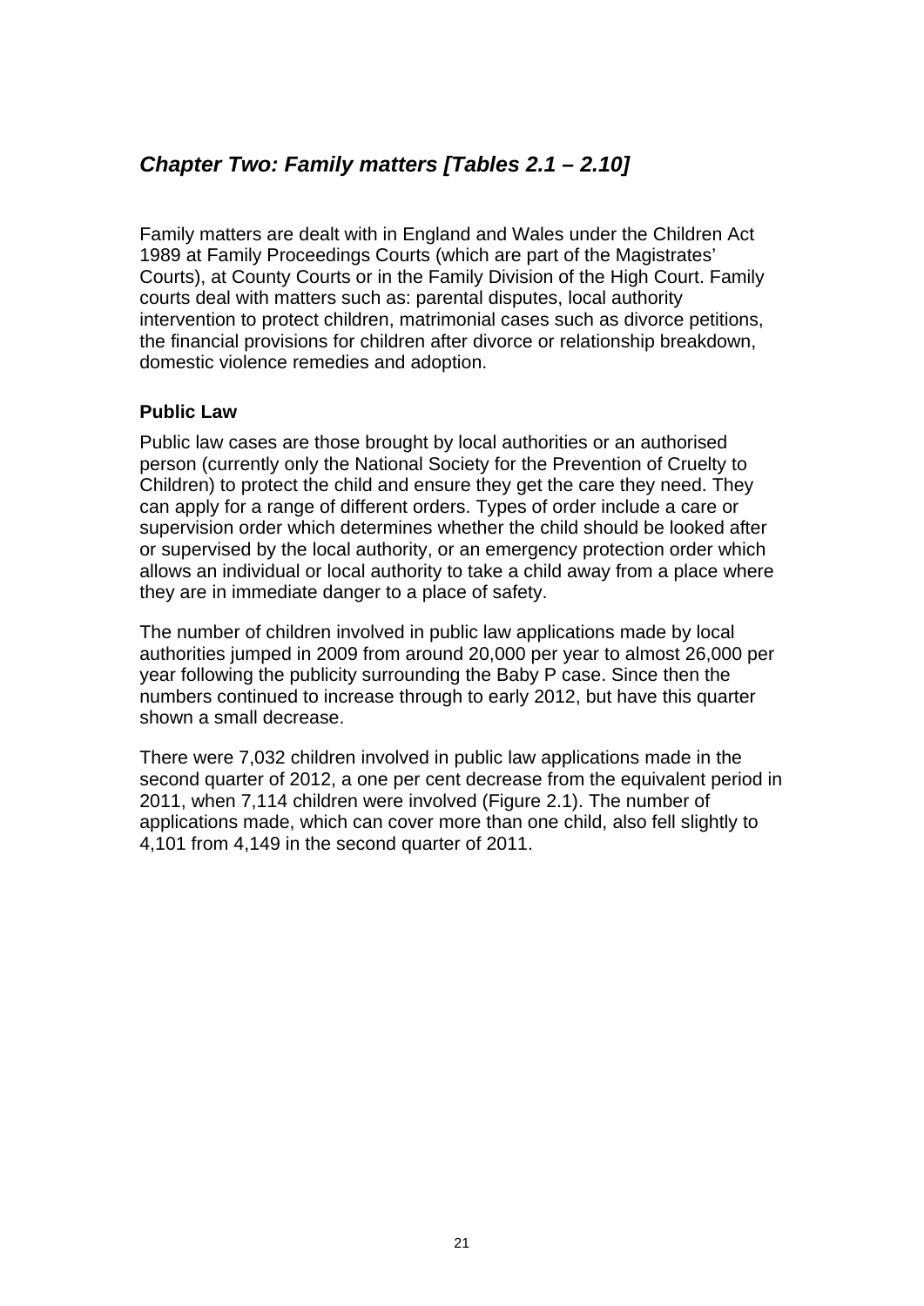## *Chapter Two: Family matters [Tables 2.1 – 2.10]*

Family matters are dealt with in England and Wales under the Children Act 1989 at Family Proceedings Courts (which are part of the Magistrates' Courts), at County Courts or in the Family Division of the High Court. Family courts deal with matters such as: parental disputes, local authority intervention to protect children, matrimonial cases such as divorce petitions, the financial provisions for children after divorce or relationship breakdown, domestic violence remedies and adoption.

### Public Law

Public law cases are those brought by local authorities or an authorised person (currently only the National Society for the Prevention of Cruelty to Children) to protect the child and ensure they get the care they need. They can apply for a range of different orders. Types of order include a care or supervision order which determines whether the child should be looked after or supervised by the local authority, or an emergency protection order which allows an individual or local authority to take a child away from a place where they are in immediate danger to a place of safety.

The number of children involved in public law applications made by local authorities jumped in 2009 from around 20,000 per year to almost 26,000 per year following the publicity surrounding the Baby P case. Since then the numbers continued to increase through to early 2012, but have this quarter shown a small decrease.

There were 7,032 children involved in public law applications made in the second quarter of 2012, a one per cent decrease from the equivalent period in 2011, when 7,114 children were involved (Figure 2.1). The number of applications made, which can cover more than one child, also fell slightly to 4,101 from 4,149 in the second quarter of 2011.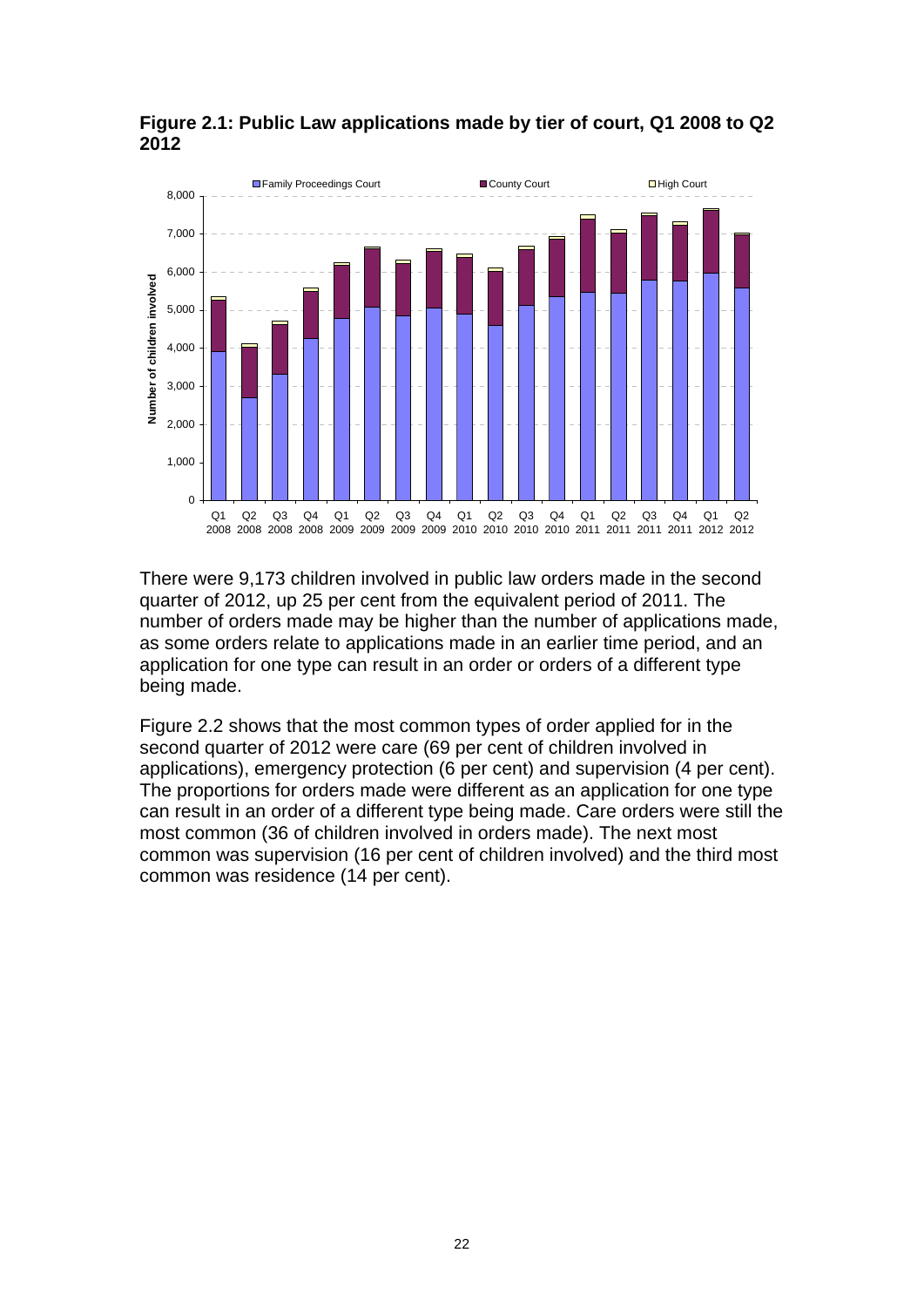**Figure 2.1: Public Law applications made by tier of court, Q1 2008 to Q2 2012**

There were 9,173 children involved in public law orders made in the second quarter of 2012, up 25 per cent from the equivalent period of 2011. The number of orders made may be higher than the number of applications made, as some orders relate to applications made in an earlier time period, and an application for one type can result in an order or orders of a different type being made.

Figure 2.2 shows that the most common types of order applied for in the second quarter of 2012 were care (69 per cent of children involved in applications), emergency protection (6 per cent) and supervision (4 per cent). The proportions for orders made were different as an application for one type can result in an order of a different type being made. Care orders were still the most common (36 of children involved in orders made). The next most common was supervision (16 per cent of children involved) and the third most common was residence (14 per cent).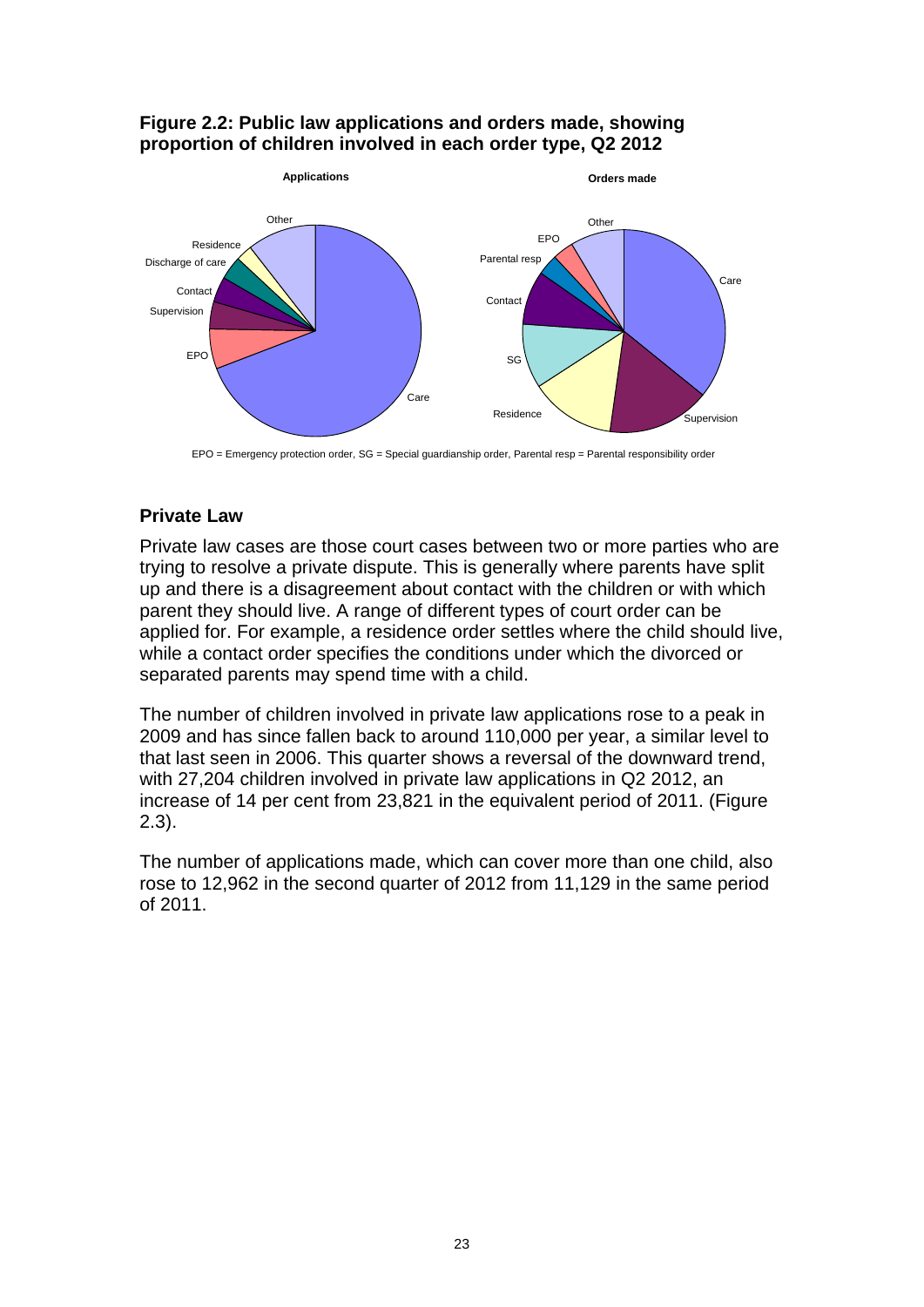**Figure 2.2: Public law applications and orders made, showing proportion of children involved in each order type, Q2 2012**

EPO = Emergency protection order, SG = Special guardianship order, Parental resp = Parental responsibility order

## Private Law

Private law cases are those court cases between two or more parties who are trying to resolve a private dispute. This is generally where parents have split up and there is a disagreement about contact with the children or with which parent they should live. A range of different types of court order can be applied for. For example, a residence order settles where the child should live, while a contact order specifies the conditions under which the divorced or separated parents may spend time with a child.

The number of children involved in private law applications rose to a peak in 2009 and has since fallen back to around 110,000 per year, a similar level to that last seen in 2006. This quarter shows a reversal of the downward trend, with 27,204 children involved in private law applications in Q2 2012, an increase of 14 per cent from 23,821 in the equivalent period of 2011. (Figure 2.3).

The number of applications made, which can cover more than one child, also rose to 12,962 in the second quarter of 2012 from 11,129 in the same period of 2011.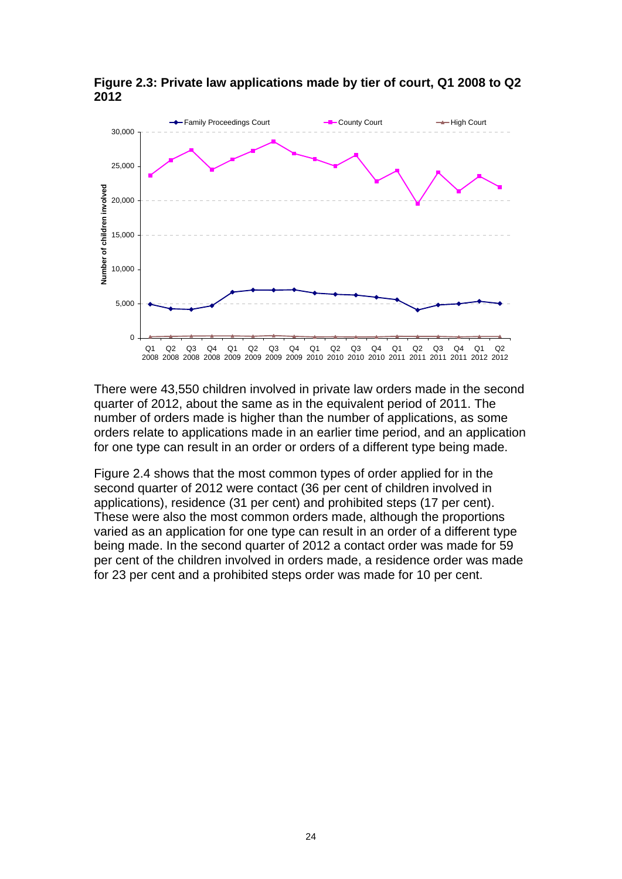**Figure 2.3: Private law applications made by tier of court, Q1 2008 to Q2 2012**

There were 43,550 children involved in private law orders made in the second quarter of 2012, about the same as in the equivalent period of 2011. The number of orders made is higher than the number of applications, as some orders relate to applications made in an earlier time period, and an application for one type can result in an order or orders of a different type being made.

Figure 2.4 shows that the most common types of order applied for in the second quarter of 2012 were contact (36 per cent of children involved in applications), residence (31 per cent) and prohibited steps (17 per cent). These were also the most common orders made, although the proportions varied as an application for one type can result in an order of a different type being made. In the second quarter of 2012 a contact order was made for 59 per cent of the children involved in orders made, a residence order was made for 23 per cent and a prohibited steps order was made for 10 per cent.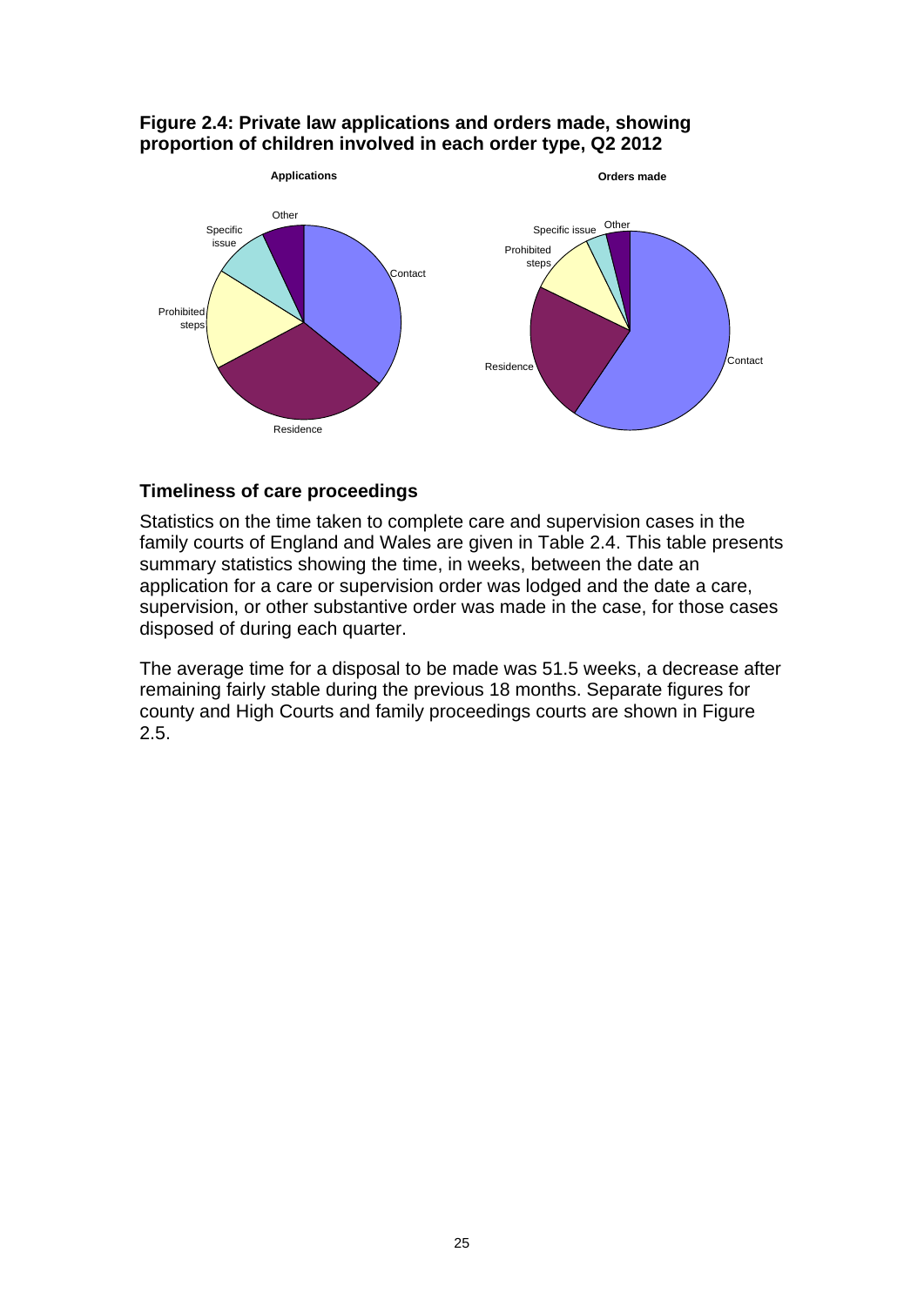**Figure 2.4: Private law applications and orders made, showing proportion of children involved in each order type, Q2 2012**

Applications

Contact

Residence

Prohibited steps

Specific issue

Other

Orders made

Contact

Residence

Prohibited steps

Specific issue

Other

### Timeliness of care proceedings

Statistics on the time taken to complete care and supervision cases in the family courts of England and Wales are given in Table 2.4. This table presents summary statistics showing the time, in weeks, between the date an application for a care or supervision order was lodged and the date a care, supervision, or other substantive order was made in the case, for those cases disposed of during each quarter.

The average time for a disposal to be made was 51.5 weeks, a decrease after remaining fairly stable during the previous 18 months. Separate figures for county and High Courts and family proceedings courts are shown in Figure 2.5.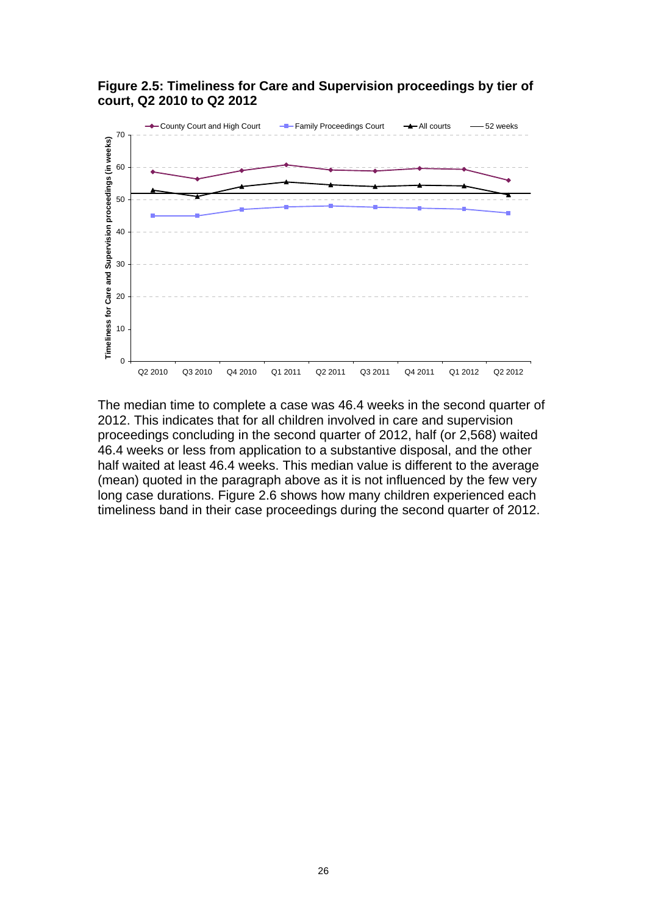**Figure 2.5: Timeliness for Care and Supervision proceedings by tier of court, Q2 2010 to Q2 2012**

The median time to complete a case was 46.4 weeks in the second quarter of 2012. This indicates that for all children involved in care and supervision proceedings concluding in the second quarter of 2012, half (or 2,568) waited 46.4 weeks or less from application to a substantive disposal, and the other half waited at least 46.4 weeks. This median value is different to the average (mean) quoted in the paragraph above as it is not influenced by the few very long case durations. Figure 2.6 shows how many children experienced each timeliness band in their case proceedings during the second quarter of 2012.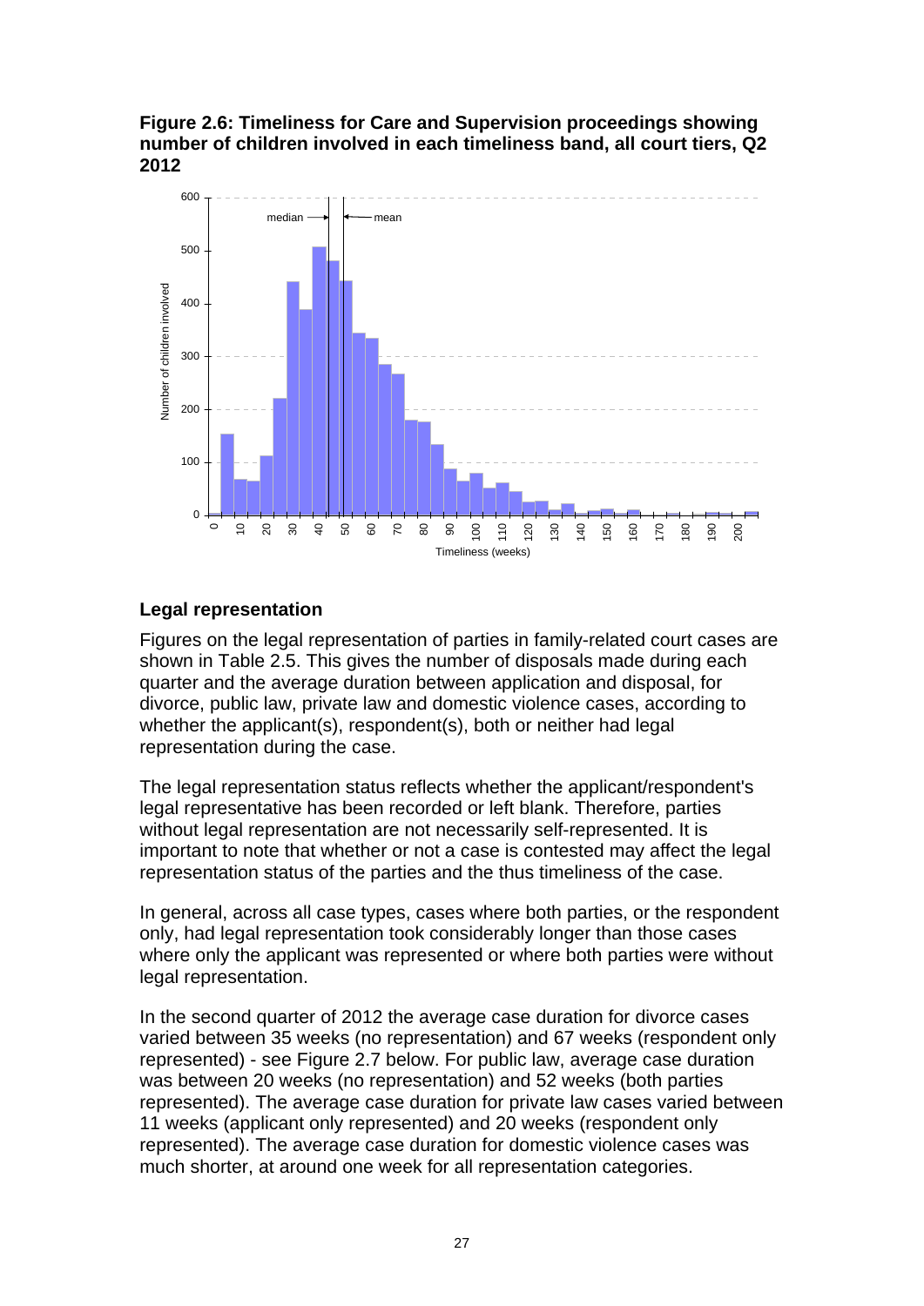**Figure 2.6: Timeliness for Care and Supervision proceedings showing number of children involved in each timeliness band, all court tiers, Q2 2012**

## Legal representation

Figures on the legal representation of parties in family-related court cases are shown in Table 2.5. This gives the number of disposals made during each quarter and the average duration between application and disposal, for divorce, public law, private law and domestic violence cases, according to whether the applicant(s), respondent(s), both or neither had legal representation during the case.

The legal representation status reflects whether the applicant/respondent's legal representative has been recorded or left blank. Therefore, parties without legal representation are not necessarily self-represented. It is important to note that whether or not a case is contested may affect the legal representation status of the parties and the thus timeliness of the case.

In general, across all case types, cases where both parties, or the respondent only, had legal representation took considerably longer than those cases where only the applicant was represented or where both parties were without legal representation.

In the second quarter of 2012 the average case duration for divorce cases varied between 35 weeks (no representation) and 67 weeks (respondent only represented) - see Figure 2.7 below. For public law, average case duration was between 20 weeks (no representation) and 52 weeks (both parties represented). The average case duration for private law cases varied between 11 weeks (applicant only represented) and 20 weeks (respondent only represented). The average case duration for domestic violence cases was much shorter, at around one week for all representation categories.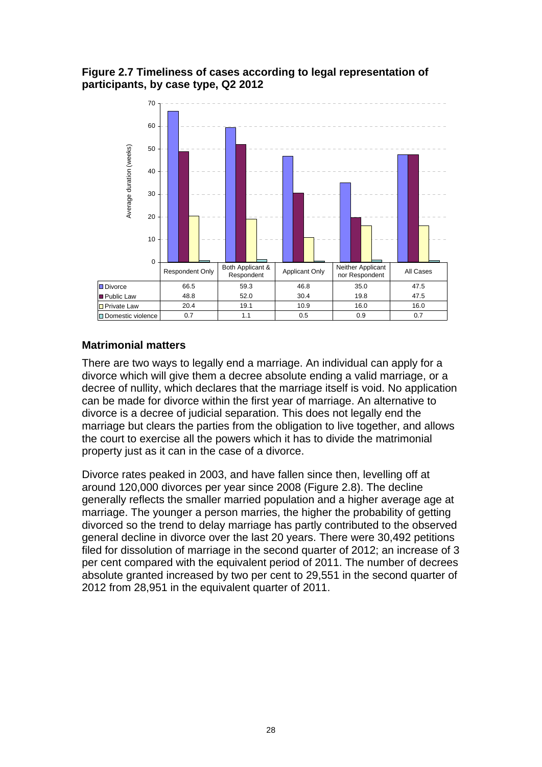**Figure 2.7 Timeliness of cases according to legal representation of participants, by case type, Q2 2012**

| | Respondent Only | Both Applicant & Respondent | Applicant Only | Neither Applicant nor Respondent | All Cases |
|---|---|---|---|---|---|
| Divorce | 66.5 | 59.3 | 46.8 | 35.0 | 47.5 |
| Public Law | 48.8 | 52.0 | 30.4 | 19.8 | 47.5 |
| Private Law | 20.4 | 19.1 | 10.9 | 16.0 | 16.0 |
| Domestic violence | 0.7 | 1.1 | 0.5 | 0.9 | 0.7 |

## Matrimonial matters

There are two ways to legally end a marriage. An individual can apply for a divorce which will give them a decree absolute ending a valid marriage, or a decree of nullity, which declares that the marriage itself is void. No application can be made for divorce within the first year of marriage. An alternative to divorce is a decree of judicial separation. This does not legally end the marriage but clears the parties from the obligation to live together, and allows the court to exercise all the powers which it has to divide the matrimonial property just as it can in the case of a divorce.

Divorce rates peaked in 2003, and have fallen since then, levelling off at around 120,000 divorces per year since 2008 (Figure 2.8). The decline generally reflects the smaller married population and a higher average age at marriage. The younger a person marries, the higher the probability of getting divorced so the trend to delay marriage has partly contributed to the observed general decline in divorce over the last 20 years. There were 30,492 petitions filed for dissolution of marriage in the second quarter of 2012; an increase of 3 per cent compared with the equivalent period of 2011. The number of decrees absolute granted increased by two per cent to 29,551 in the second quarter of 2012 from 28,951 in the equivalent quarter of 2011.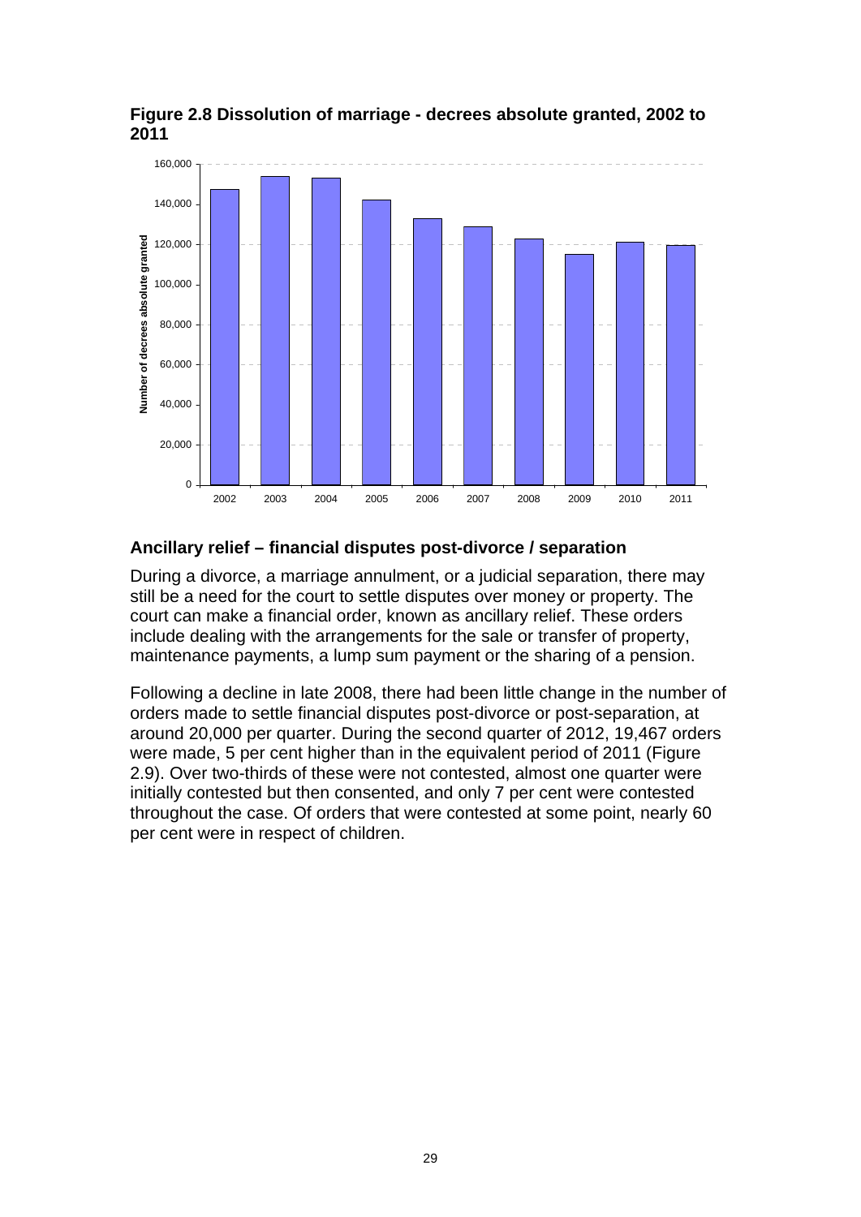**Figure 2.8 Dissolution of marriage - decrees absolute granted, 2002 to 2011**

## Ancillary relief – financial disputes post-divorce / separation

During a divorce, a marriage annulment, or a judicial separation, there may still be a need for the court to settle disputes over money or property. The court can make a financial order, known as ancillary relief. These orders include dealing with the arrangements for the sale or transfer of property, maintenance payments, a lump sum payment or the sharing of a pension.

Following a decline in late 2008, there had been little change in the number of orders made to settle financial disputes post-divorce or post-separation, at around 20,000 per quarter. During the second quarter of 2012, 19,467 orders were made, 5 per cent higher than in the equivalent period of 2011 (Figure 2.9). Over two-thirds of these were not contested, almost one quarter were initially contested but then consented, and only 7 per cent were contested throughout the case. Of orders that were contested at some point, nearly 60 per cent were in respect of children.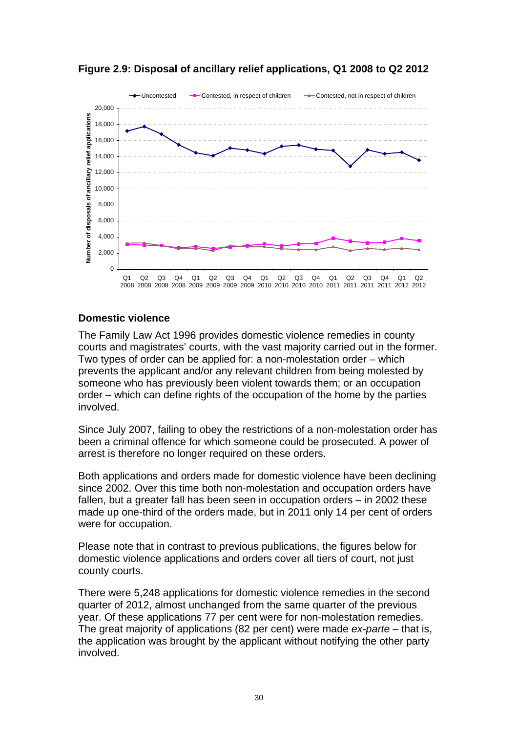**Figure 2.9: Disposal of ancillary relief applications, Q1 2008 to Q2 2012**

### Domestic violence

The Family Law Act 1996 provides domestic violence remedies in county courts and magistrates' courts, with the vast majority carried out in the former. Two types of order can be applied for: a non-molestation order – which prevents the applicant and/or any relevant children from being molested by someone who has previously been violent towards them; or an occupation order – which can define rights of the occupation of the home by the parties involved.

Since July 2007, failing to obey the restrictions of a non-molestation order has been a criminal offence for which someone could be prosecuted. A power of arrest is therefore no longer required on these orders.

Both applications and orders made for domestic violence have been declining since 2002. Over this time both non-molestation and occupation orders have fallen, but a greater fall has been seen in occupation orders – in 2002 these made up one-third of the orders made, but in 2011 only 14 per cent of orders were for occupation.

Please note that in contrast to previous publications, the figures below for domestic violence applications and orders cover all tiers of court, not just county courts.

There were 5,248 applications for domestic violence remedies in the second quarter of 2012, almost unchanged from the same quarter of the previous year. Of these applications 77 per cent were for non-molestation remedies. The great majority of applications (82 per cent) were made *ex-parte* – that is, the application was brought by the applicant without notifying the other party involved.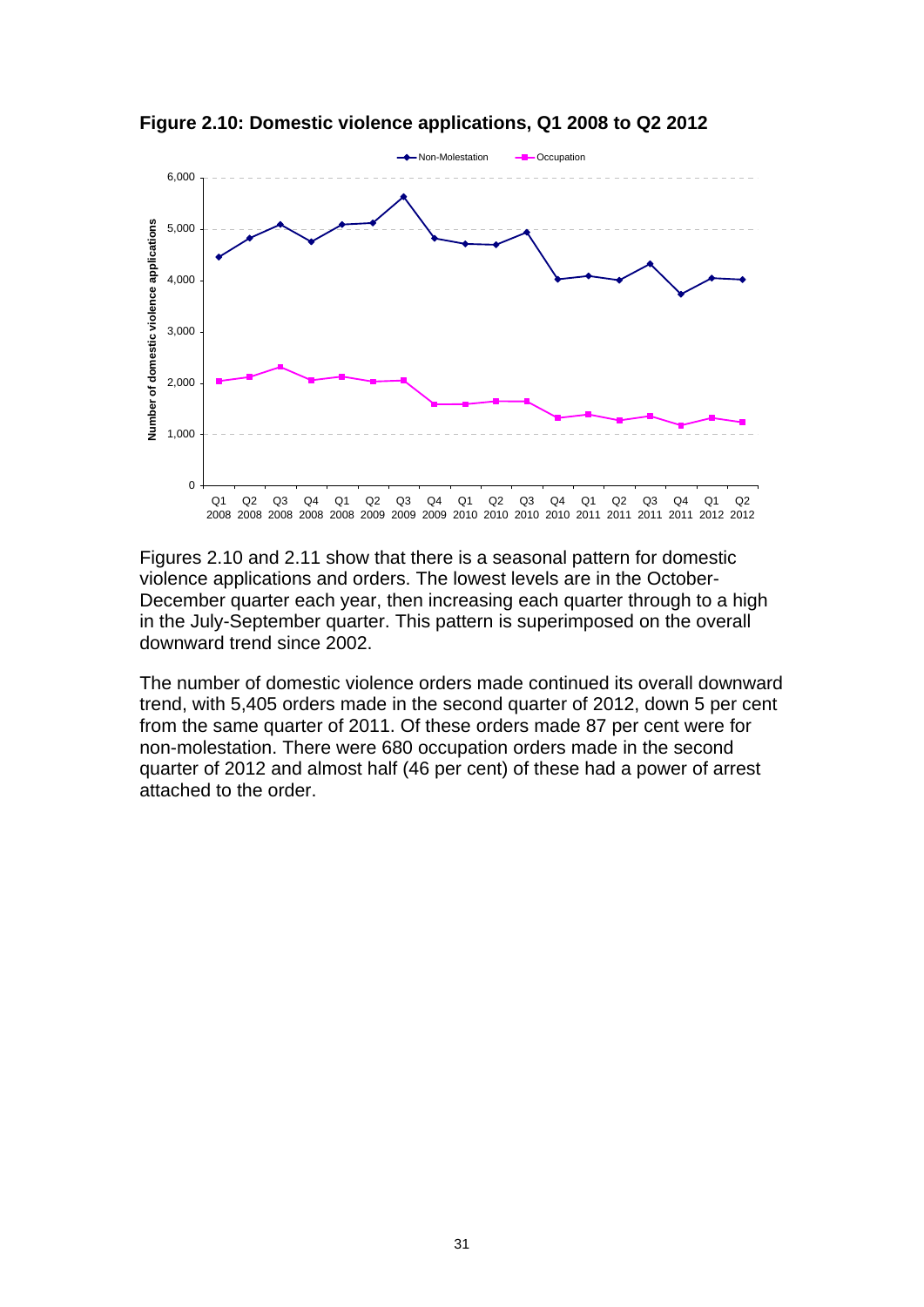**Figure 2.10: Domestic violence applications, Q1 2008 to Q2 2012**

Figures 2.10 and 2.11 show that there is a seasonal pattern for domestic violence applications and orders. The lowest levels are in the October-December quarter each year, then increasing each quarter through to a high in the July-September quarter. This pattern is superimposed on the overall downward trend since 2002.

The number of domestic violence orders made continued its overall downward trend, with 5,405 orders made in the second quarter of 2012, down 5 per cent from the same quarter of 2011. Of these orders made 87 per cent were for non-molestation. There were 680 occupation orders made in the second quarter of 2012 and almost half (46 per cent) of these had a power of arrest attached to the order.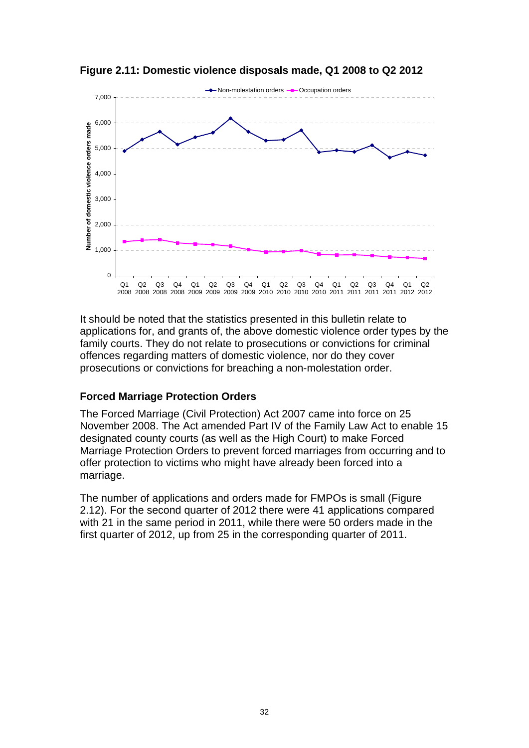**Figure 2.11: Domestic violence disposals made, Q1 2008 to Q2 2012**

It should be noted that the statistics presented in this bulletin relate to applications for, and grants of, the above domestic violence order types by the family courts. They do not relate to prosecutions or convictions for criminal offences regarding matters of domestic violence, nor do they cover prosecutions or convictions for breaching a non-molestation order.

## Forced Marriage Protection Orders

The Forced Marriage (Civil Protection) Act 2007 came into force on 25 November 2008. The Act amended Part IV of the Family Law Act to enable 15 designated county courts (as well as the High Court) to make Forced Marriage Protection Orders to prevent forced marriages from occurring and to offer protection to victims who might have already been forced into a marriage.

The number of applications and orders made for FMPOs is small (Figure 2.12). For the second quarter of 2012 there were 41 applications compared with 21 in the same period in 2011, while there were 50 orders made in the first quarter of 2012, up from 25 in the corresponding quarter of 2011.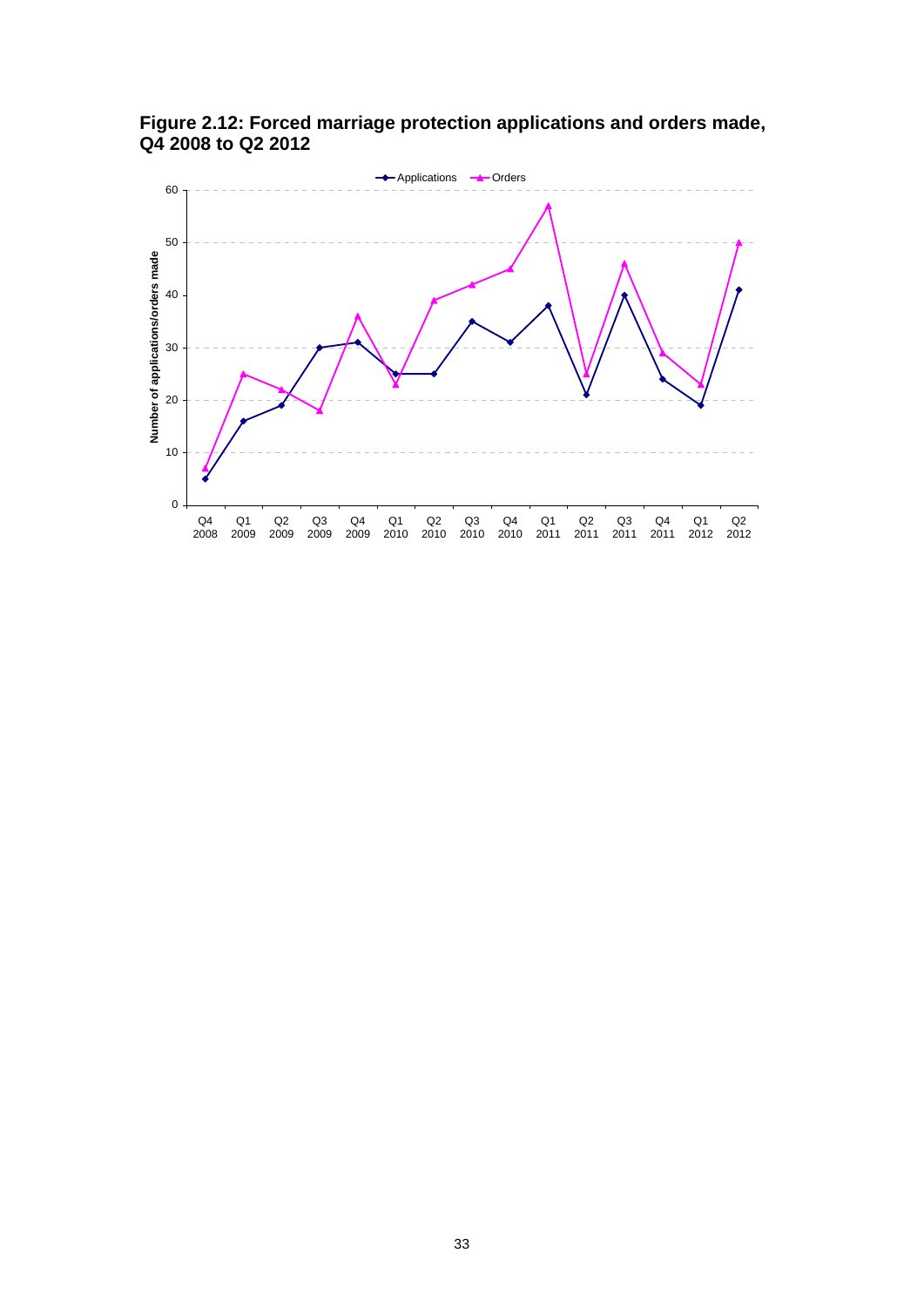**Figure 2.12: Forced marriage protection applications and orders made, Q4 2008 to Q2 2012**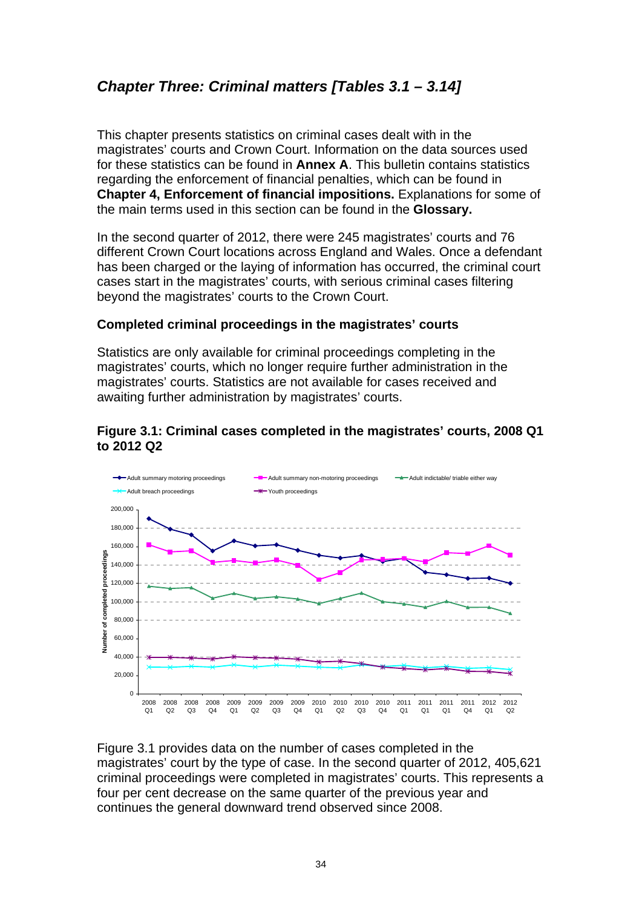## *Chapter Three: Criminal matters [Tables 3.1 – 3.14]*

This chapter presents statistics on criminal cases dealt with in the magistrates' courts and Crown Court. Information on the data sources used for these statistics can be found in **Annex A**. This bulletin contains statistics regarding the enforcement of financial penalties, which can be found in **Chapter 4, Enforcement of financial impositions.** Explanations for some of the main terms used in this section can be found in the **Glossary.**

In the second quarter of 2012, there were 245 magistrates' courts and 76 different Crown Court locations across England and Wales. Once a defendant has been charged or the laying of information has occurred, the criminal court cases start in the magistrates' courts, with serious criminal cases filtering beyond the magistrates' courts to the Crown Court.

### Completed criminal proceedings in the magistrates' courts

Statistics are only available for criminal proceedings completing in the magistrates' courts, which no longer require further administration in the magistrates' courts. Statistics are not available for cases received and awaiting further administration by magistrates' courts.

**Figure 3.1: Criminal cases completed in the magistrates' courts, 2008 Q1 to 2012 Q2**

Figure 3.1 provides data on the number of cases completed in the magistrates' court by the type of case. In the second quarter of 2012, 405,621 criminal proceedings were completed in magistrates' courts. This represents a four per cent decrease on the same quarter of the previous year and continues the general downward trend observed since 2008.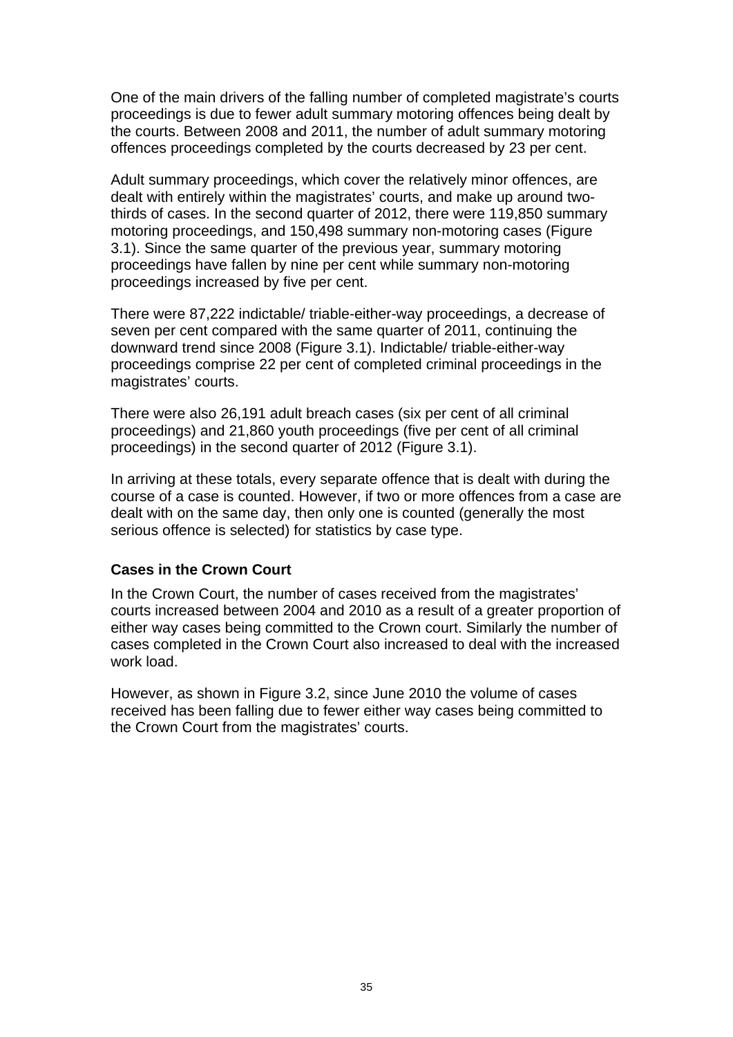One of the main drivers of the falling number of completed magistrate's courts proceedings is due to fewer adult summary motoring offences being dealt by the courts. Between 2008 and 2011, the number of adult summary motoring offences proceedings completed by the courts decreased by 23 per cent.

Adult summary proceedings, which cover the relatively minor offences, are dealt with entirely within the magistrates' courts, and make up around two-thirds of cases. In the second quarter of 2012, there were 119,850 summary motoring proceedings, and 150,498 summary non-motoring cases (Figure 3.1). Since the same quarter of the previous year, summary motoring proceedings have fallen by nine per cent while summary non-motoring proceedings increased by five per cent.

There were 87,222 indictable/ triable-either-way proceedings, a decrease of seven per cent compared with the same quarter of 2011, continuing the downward trend since 2008 (Figure 3.1). Indictable/ triable-either-way proceedings comprise 22 per cent of completed criminal proceedings in the magistrates' courts.

There were also 26,191 adult breach cases (six per cent of all criminal proceedings) and 21,860 youth proceedings (five per cent of all criminal proceedings) in the second quarter of 2012 (Figure 3.1).

In arriving at these totals, every separate offence that is dealt with during the course of a case is counted. However, if two or more offences from a case are dealt with on the same day, then only one is counted (generally the most serious offence is selected) for statistics by case type.

### Cases in the Crown Court

In the Crown Court, the number of cases received from the magistrates' courts increased between 2004 and 2010 as a result of a greater proportion of either way cases being committed to the Crown court. Similarly the number of cases completed in the Crown Court also increased to deal with the increased work load.

However, as shown in Figure 3.2, since June 2010 the volume of cases received has been falling due to fewer either way cases being committed to the Crown Court from the magistrates' courts.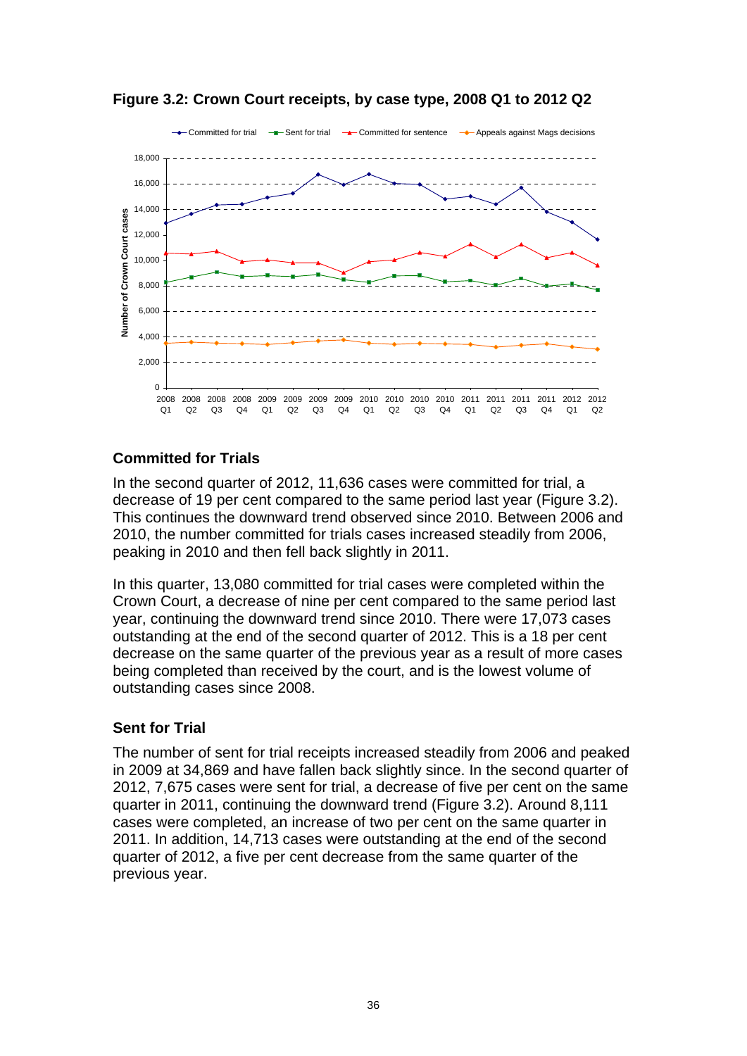**Figure 3.2: Crown Court receipts, by case type, 2008 Q1 to 2012 Q2**

### Committed for Trials

In the second quarter of 2012, 11,636 cases were committed for trial, a decrease of 19 per cent compared to the same period last year (Figure 3.2). This continues the downward trend observed since 2010. Between 2006 and 2010, the number committed for trials cases increased steadily from 2006, peaking in 2010 and then fell back slightly in 2011.

In this quarter, 13,080 committed for trial cases were completed within the Crown Court, a decrease of nine per cent compared to the same period last year, continuing the downward trend since 2010. There were 17,073 cases outstanding at the end of the second quarter of 2012. This is a 18 per cent decrease on the same quarter of the previous year as a result of more cases being completed than received by the court, and is the lowest volume of outstanding cases since 2008.

### Sent for Trial

The number of sent for trial receipts increased steadily from 2006 and peaked in 2009 at 34,869 and have fallen back slightly since. In the second quarter of 2012, 7,675 cases were sent for trial, a decrease of five per cent on the same quarter in 2011, continuing the downward trend (Figure 3.2). Around 8,111 cases were completed, an increase of two per cent on the same quarter in 2011. In addition, 14,713 cases were outstanding at the end of the second quarter of 2012, a five per cent decrease from the same quarter of the previous year.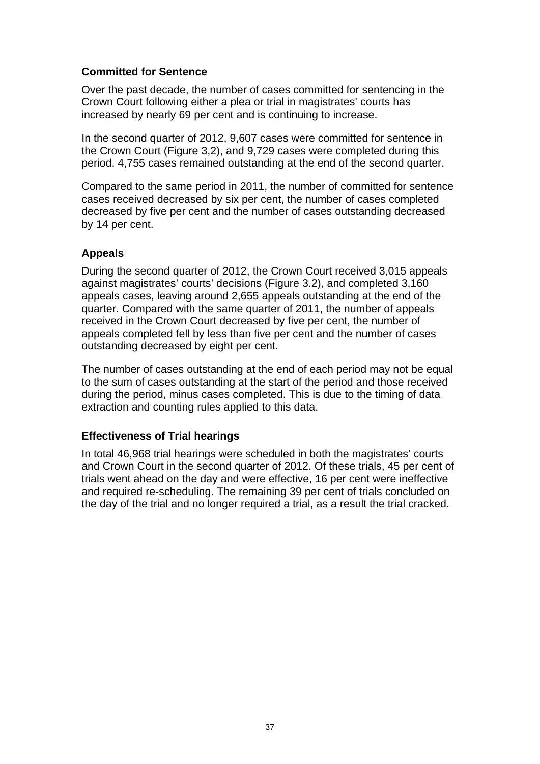### Committed for Sentence

Over the past decade, the number of cases committed for sentencing in the Crown Court following either a plea or trial in magistrates' courts has increased by nearly 69 per cent and is continuing to increase.

In the second quarter of 2012, 9,607 cases were committed for sentence in the Crown Court (Figure 3,2), and 9,729 cases were completed during this period. 4,755 cases remained outstanding at the end of the second quarter.

Compared to the same period in 2011, the number of committed for sentence cases received decreased by six per cent, the number of cases completed decreased by five per cent and the number of cases outstanding decreased by 14 per cent.

### Appeals

During the second quarter of 2012, the Crown Court received 3,015 appeals against magistrates' courts' decisions (Figure 3.2), and completed 3,160 appeals cases, leaving around 2,655 appeals outstanding at the end of the quarter. Compared with the same quarter of 2011, the number of appeals received in the Crown Court decreased by five per cent, the number of appeals completed fell by less than five per cent and the number of cases outstanding decreased by eight per cent.

The number of cases outstanding at the end of each period may not be equal to the sum of cases outstanding at the start of the period and those received during the period, minus cases completed. This is due to the timing of data extraction and counting rules applied to this data.

### Effectiveness of Trial hearings

In total 46,968 trial hearings were scheduled in both the magistrates' courts and Crown Court in the second quarter of 2012. Of these trials, 45 per cent of trials went ahead on the day and were effective, 16 per cent were ineffective and required re-scheduling. The remaining 39 per cent of trials concluded on the day of the trial and no longer required a trial, as a result the trial cracked.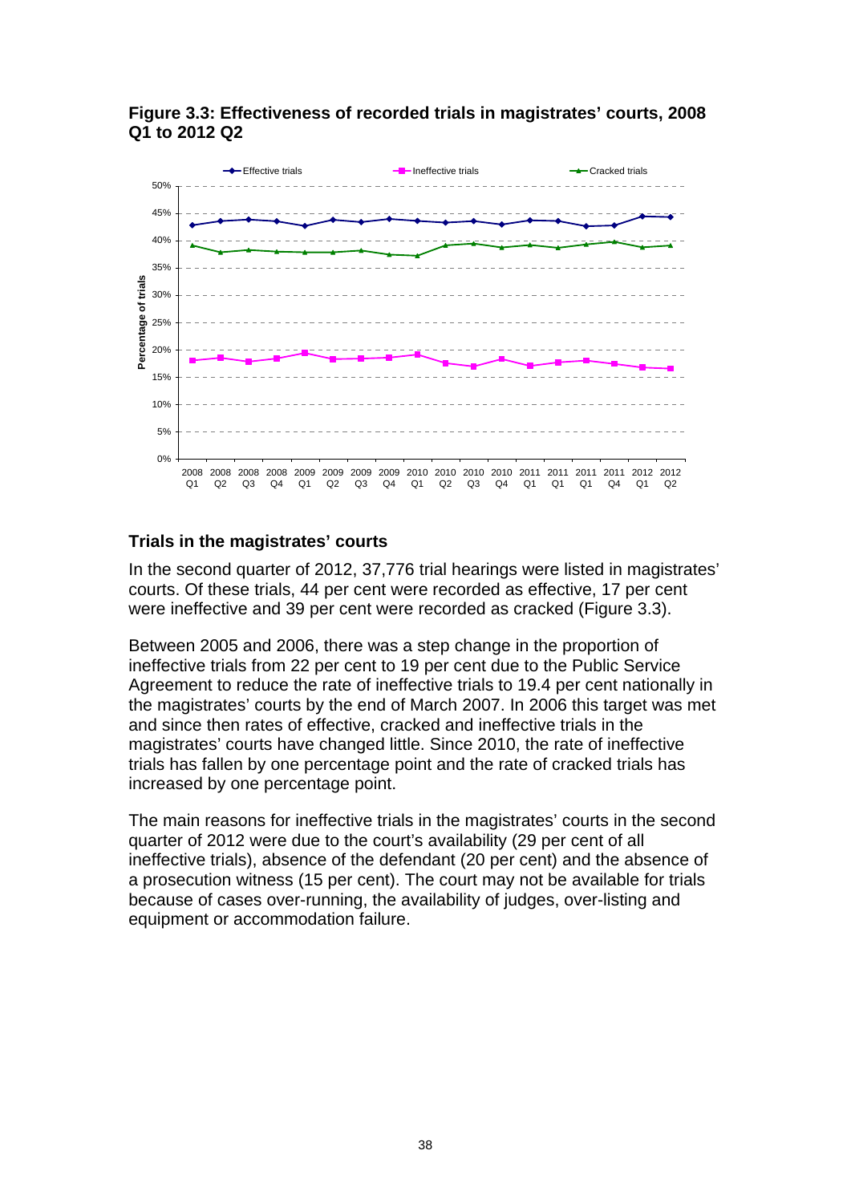**Figure 3.3: Effectiveness of recorded trials in magistrates' courts, 2008 Q1 to 2012 Q2**

## Trials in the magistrates' courts

In the second quarter of 2012, 37,776 trial hearings were listed in magistrates' courts. Of these trials, 44 per cent were recorded as effective, 17 per cent were ineffective and 39 per cent were recorded as cracked (Figure 3.3).

Between 2005 and 2006, there was a step change in the proportion of ineffective trials from 22 per cent to 19 per cent due to the Public Service Agreement to reduce the rate of ineffective trials to 19.4 per cent nationally in the magistrates' courts by the end of March 2007. In 2006 this target was met and since then rates of effective, cracked and ineffective trials in the magistrates' courts have changed little. Since 2010, the rate of ineffective trials has fallen by one percentage point and the rate of cracked trials has increased by one percentage point.

The main reasons for ineffective trials in the magistrates' courts in the second quarter of 2012 were due to the court's availability (29 per cent of all ineffective trials), absence of the defendant (20 per cent) and the absence of a prosecution witness (15 per cent). The court may not be available for trials because of cases over-running, the availability of judges, over-listing and equipment or accommodation failure.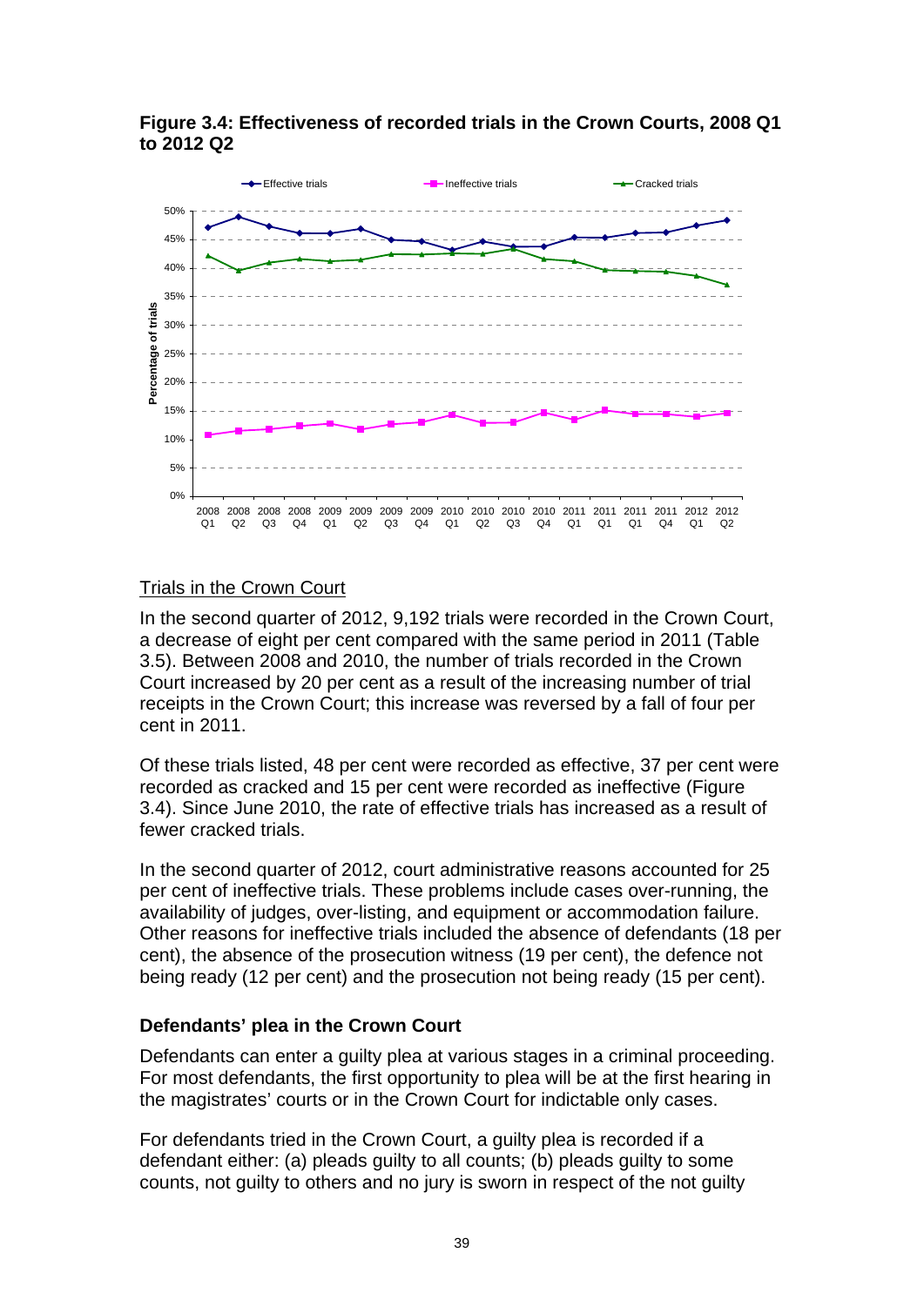**Figure 3.4: Effectiveness of recorded trials in the Crown Courts, 2008 Q1 to 2012 Q2**

Trials in the Crown Court

In the second quarter of 2012, 9,192 trials were recorded in the Crown Court, a decrease of eight per cent compared with the same period in 2011 (Table 3.5). Between 2008 and 2010, the number of trials recorded in the Crown Court increased by 20 per cent as a result of the increasing number of trial receipts in the Crown Court; this increase was reversed by a fall of four per cent in 2011.

Of these trials listed, 48 per cent were recorded as effective, 37 per cent were recorded as cracked and 15 per cent were recorded as ineffective (Figure 3.4). Since June 2010, the rate of effective trials has increased as a result of fewer cracked trials.

In the second quarter of 2012, court administrative reasons accounted for 25 per cent of ineffective trials. These problems include cases over-running, the availability of judges, over-listing, and equipment or accommodation failure. Other reasons for ineffective trials included the absence of defendants (18 per cent), the absence of the prosecution witness (19 per cent), the defence not being ready (12 per cent) and the prosecution not being ready (15 per cent).

### Defendants' plea in the Crown Court

Defendants can enter a guilty plea at various stages in a criminal proceeding. For most defendants, the first opportunity to plea will be at the first hearing in the magistrates' courts or in the Crown Court for indictable only cases.

For defendants tried in the Crown Court, a guilty plea is recorded if a defendant either: (a) pleads guilty to all counts; (b) pleads guilty to some counts, not guilty to others and no jury is sworn in respect of the not guilty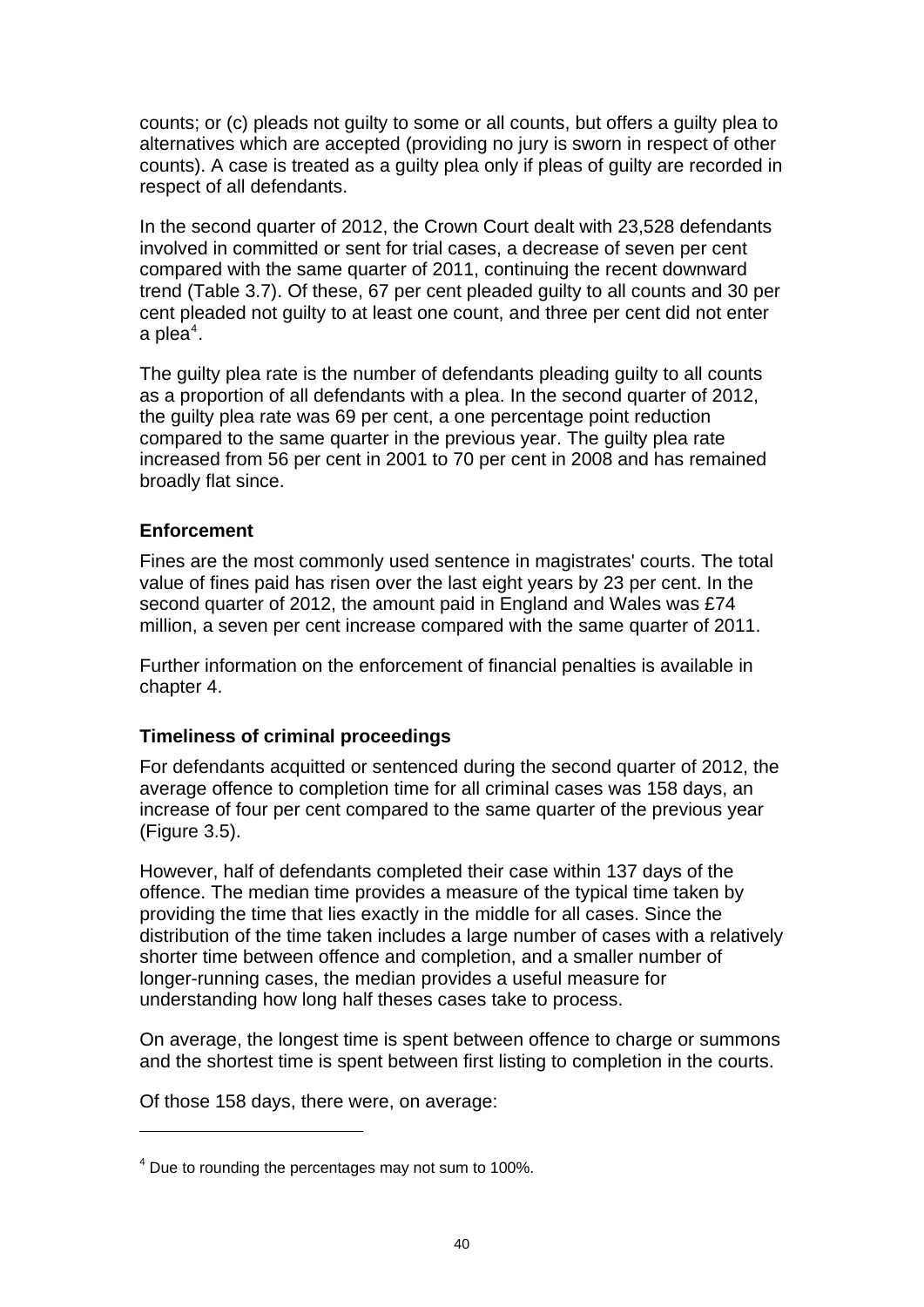counts; or (c) pleads not guilty to some or all counts, but offers a guilty plea to alternatives which are accepted (providing no jury is sworn in respect of other counts). A case is treated as a guilty plea only if pleas of guilty are recorded in respect of all defendants.

In the second quarter of 2012, the Crown Court dealt with 23,528 defendants involved in committed or sent for trial cases, a decrease of seven per cent compared with the same quarter of 2011, continuing the recent downward trend (Table 3.7). Of these, 67 per cent pleaded guilty to all counts and 30 per cent pleaded not guilty to at least one count, and three per cent did not enter a plea[4].

The guilty plea rate is the number of defendants pleading guilty to all counts as a proportion of all defendants with a plea. In the second quarter of 2012, the guilty plea rate was 69 per cent, a one percentage point reduction compared to the same quarter in the previous year. The guilty plea rate increased from 56 per cent in 2001 to 70 per cent in 2008 and has remained broadly flat since.

### Enforcement

Fines are the most commonly used sentence in magistrates' courts. The total value of fines paid has risen over the last eight years by 23 per cent. In the second quarter of 2012, the amount paid in England and Wales was £74 million, a seven per cent increase compared with the same quarter of 2011.

Further information on the enforcement of financial penalties is available in chapter 4.

### Timeliness of criminal proceedings

For defendants acquitted or sentenced during the second quarter of 2012, the average offence to completion time for all criminal cases was 158 days, an increase of four per cent compared to the same quarter of the previous year (Figure 3.5).

However, half of defendants completed their case within 137 days of the offence. The median time provides a measure of the typical time taken by providing the time that lies exactly in the middle for all cases. Since the distribution of the time taken includes a large number of cases with a relatively shorter time between offence and completion, and a smaller number of longer-running cases, the median provides a useful measure for understanding how long half theses cases take to process.

On average, the longest time is spent between offence to charge or summons and the shortest time is spent between first listing to completion in the courts.

Of those 158 days, there were, on average:

---

[4] Due to rounding the percentages may not sum to 100%.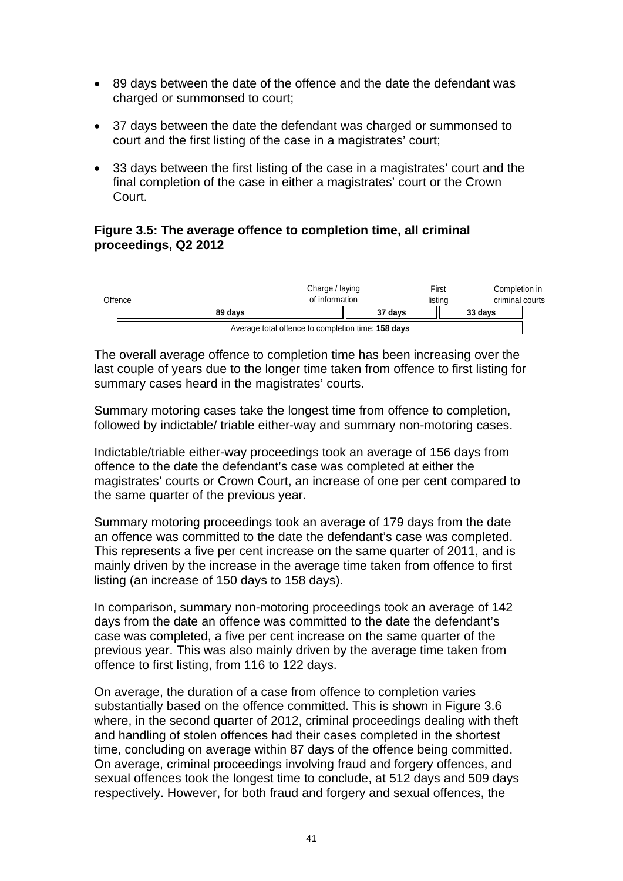- 89 days between the date of the offence and the date the defendant was charged or summonsed to court;
- 37 days between the date the defendant was charged or summonsed to court and the first listing of the case in a magistrates' court;
- 33 days between the first listing of the case in a magistrates' court and the final completion of the case in either a magistrates' court or the Crown Court.

**Figure 3.5: The average offence to completion time, all criminal proceedings, Q2 2012**

| Offence | Charge / laying of information | First listing | Completion in criminal courts |
|---|---|---|---|
| **89 days** | **37 days** | **33 days** | |

Average total offence to completion time: **158 days**

The overall average offence to completion time has been increasing over the last couple of years due to the longer time taken from offence to first listing for summary cases heard in the magistrates' courts.

Summary motoring cases take the longest time from offence to completion, followed by indictable/ triable either-way and summary non-motoring cases.

Indictable/triable either-way proceedings took an average of 156 days from offence to the date the defendant's case was completed at either the magistrates' courts or Crown Court, an increase of one per cent compared to the same quarter of the previous year.

Summary motoring proceedings took an average of 179 days from the date an offence was committed to the date the defendant's case was completed. This represents a five per cent increase on the same quarter of 2011, and is mainly driven by the increase in the average time taken from offence to first listing (an increase of 150 days to 158 days).

In comparison, summary non-motoring proceedings took an average of 142 days from the date an offence was committed to the date the defendant's case was completed, a five per cent increase on the same quarter of the previous year. This was also mainly driven by the average time taken from offence to first listing, from 116 to 122 days.

On average, the duration of a case from offence to completion varies substantially based on the offence committed. This is shown in Figure 3.6 where, in the second quarter of 2012, criminal proceedings dealing with theft and handling of stolen offences had their cases completed in the shortest time, concluding on average within 87 days of the offence being committed. On average, criminal proceedings involving fraud and forgery offences, and sexual offences took the longest time to conclude, at 512 days and 509 days respectively. However, for both fraud and forgery and sexual offences, the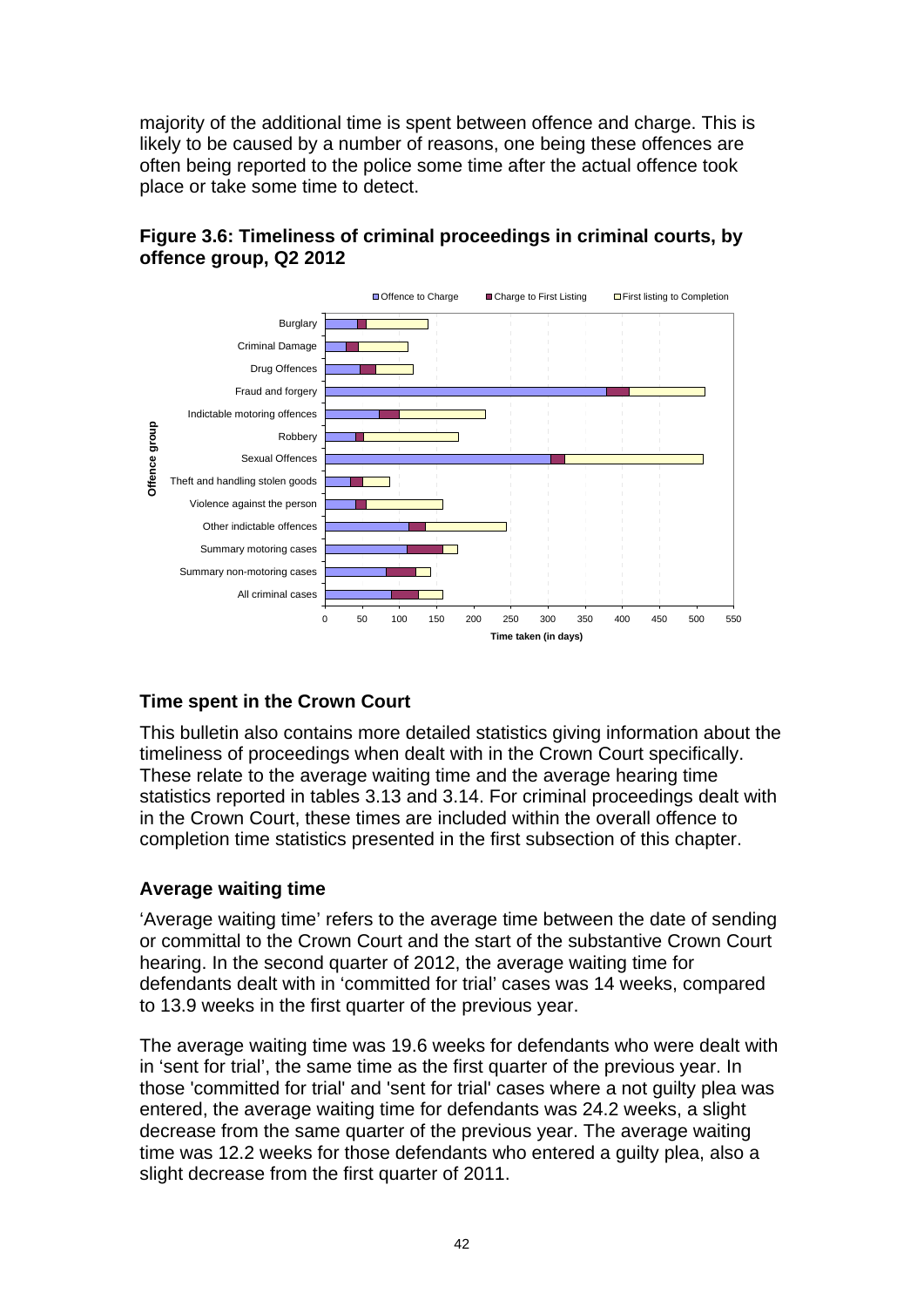majority of the additional time is spent between offence and charge. This is likely to be caused by a number of reasons, one being these offences are often being reported to the police some time after the actual offence took place or take some time to detect.

**Figure 3.6: Timeliness of criminal proceedings in criminal courts, by offence group, Q2 2012**

## Time spent in the Crown Court

This bulletin also contains more detailed statistics giving information about the timeliness of proceedings when dealt with in the Crown Court specifically. These relate to the average waiting time and the average hearing time statistics reported in tables 3.13 and 3.14. For criminal proceedings dealt with in the Crown Court, these times are included within the overall offence to completion time statistics presented in the first subsection of this chapter.

### Average waiting time

'Average waiting time' refers to the average time between the date of sending or committal to the Crown Court and the start of the substantive Crown Court hearing. In the second quarter of 2012, the average waiting time for defendants dealt with in 'committed for trial' cases was 14 weeks, compared to 13.9 weeks in the first quarter of the previous year.

The average waiting time was 19.6 weeks for defendants who were dealt with in 'sent for trial', the same time as the first quarter of the previous year. In those 'committed for trial' and 'sent for trial' cases where a not guilty plea was entered, the average waiting time for defendants was 24.2 weeks, a slight decrease from the same quarter of the previous year. The average waiting time was 12.2 weeks for those defendants who entered a guilty plea, also a slight decrease from the first quarter of 2011.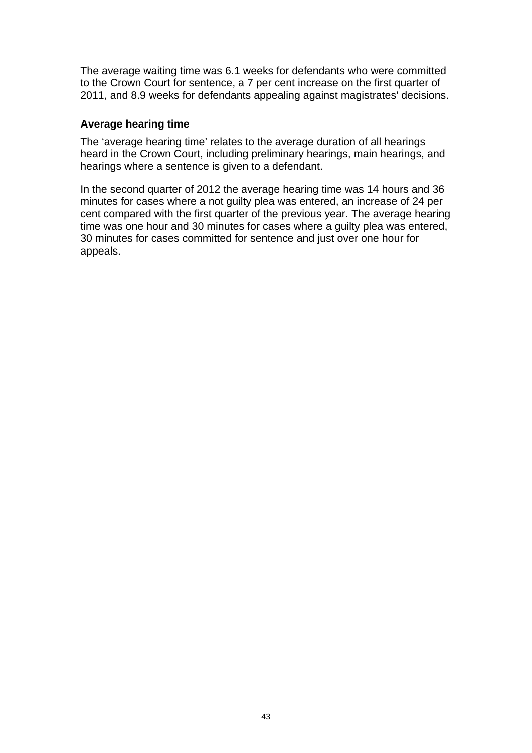The average waiting time was 6.1 weeks for defendants who were committed to the Crown Court for sentence, a 7 per cent increase on the first quarter of 2011, and 8.9 weeks for defendants appealing against magistrates' decisions.

### Average hearing time

The ‘average hearing time’ relates to the average duration of all hearings heard in the Crown Court, including preliminary hearings, main hearings, and hearings where a sentence is given to a defendant.

In the second quarter of 2012 the average hearing time was 14 hours and 36 minutes for cases where a not guilty plea was entered, an increase of 24 per cent compared with the first quarter of the previous year. The average hearing time was one hour and 30 minutes for cases where a guilty plea was entered, 30 minutes for cases committed for sentence and just over one hour for appeals.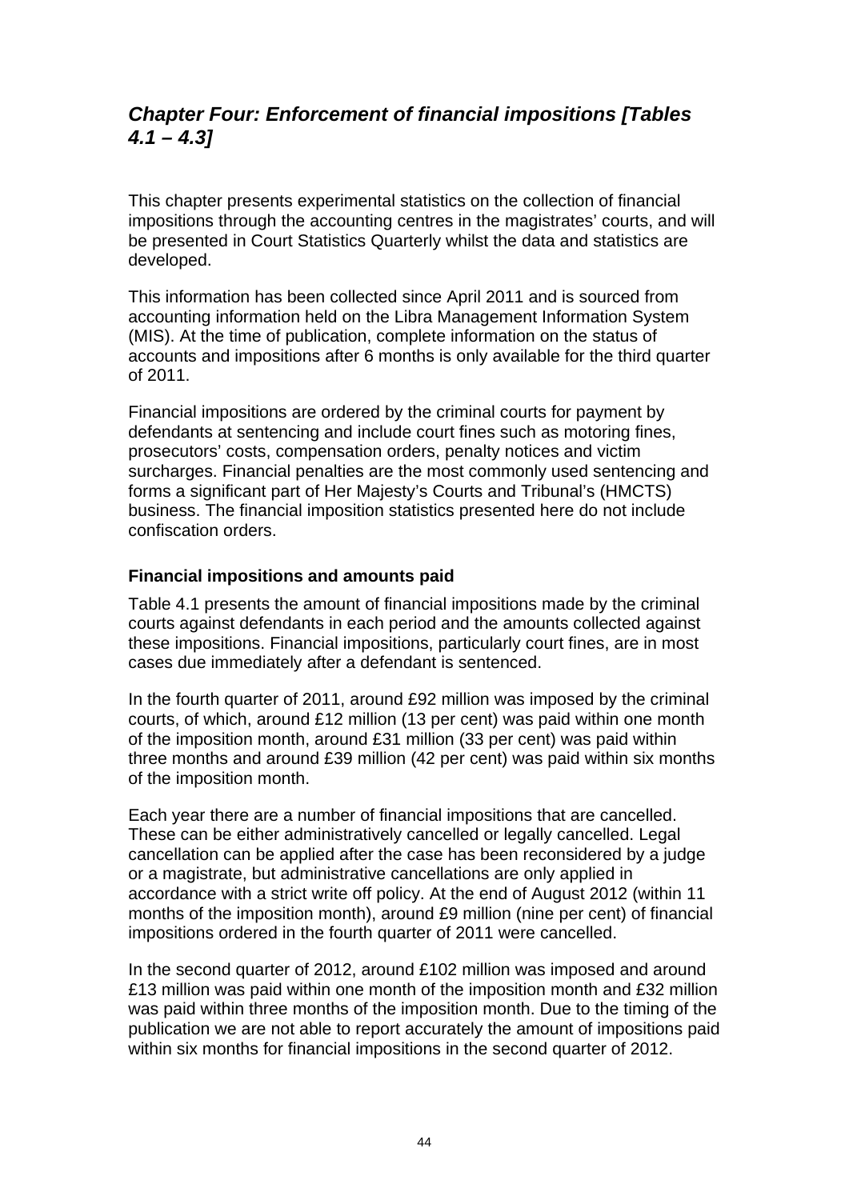## *Chapter Four: Enforcement of financial impositions [Tables 4.1 – 4.3]*

This chapter presents experimental statistics on the collection of financial impositions through the accounting centres in the magistrates' courts, and will be presented in Court Statistics Quarterly whilst the data and statistics are developed.

This information has been collected since April 2011 and is sourced from accounting information held on the Libra Management Information System (MIS). At the time of publication, complete information on the status of accounts and impositions after 6 months is only available for the third quarter of 2011.

Financial impositions are ordered by the criminal courts for payment by defendants at sentencing and include court fines such as motoring fines, prosecutors' costs, compensation orders, penalty notices and victim surcharges. Financial penalties are the most commonly used sentencing and forms a significant part of Her Majesty's Courts and Tribunal's (HMCTS) business. The financial imposition statistics presented here do not include confiscation orders.

### Financial impositions and amounts paid

Table 4.1 presents the amount of financial impositions made by the criminal courts against defendants in each period and the amounts collected against these impositions. Financial impositions, particularly court fines, are in most cases due immediately after a defendant is sentenced.

In the fourth quarter of 2011, around £92 million was imposed by the criminal courts, of which, around £12 million (13 per cent) was paid within one month of the imposition month, around £31 million (33 per cent) was paid within three months and around £39 million (42 per cent) was paid within six months of the imposition month.

Each year there are a number of financial impositions that are cancelled. These can be either administratively cancelled or legally cancelled. Legal cancellation can be applied after the case has been reconsidered by a judge or a magistrate, but administrative cancellations are only applied in accordance with a strict write off policy. At the end of August 2012 (within 11 months of the imposition month), around £9 million (nine per cent) of financial impositions ordered in the fourth quarter of 2011 were cancelled.

In the second quarter of 2012, around £102 million was imposed and around £13 million was paid within one month of the imposition month and £32 million was paid within three months of the imposition month. Due to the timing of the publication we are not able to report accurately the amount of impositions paid within six months for financial impositions in the second quarter of 2012.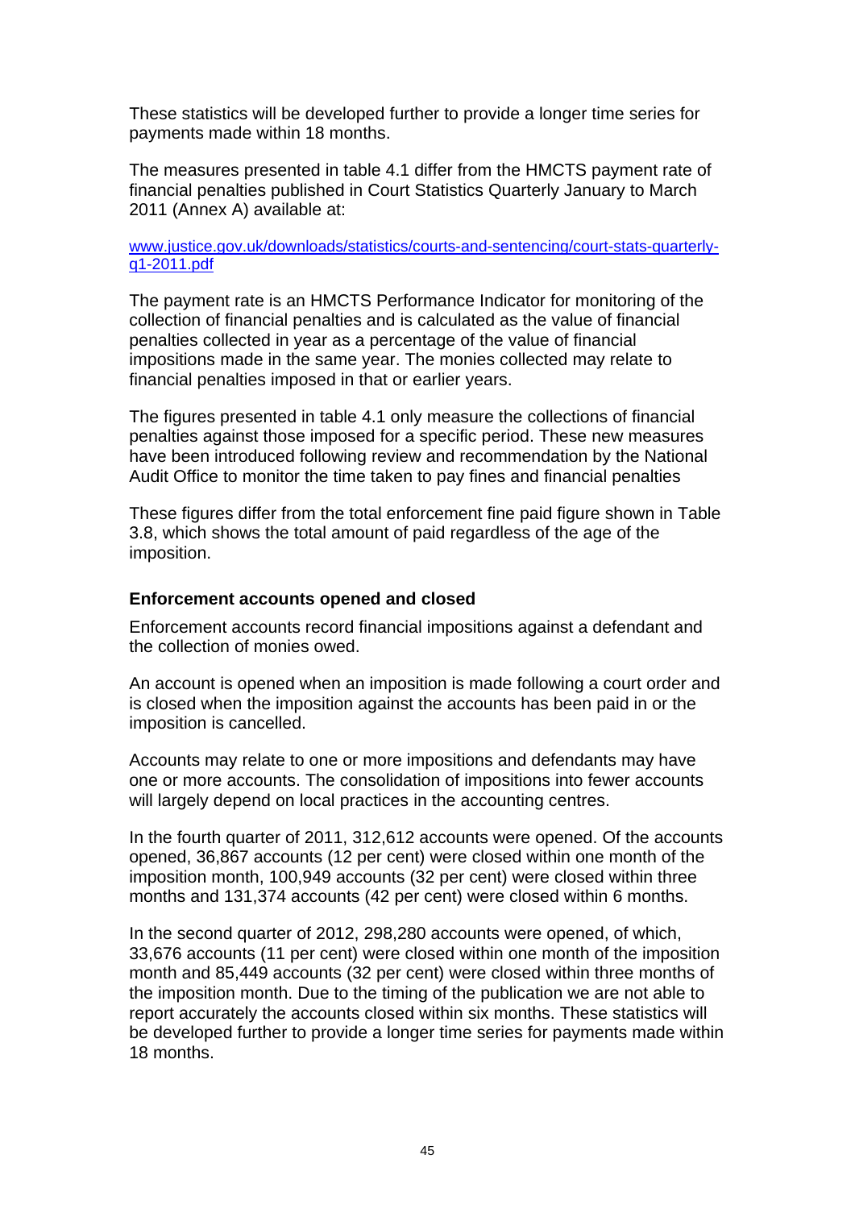These statistics will be developed further to provide a longer time series for payments made within 18 months.

The measures presented in table 4.1 differ from the HMCTS payment rate of financial penalties published in Court Statistics Quarterly January to March 2011 (Annex A) available at:

[www.justice.gov.uk/downloads/statistics/courts-and-sentencing/court-stats-quarterly-q1-2011.pdf](www.justice.gov.uk/downloads/statistics/courts-and-sentencing/court-stats-quarterly-q1-2011.pdf)

The payment rate is an HMCTS Performance Indicator for monitoring of the collection of financial penalties and is calculated as the value of financial penalties collected in year as a percentage of the value of financial impositions made in the same year. The monies collected may relate to financial penalties imposed in that or earlier years.

The figures presented in table 4.1 only measure the collections of financial penalties against those imposed for a specific period. These new measures have been introduced following review and recommendation by the National Audit Office to monitor the time taken to pay fines and financial penalties

These figures differ from the total enforcement fine paid figure shown in Table 3.8, which shows the total amount of paid regardless of the age of the imposition.

**Enforcement accounts opened and closed**

Enforcement accounts record financial impositions against a defendant and the collection of monies owed.

An account is opened when an imposition is made following a court order and is closed when the imposition against the accounts has been paid in or the imposition is cancelled.

Accounts may relate to one or more impositions and defendants may have one or more accounts. The consolidation of impositions into fewer accounts will largely depend on local practices in the accounting centres.

In the fourth quarter of 2011, 312,612 accounts were opened. Of the accounts opened, 36,867 accounts (12 per cent) were closed within one month of the imposition month, 100,949 accounts (32 per cent) were closed within three months and 131,374 accounts (42 per cent) were closed within 6 months.

In the second quarter of 2012, 298,280 accounts were opened, of which, 33,676 accounts (11 per cent) were closed within one month of the imposition month and 85,449 accounts (32 per cent) were closed within three months of the imposition month. Due to the timing of the publication we are not able to report accurately the accounts closed within six months. These statistics will be developed further to provide a longer time series for payments made within 18 months.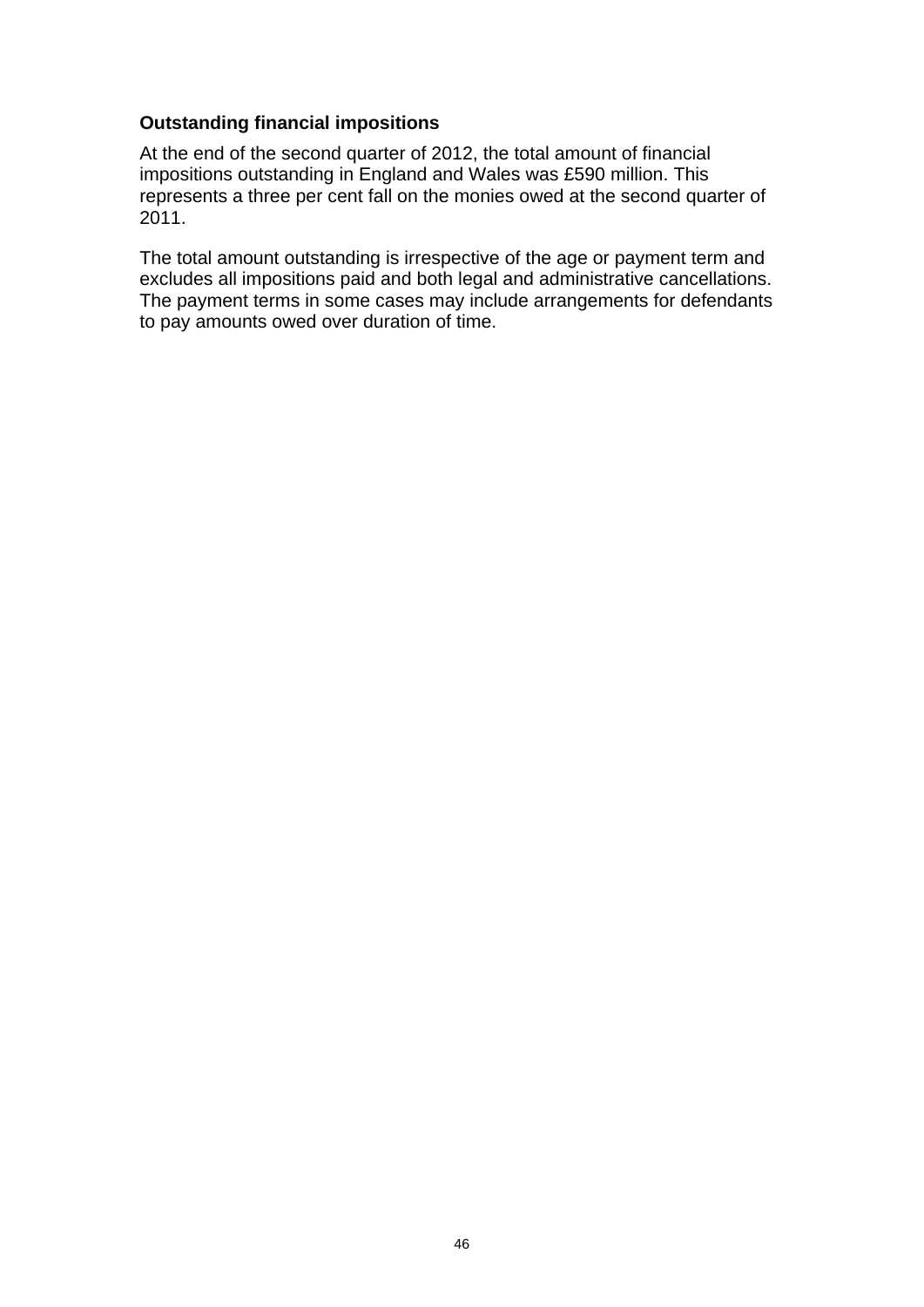### Outstanding financial impositions

At the end of the second quarter of 2012, the total amount of financial impositions outstanding in England and Wales was £590 million. This represents a three per cent fall on the monies owed at the second quarter of 2011.

The total amount outstanding is irrespective of the age or payment term and excludes all impositions paid and both legal and administrative cancellations. The payment terms in some cases may include arrangements for defendants to pay amounts owed over duration of time.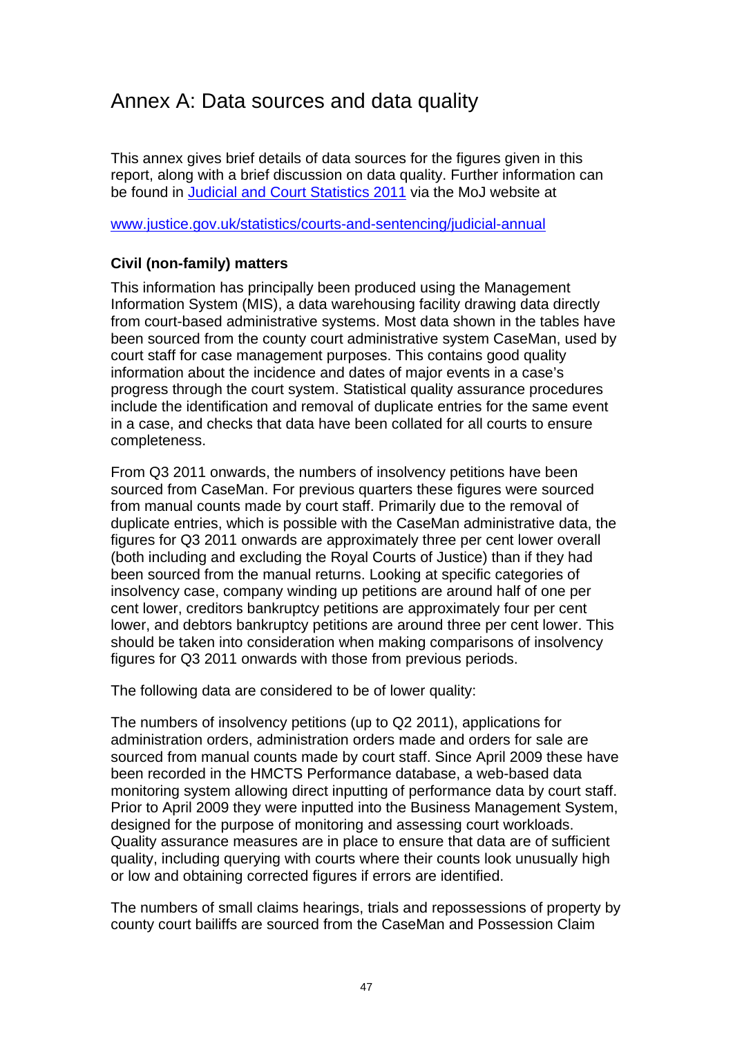# Annex A: Data sources and data quality

This annex gives brief details of data sources for the figures given in this report, along with a brief discussion on data quality. Further information can be found in [Judicial and Court Statistics 2011](www.justice.gov.uk/statistics/courts-and-sentencing/judicial-annual) via the MoJ website at

[www.justice.gov.uk/statistics/courts-and-sentencing/judicial-annual](www.justice.gov.uk/statistics/courts-and-sentencing/judicial-annual)

### Civil (non-family) matters

This information has principally been produced using the Management Information System (MIS), a data warehousing facility drawing data directly from court-based administrative systems. Most data shown in the tables have been sourced from the county court administrative system CaseMan, used by court staff for case management purposes. This contains good quality information about the incidence and dates of major events in a case's progress through the court system. Statistical quality assurance procedures include the identification and removal of duplicate entries for the same event in a case, and checks that data have been collated for all courts to ensure completeness.

From Q3 2011 onwards, the numbers of insolvency petitions have been sourced from CaseMan. For previous quarters these figures were sourced from manual counts made by court staff. Primarily due to the removal of duplicate entries, which is possible with the CaseMan administrative data, the figures for Q3 2011 onwards are approximately three per cent lower overall (both including and excluding the Royal Courts of Justice) than if they had been sourced from the manual returns. Looking at specific categories of insolvency case, company winding up petitions are around half of one per cent lower, creditors bankruptcy petitions are approximately four per cent lower, and debtors bankruptcy petitions are around three per cent lower. This should be taken into consideration when making comparisons of insolvency figures for Q3 2011 onwards with those from previous periods.

The following data are considered to be of lower quality:

The numbers of insolvency petitions (up to Q2 2011), applications for administration orders, administration orders made and orders for sale are sourced from manual counts made by court staff. Since April 2009 these have been recorded in the HMCTS Performance database, a web-based data monitoring system allowing direct inputting of performance data by court staff. Prior to April 2009 they were inputted into the Business Management System, designed for the purpose of monitoring and assessing court workloads. Quality assurance measures are in place to ensure that data are of sufficient quality, including querying with courts where their counts look unusually high or low and obtaining corrected figures if errors are identified.

The numbers of small claims hearings, trials and repossessions of property by county court bailiffs are sourced from the CaseMan and Possession Claim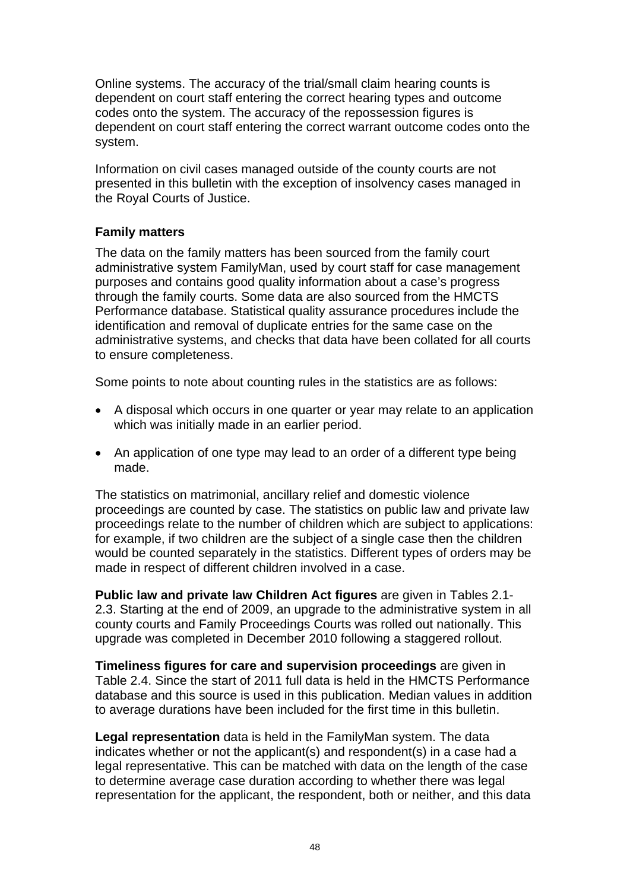Online systems. The accuracy of the trial/small claim hearing counts is dependent on court staff entering the correct hearing types and outcome codes onto the system. The accuracy of the repossession figures is dependent on court staff entering the correct warrant outcome codes onto the system.

Information on civil cases managed outside of the county courts are not presented in this bulletin with the exception of insolvency cases managed in the Royal Courts of Justice.

**Family matters**

The data on the family matters has been sourced from the family court administrative system FamilyMan, used by court staff for case management purposes and contains good quality information about a case's progress through the family courts. Some data are also sourced from the HMCTS Performance database. Statistical quality assurance procedures include the identification and removal of duplicate entries for the same case on the administrative systems, and checks that data have been collated for all courts to ensure completeness.

Some points to note about counting rules in the statistics are as follows:

- A disposal which occurs in one quarter or year may relate to an application which was initially made in an earlier period.
- An application of one type may lead to an order of a different type being made.

The statistics on matrimonial, ancillary relief and domestic violence proceedings are counted by case. The statistics on public law and private law proceedings relate to the number of children which are subject to applications: for example, if two children are the subject of a single case then the children would be counted separately in the statistics. Different types of orders may be made in respect of different children involved in a case.

**Public law and private law Children Act figures** are given in Tables 2.1-2.3. Starting at the end of 2009, an upgrade to the administrative system in all county courts and Family Proceedings Courts was rolled out nationally. This upgrade was completed in December 2010 following a staggered rollout.

**Timeliness figures for care and supervision proceedings** are given in Table 2.4. Since the start of 2011 full data is held in the HMCTS Performance database and this source is used in this publication. Median values in addition to average durations have been included for the first time in this bulletin.

**Legal representation** data is held in the FamilyMan system. The data indicates whether or not the applicant(s) and respondent(s) in a case had a legal representative. This can be matched with data on the length of the case to determine average case duration according to whether there was legal representation for the applicant, the respondent, both or neither, and this data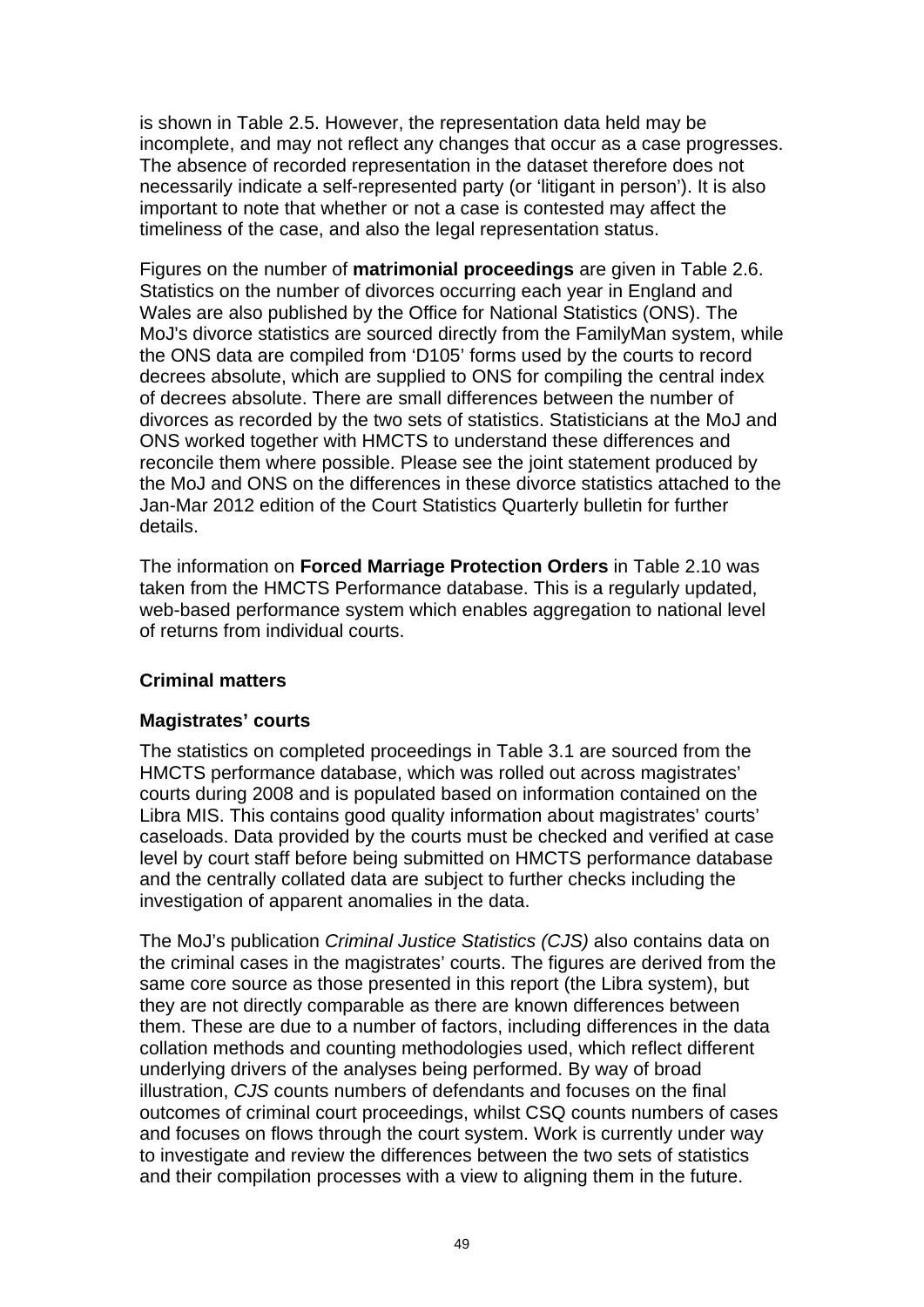is shown in Table 2.5. However, the representation data held may be incomplete, and may not reflect any changes that occur as a case progresses. The absence of recorded representation in the dataset therefore does not necessarily indicate a self-represented party (or 'litigant in person'). It is also important to note that whether or not a case is contested may affect the timeliness of the case, and also the legal representation status.

Figures on the number of **matrimonial proceedings** are given in Table 2.6. Statistics on the number of divorces occurring each year in England and Wales are also published by the Office for National Statistics (ONS). The MoJ's divorce statistics are sourced directly from the FamilyMan system, while the ONS data are compiled from 'D105' forms used by the courts to record decrees absolute, which are supplied to ONS for compiling the central index of decrees absolute. There are small differences between the number of divorces as recorded by the two sets of statistics. Statisticians at the MoJ and ONS worked together with HMCTS to understand these differences and reconcile them where possible. Please see the joint statement produced by the MoJ and ONS on the differences in these divorce statistics attached to the Jan-Mar 2012 edition of the Court Statistics Quarterly bulletin for further details.

The information on **Forced Marriage Protection Orders** in Table 2.10 was taken from the HMCTS Performance database. This is a regularly updated, web-based performance system which enables aggregation to national level of returns from individual courts.

### Criminal matters

### Magistrates' courts

The statistics on completed proceedings in Table 3.1 are sourced from the HMCTS performance database, which was rolled out across magistrates' courts during 2008 and is populated based on information contained on the Libra MIS. This contains good quality information about magistrates' courts' caseloads. Data provided by the courts must be checked and verified at case level by court staff before being submitted on HMCTS performance database and the centrally collated data are subject to further checks including the investigation of apparent anomalies in the data.

The MoJ's publication *Criminal Justice Statistics (CJS)* also contains data on the criminal cases in the magistrates' courts. The figures are derived from the same core source as those presented in this report (the Libra system), but they are not directly comparable as there are known differences between them. These are due to a number of factors, including differences in the data collation methods and counting methodologies used, which reflect different underlying drivers of the analyses being performed. By way of broad illustration, *CJS* counts numbers of defendants and focuses on the final outcomes of criminal court proceedings, whilst CSQ counts numbers of cases and focuses on flows through the court system. Work is currently under way to investigate and review the differences between the two sets of statistics and their compilation processes with a view to aligning them in the future.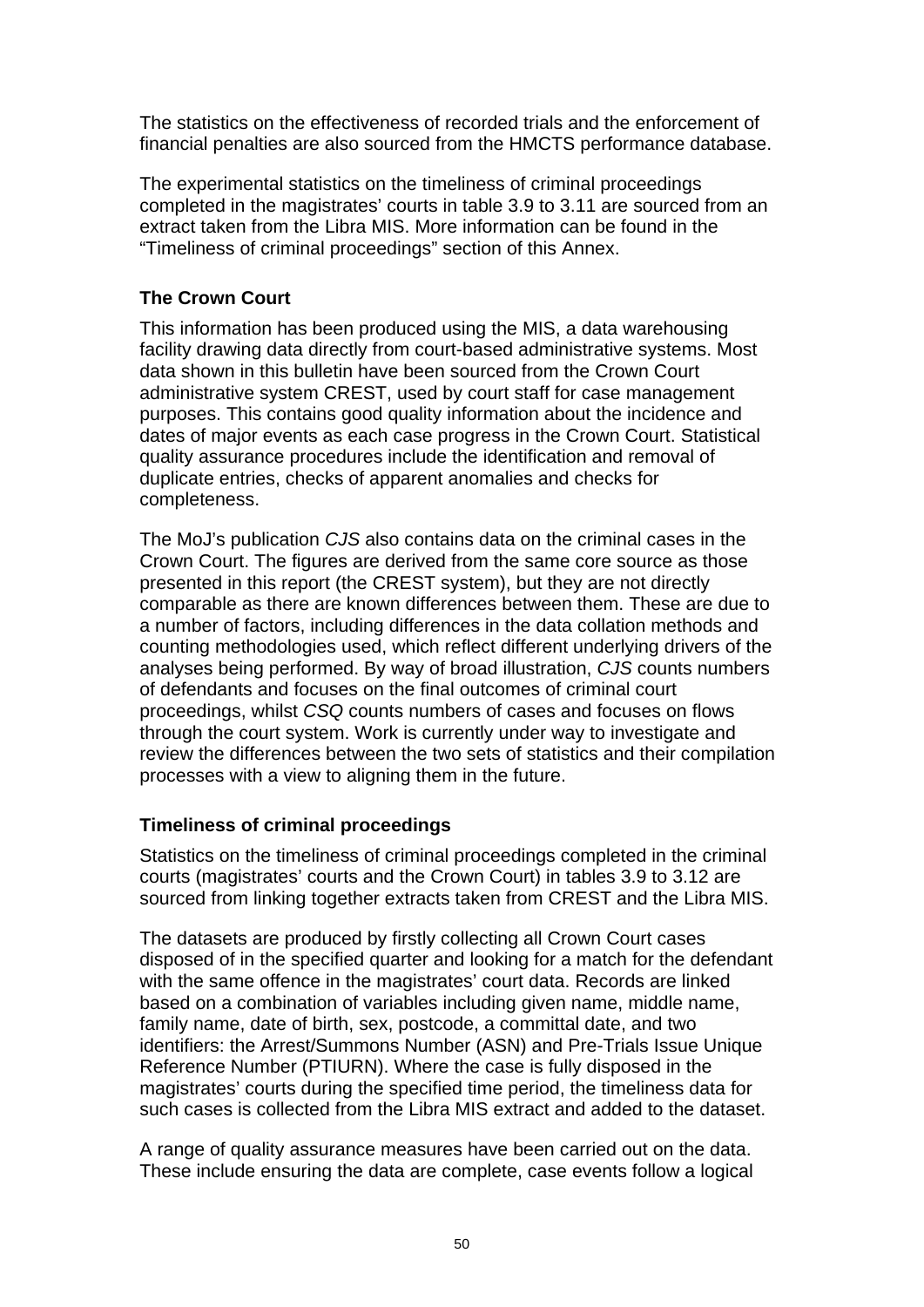The statistics on the effectiveness of recorded trials and the enforcement of financial penalties are also sourced from the HMCTS performance database.

The experimental statistics on the timeliness of criminal proceedings completed in the magistrates' courts in table 3.9 to 3.11 are sourced from an extract taken from the Libra MIS. More information can be found in the "Timeliness of criminal proceedings" section of this Annex.

### The Crown Court

This information has been produced using the MIS, a data warehousing facility drawing data directly from court-based administrative systems. Most data shown in this bulletin have been sourced from the Crown Court administrative system CREST, used by court staff for case management purposes. This contains good quality information about the incidence and dates of major events as each case progress in the Crown Court. Statistical quality assurance procedures include the identification and removal of duplicate entries, checks of apparent anomalies and checks for completeness.

The MoJ's publication *CJS* also contains data on the criminal cases in the Crown Court. The figures are derived from the same core source as those presented in this report (the CREST system), but they are not directly comparable as there are known differences between them. These are due to a number of factors, including differences in the data collation methods and counting methodologies used, which reflect different underlying drivers of the analyses being performed. By way of broad illustration, *CJS* counts numbers of defendants and focuses on the final outcomes of criminal court proceedings, whilst *CSQ* counts numbers of cases and focuses on flows through the court system. Work is currently under way to investigate and review the differences between the two sets of statistics and their compilation processes with a view to aligning them in the future.

### Timeliness of criminal proceedings

Statistics on the timeliness of criminal proceedings completed in the criminal courts (magistrates' courts and the Crown Court) in tables 3.9 to 3.12 are sourced from linking together extracts taken from CREST and the Libra MIS.

The datasets are produced by firstly collecting all Crown Court cases disposed of in the specified quarter and looking for a match for the defendant with the same offence in the magistrates' court data. Records are linked based on a combination of variables including given name, middle name, family name, date of birth, sex, postcode, a committal date, and two identifiers: the Arrest/Summons Number (ASN) and Pre-Trials Issue Unique Reference Number (PTIURN). Where the case is fully disposed in the magistrates' courts during the specified time period, the timeliness data for such cases is collected from the Libra MIS extract and added to the dataset.

A range of quality assurance measures have been carried out on the data. These include ensuring the data are complete, case events follow a logical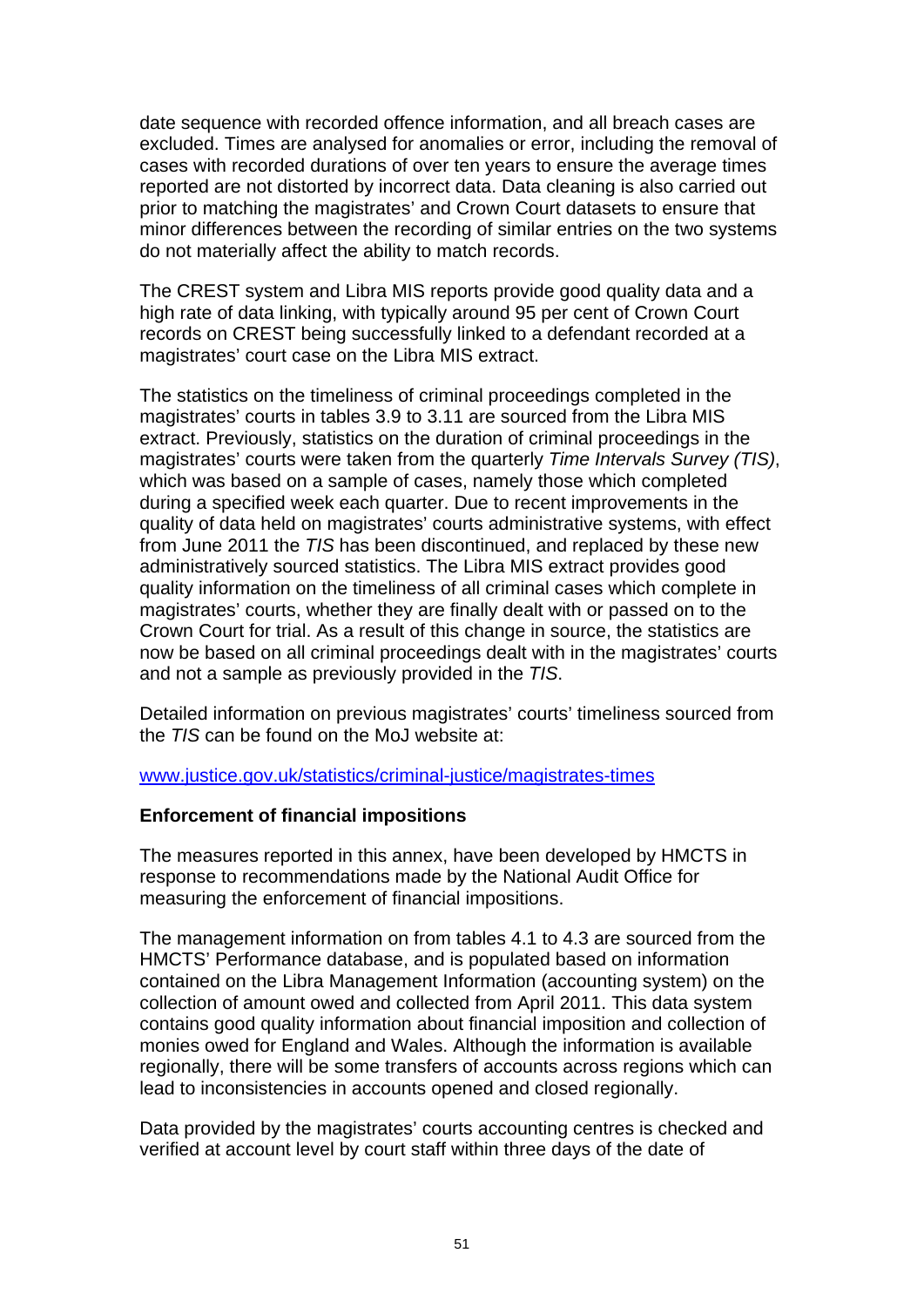date sequence with recorded offence information, and all breach cases are excluded. Times are analysed for anomalies or error, including the removal of cases with recorded durations of over ten years to ensure the average times reported are not distorted by incorrect data. Data cleaning is also carried out prior to matching the magistrates' and Crown Court datasets to ensure that minor differences between the recording of similar entries on the two systems do not materially affect the ability to match records.

The CREST system and Libra MIS reports provide good quality data and a high rate of data linking, with typically around 95 per cent of Crown Court records on CREST being successfully linked to a defendant recorded at a magistrates' court case on the Libra MIS extract.

The statistics on the timeliness of criminal proceedings completed in the magistrates' courts in tables 3.9 to 3.11 are sourced from the Libra MIS extract. Previously, statistics on the duration of criminal proceedings in the magistrates' courts were taken from the quarterly *Time Intervals Survey (TIS)*, which was based on a sample of cases, namely those which completed during a specified week each quarter. Due to recent improvements in the quality of data held on magistrates' courts administrative systems, with effect from June 2011 the *TIS* has been discontinued, and replaced by these new administratively sourced statistics. The Libra MIS extract provides good quality information on the timeliness of all criminal cases which complete in magistrates' courts, whether they are finally dealt with or passed on to the Crown Court for trial. As a result of this change in source, the statistics are now be based on all criminal proceedings dealt with in the magistrates' courts and not a sample as previously provided in the *TIS*.

Detailed information on previous magistrates' courts' timeliness sourced from the *TIS* can be found on the MoJ website at:

www.justice.gov.uk/statistics/criminal-justice/magistrates-times

**Enforcement of financial impositions**

The measures reported in this annex, have been developed by HMCTS in response to recommendations made by the National Audit Office for measuring the enforcement of financial impositions.

The management information on from tables 4.1 to 4.3 are sourced from the HMCTS' Performance database, and is populated based on information contained on the Libra Management Information (accounting system) on the collection of amount owed and collected from April 2011. This data system contains good quality information about financial imposition and collection of monies owed for England and Wales. Although the information is available regionally, there will be some transfers of accounts across regions which can lead to inconsistencies in accounts opened and closed regionally.

Data provided by the magistrates' courts accounting centres is checked and verified at account level by court staff within three days of the date of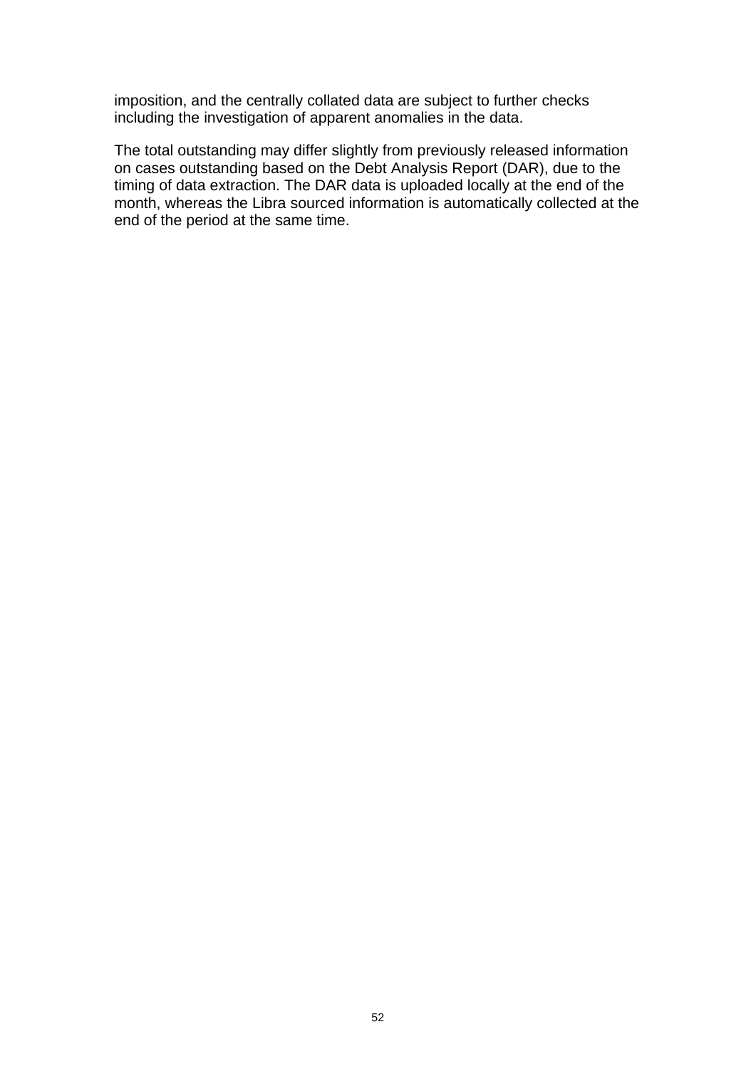imposition, and the centrally collated data are subject to further checks including the investigation of apparent anomalies in the data.

The total outstanding may differ slightly from previously released information on cases outstanding based on the Debt Analysis Report (DAR), due to the timing of data extraction. The DAR data is uploaded locally at the end of the month, whereas the Libra sourced information is automatically collected at the end of the period at the same time.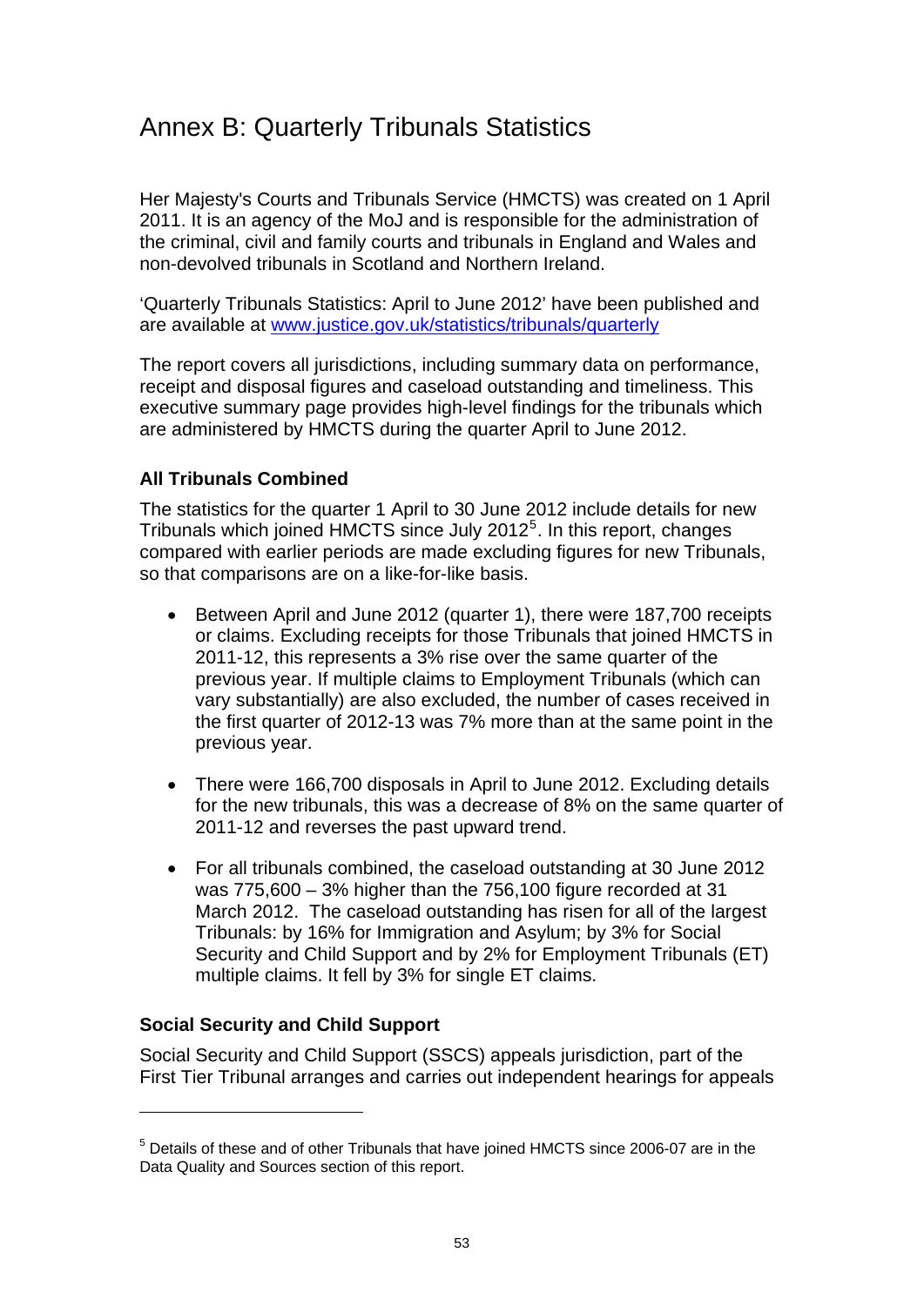# Annex B: Quarterly Tribunals Statistics

Her Majesty's Courts and Tribunals Service (HMCTS) was created on 1 April 2011. It is an agency of the MoJ and is responsible for the administration of the criminal, civil and family courts and tribunals in England and Wales and non-devolved tribunals in Scotland and Northern Ireland.

'Quarterly Tribunals Statistics: April to June 2012' have been published and are available at www.justice.gov.uk/statistics/tribunals/quarterly

The report covers all jurisdictions, including summary data on performance, receipt and disposal figures and caseload outstanding and timeliness. This executive summary page provides high-level findings for the tribunals which are administered by HMCTS during the quarter April to June 2012.

**All Tribunals Combined**

The statistics for the quarter 1 April to 30 June 2012 include details for new Tribunals which joined HMCTS since July 2012[5]. In this report, changes compared with earlier periods are made excluding figures for new Tribunals, so that comparisons are on a like-for-like basis.

- Between April and June 2012 (quarter 1), there were 187,700 receipts or claims. Excluding receipts for those Tribunals that joined HMCTS in 2011-12, this represents a 3% rise over the same quarter of the previous year. If multiple claims to Employment Tribunals (which can vary substantially) are also excluded, the number of cases received in the first quarter of 2012-13 was 7% more than at the same point in the previous year.

- There were 166,700 disposals in April to June 2012. Excluding details for the new tribunals, this was a decrease of 8% on the same quarter of 2011-12 and reverses the past upward trend.

- For all tribunals combined, the caseload outstanding at 30 June 2012 was 775,600 – 3% higher than the 756,100 figure recorded at 31 March 2012. The caseload outstanding has risen for all of the largest Tribunals: by 16% for Immigration and Asylum; by 3% for Social Security and Child Support and by 2% for Employment Tribunals (ET) multiple claims. It fell by 3% for single ET claims.

**Social Security and Child Support**

Social Security and Child Support (SSCS) appeals jurisdiction, part of the First Tier Tribunal arranges and carries out independent hearings for appeals

[5] Details of these and of other Tribunals that have joined HMCTS since 2006-07 are in the Data Quality and Sources section of this report.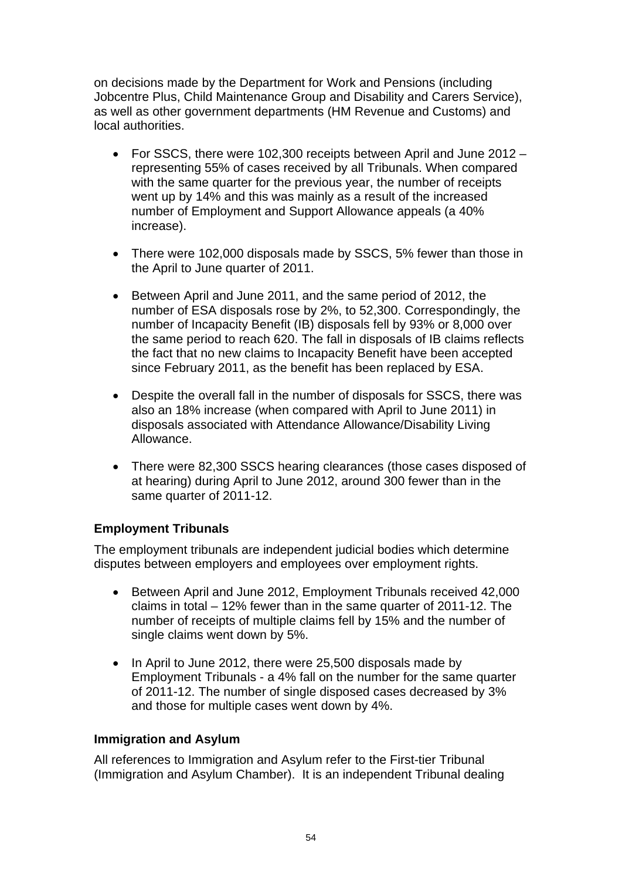on decisions made by the Department for Work and Pensions (including Jobcentre Plus, Child Maintenance Group and Disability and Carers Service), as well as other government departments (HM Revenue and Customs) and local authorities.

- For SSCS, there were 102,300 receipts between April and June 2012 – representing 55% of cases received by all Tribunals. When compared with the same quarter for the previous year, the number of receipts went up by 14% and this was mainly as a result of the increased number of Employment and Support Allowance appeals (a 40% increase).
- There were 102,000 disposals made by SSCS, 5% fewer than those in the April to June quarter of 2011.
- Between April and June 2011, and the same period of 2012, the number of ESA disposals rose by 2%, to 52,300. Correspondingly, the number of Incapacity Benefit (IB) disposals fell by 93% or 8,000 over the same period to reach 620. The fall in disposals of IB claims reflects the fact that no new claims to Incapacity Benefit have been accepted since February 2011, as the benefit has been replaced by ESA.
- Despite the overall fall in the number of disposals for SSCS, there was also an 18% increase (when compared with April to June 2011) in disposals associated with Attendance Allowance/Disability Living Allowance.
- There were 82,300 SSCS hearing clearances (those cases disposed of at hearing) during April to June 2012, around 300 fewer than in the same quarter of 2011-12.

### Employment Tribunals

The employment tribunals are independent judicial bodies which determine disputes between employers and employees over employment rights.

- Between April and June 2012, Employment Tribunals received 42,000 claims in total – 12% fewer than in the same quarter of 2011-12. The number of receipts of multiple claims fell by 15% and the number of single claims went down by 5%.
- In April to June 2012, there were 25,500 disposals made by Employment Tribunals - a 4% fall on the number for the same quarter of 2011-12. The number of single disposed cases decreased by 3% and those for multiple cases went down by 4%.

### Immigration and Asylum

All references to Immigration and Asylum refer to the First-tier Tribunal (Immigration and Asylum Chamber). It is an independent Tribunal dealing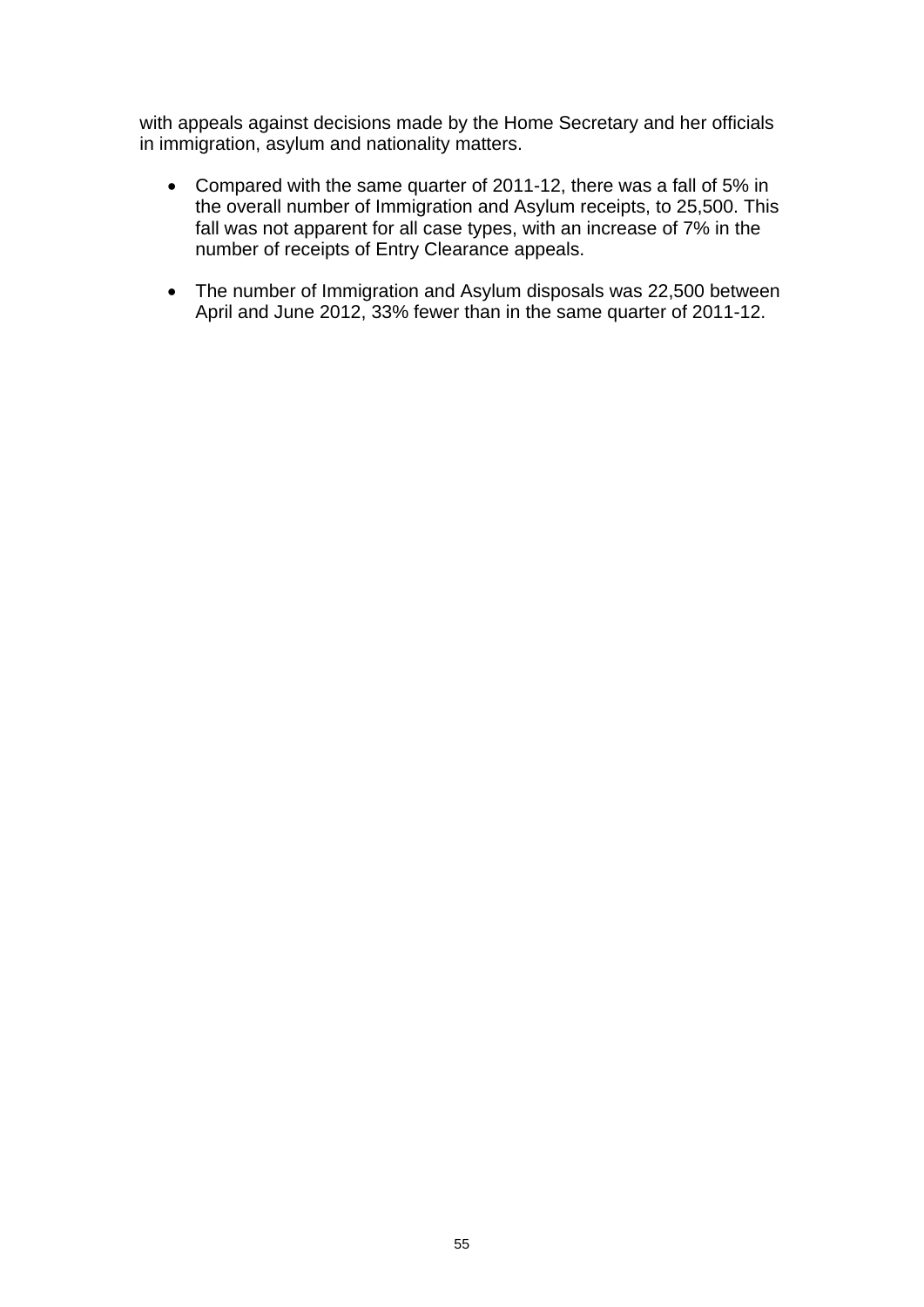with appeals against decisions made by the Home Secretary and her officials in immigration, asylum and nationality matters.

- Compared with the same quarter of 2011-12, there was a fall of 5% in the overall number of Immigration and Asylum receipts, to 25,500. This fall was not apparent for all case types, with an increase of 7% in the number of receipts of Entry Clearance appeals.

- The number of Immigration and Asylum disposals was 22,500 between April and June 2012, 33% fewer than in the same quarter of 2011-12.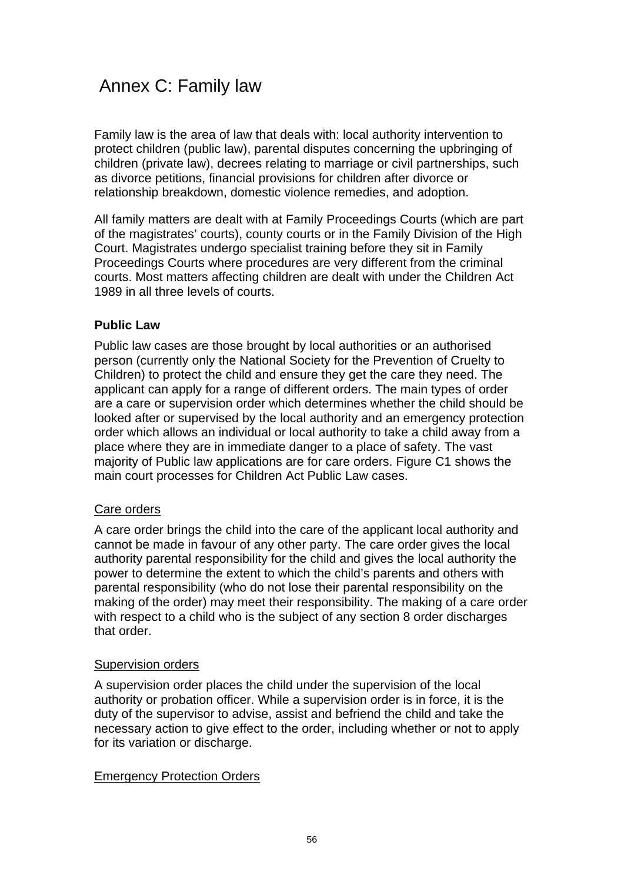# Annex C: Family law

Family law is the area of law that deals with: local authority intervention to protect children (public law), parental disputes concerning the upbringing of children (private law), decrees relating to marriage or civil partnerships, such as divorce petitions, financial provisions for children after divorce or relationship breakdown, domestic violence remedies, and adoption.

All family matters are dealt with at Family Proceedings Courts (which are part of the magistrates' courts), county courts or in the Family Division of the High Court. Magistrates undergo specialist training before they sit in Family Proceedings Courts where procedures are very different from the criminal courts. Most matters affecting children are dealt with under the Children Act 1989 in all three levels of courts.

**Public Law**

Public law cases are those brought by local authorities or an authorised person (currently only the National Society for the Prevention of Cruelty to Children) to protect the child and ensure they get the care they need. The applicant can apply for a range of different orders. The main types of order are a care or supervision order which determines whether the child should be looked after or supervised by the local authority and an emergency protection order which allows an individual or local authority to take a child away from a place where they are in immediate danger to a place of safety. The vast majority of Public law applications are for care orders. Figure C1 shows the main court processes for Children Act Public Law cases.

<u>Care orders</u>

A care order brings the child into the care of the applicant local authority and cannot be made in favour of any other party. The care order gives the local authority parental responsibility for the child and gives the local authority the power to determine the extent to which the child's parents and others with parental responsibility (who do not lose their parental responsibility on the making of the order) may meet their responsibility. The making of a care order with respect to a child who is the subject of any section 8 order discharges that order.

<u>Supervision orders</u>

A supervision order places the child under the supervision of the local authority or probation officer. While a supervision order is in force, it is the duty of the supervisor to advise, assist and befriend the child and take the necessary action to give effect to the order, including whether or not to apply for its variation or discharge.

<u>Emergency Protection Orders</u>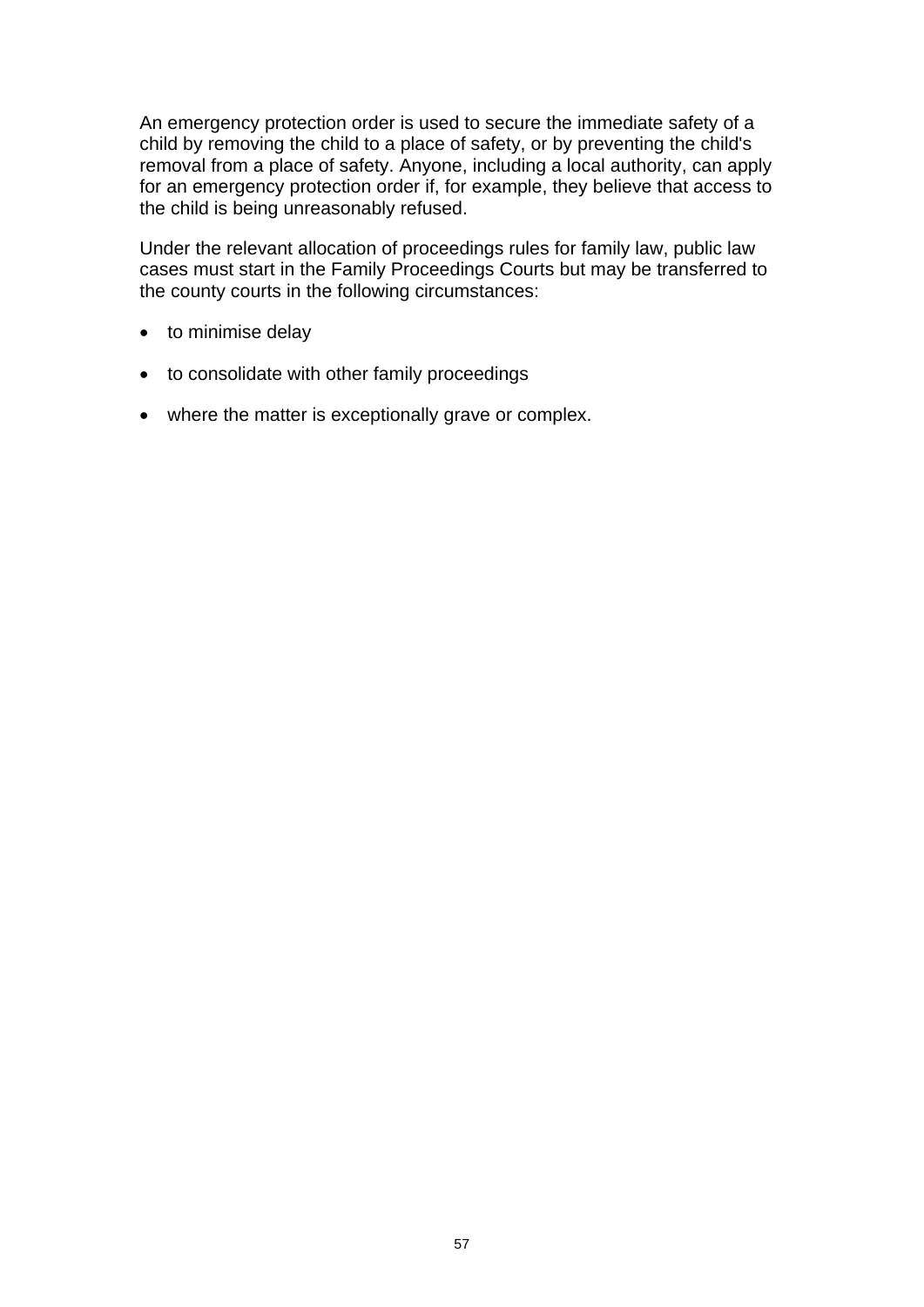An emergency protection order is used to secure the immediate safety of a child by removing the child to a place of safety, or by preventing the child's removal from a place of safety. Anyone, including a local authority, can apply for an emergency protection order if, for example, they believe that access to the child is being unreasonably refused.

Under the relevant allocation of proceedings rules for family law, public law cases must start in the Family Proceedings Courts but may be transferred to the county courts in the following circumstances:

- to minimise delay
- to consolidate with other family proceedings
- where the matter is exceptionally grave or complex.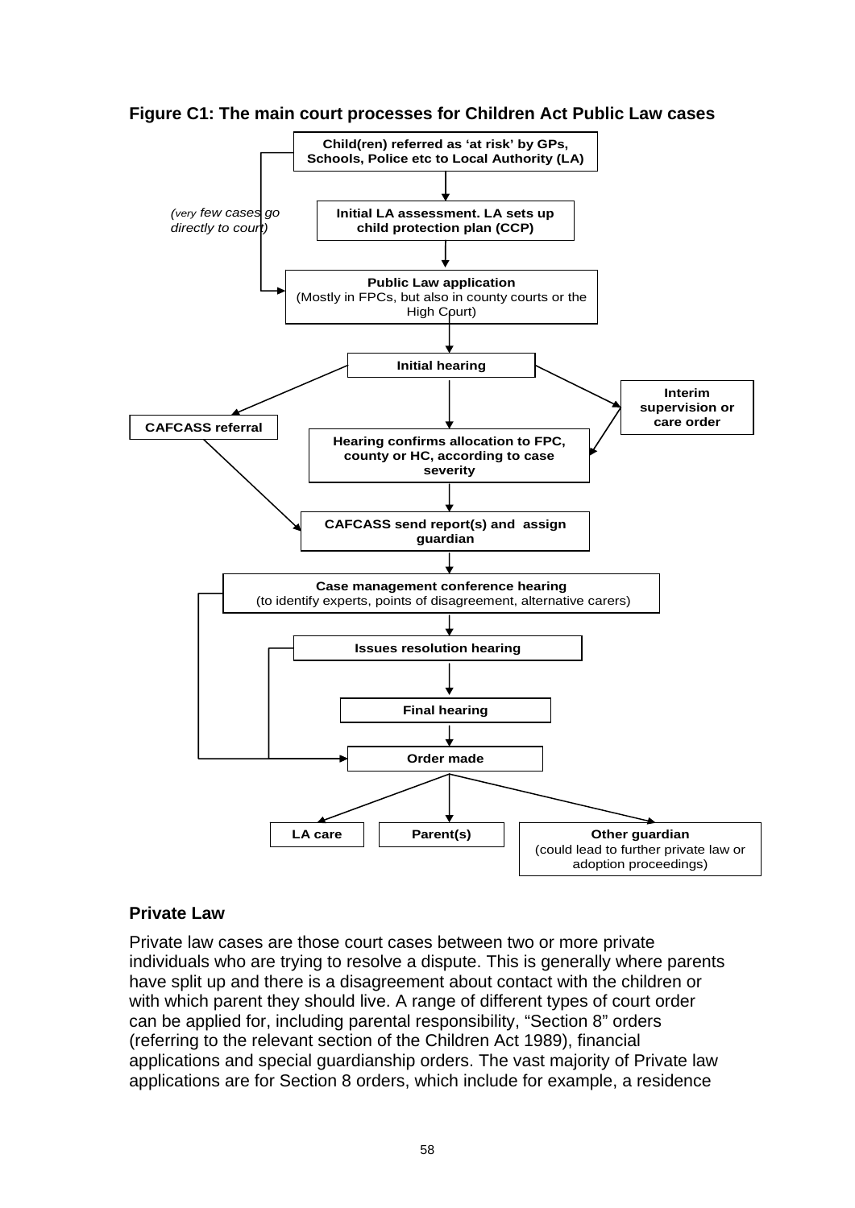**Figure C1: The main court processes for Children Act Public Law cases**

Child(ren) referred as 'at risk' by GPs, Schools, Police etc to Local Authority (LA)

*(very few cases go directly to court)*

Initial LA assessment. LA sets up child protection plan (CCP)

**Public Law application**
(Mostly in FPCs, but also in county courts or the High Court)

**Initial hearing**

**CAFCASS referral**

**Interim supervision or care order**

**Hearing confirms allocation to FPC, county or HC, according to case severity**

**CAFCASS send report(s) and assign guardian**

**Case management conference hearing**
(to identify experts, points of disagreement, alternative carers)

**Issues resolution hearing**

**Final hearing**

**Order made**

**LA care** | **Parent(s)** | **Other guardian** (could lead to further private law or adoption proceedings)

## Private Law

Private law cases are those court cases between two or more private individuals who are trying to resolve a dispute. This is generally where parents have split up and there is a disagreement about contact with the children or with which parent they should live. A range of different types of court order can be applied for, including parental responsibility, "Section 8" orders (referring to the relevant section of the Children Act 1989), financial applications and special guardianship orders. The vast majority of Private law applications are for Section 8 orders, which include for example, a residence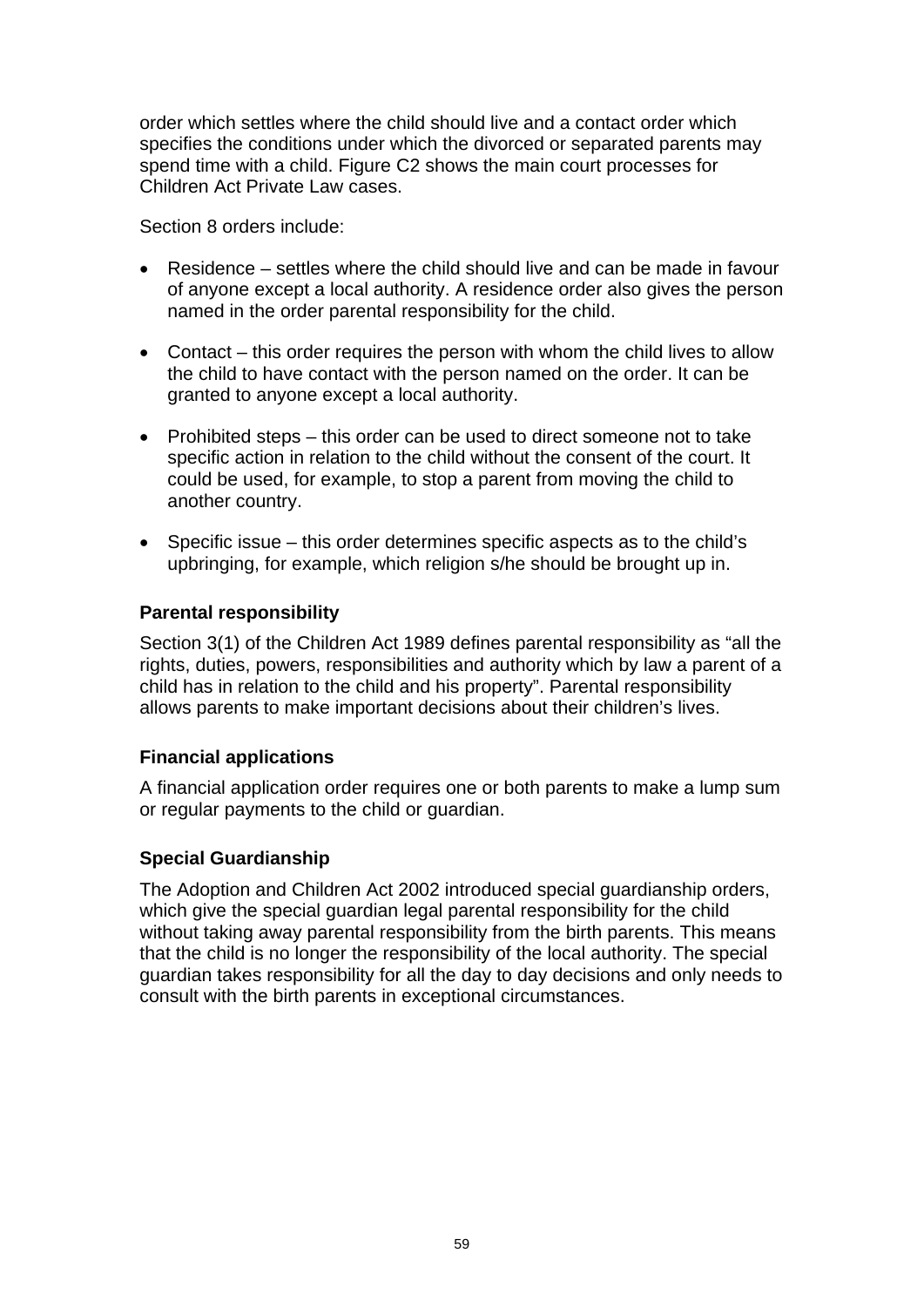order which settles where the child should live and a contact order which specifies the conditions under which the divorced or separated parents may spend time with a child. Figure C2 shows the main court processes for Children Act Private Law cases.

Section 8 orders include:

- Residence – settles where the child should live and can be made in favour of anyone except a local authority. A residence order also gives the person named in the order parental responsibility for the child.
- Contact – this order requires the person with whom the child lives to allow the child to have contact with the person named on the order. It can be granted to anyone except a local authority.
- Prohibited steps – this order can be used to direct someone not to take specific action in relation to the child without the consent of the court. It could be used, for example, to stop a parent from moving the child to another country.
- Specific issue – this order determines specific aspects as to the child's upbringing, for example, which religion s/he should be brought up in.

### Parental responsibility

Section 3(1) of the Children Act 1989 defines parental responsibility as "all the rights, duties, powers, responsibilities and authority which by law a parent of a child has in relation to the child and his property". Parental responsibility allows parents to make important decisions about their children's lives.

### Financial applications

A financial application order requires one or both parents to make a lump sum or regular payments to the child or guardian.

### Special Guardianship

The Adoption and Children Act 2002 introduced special guardianship orders, which give the special guardian legal parental responsibility for the child without taking away parental responsibility from the birth parents. This means that the child is no longer the responsibility of the local authority. The special guardian takes responsibility for all the day to day decisions and only needs to consult with the birth parents in exceptional circumstances.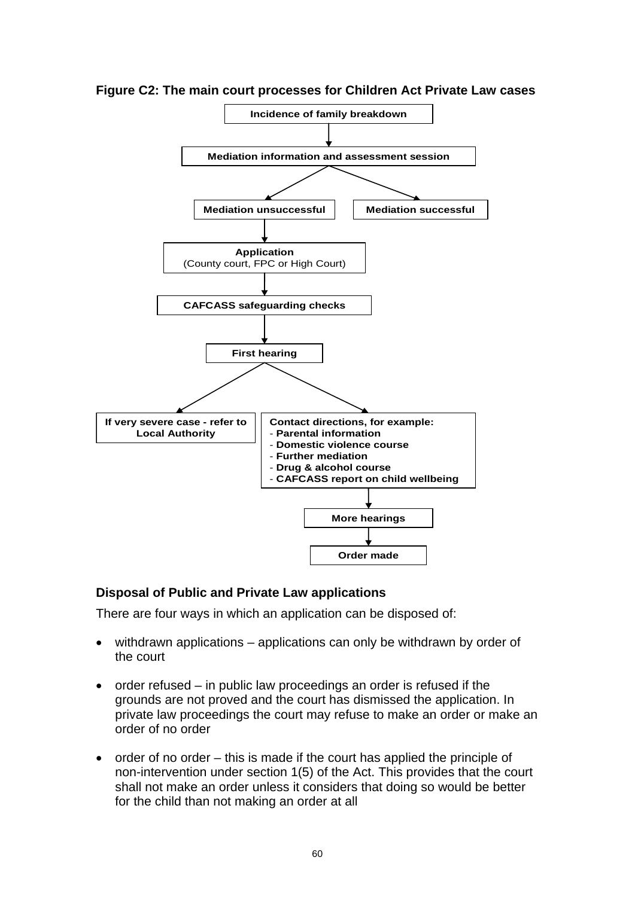**Figure C2: The main court processes for Children Act Private Law cases**

- **Incidence of family breakdown**
  - ↓ **Mediation information and assessment session**
    - → **Mediation successful**
    - → **Mediation unsuccessful**
      - ↓ **Application** (County court, FPC or High Court)
      - ↓ **CAFCASS safeguarding checks**
      - ↓ **First hearing**
        - → **If very severe case - refer to Local Authority**
        - → **Contact directions, for example:**
          - **Parental information**
          - **Domestic violence course**
          - **Further mediation**
          - **Drug & alcohol course**
          - **CAFCASS report on child wellbeing**
          - ↓ **More hearings**
          - ↓ **Order made**

## Disposal of Public and Private Law applications

There are four ways in which an application can be disposed of:

- withdrawn applications – applications can only be withdrawn by order of the court
- order refused – in public law proceedings an order is refused if the grounds are not proved and the court has dismissed the application. In private law proceedings the court may refuse to make an order or make an order of no order
- order of no order – this is made if the court has applied the principle of non-intervention under section 1(5) of the Act. This provides that the court shall not make an order unless it considers that doing so would be better for the child than not making an order at all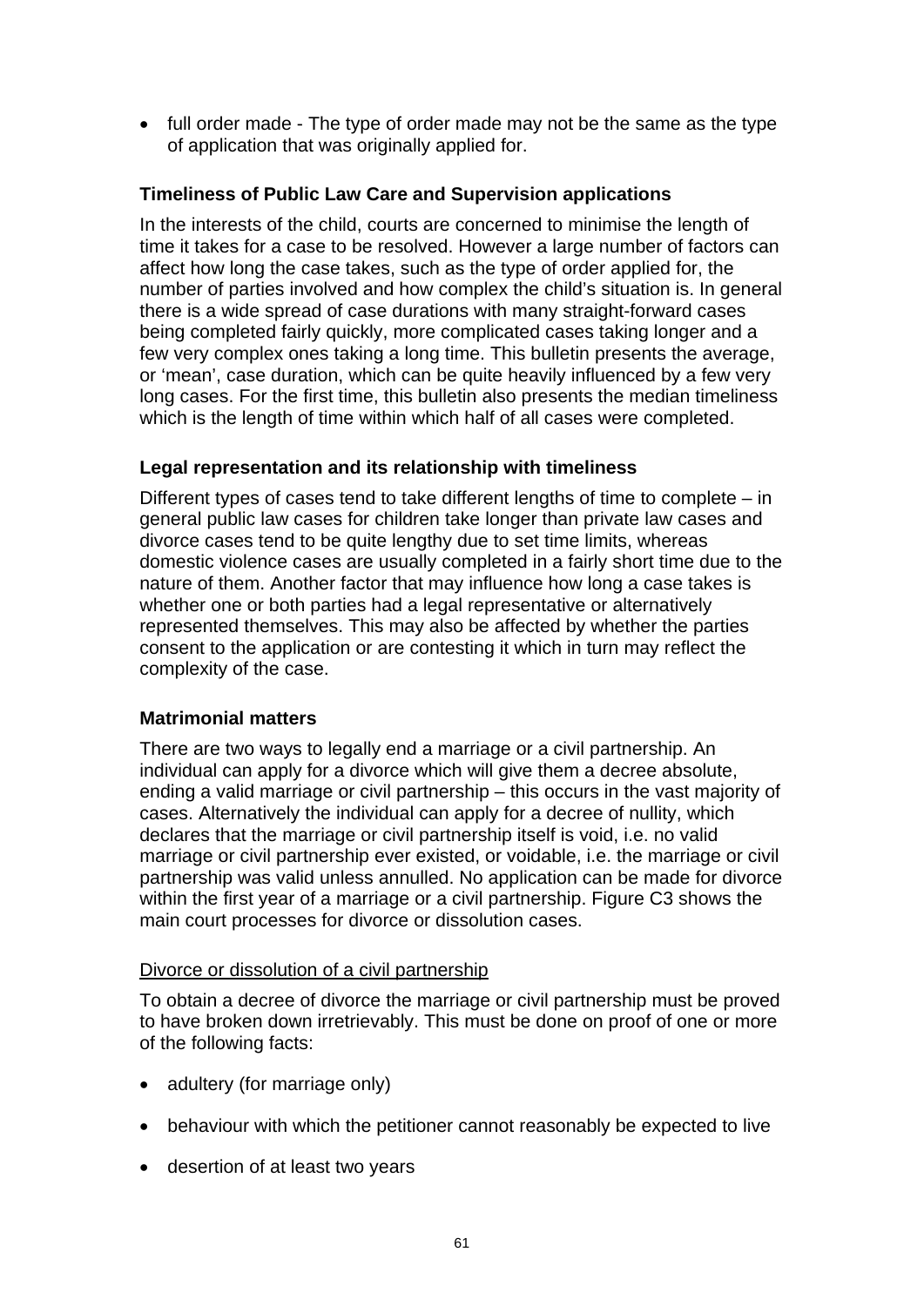- full order made - The type of order made may not be the same as the type of application that was originally applied for.

**Timeliness of Public Law Care and Supervision applications**

In the interests of the child, courts are concerned to minimise the length of time it takes for a case to be resolved. However a large number of factors can affect how long the case takes, such as the type of order applied for, the number of parties involved and how complex the child's situation is. In general there is a wide spread of case durations with many straight-forward cases being completed fairly quickly, more complicated cases taking longer and a few very complex ones taking a long time. This bulletin presents the average, or 'mean', case duration, which can be quite heavily influenced by a few very long cases. For the first time, this bulletin also presents the median timeliness which is the length of time within which half of all cases were completed.

**Legal representation and its relationship with timeliness**

Different types of cases tend to take different lengths of time to complete – in general public law cases for children take longer than private law cases and divorce cases tend to be quite lengthy due to set time limits, whereas domestic violence cases are usually completed in a fairly short time due to the nature of them. Another factor that may influence how long a case takes is whether one or both parties had a legal representative or alternatively represented themselves. This may also be affected by whether the parties consent to the application or are contesting it which in turn may reflect the complexity of the case.

**Matrimonial matters**

There are two ways to legally end a marriage or a civil partnership. An individual can apply for a divorce which will give them a decree absolute, ending a valid marriage or civil partnership – this occurs in the vast majority of cases. Alternatively the individual can apply for a decree of nullity, which declares that the marriage or civil partnership itself is void, i.e. no valid marriage or civil partnership ever existed, or voidable, i.e. the marriage or civil partnership was valid unless annulled. No application can be made for divorce within the first year of a marriage or a civil partnership. Figure C3 shows the main court processes for divorce or dissolution cases.

Divorce or dissolution of a civil partnership

To obtain a decree of divorce the marriage or civil partnership must be proved to have broken down irretrievably. This must be done on proof of one or more of the following facts:

- adultery (for marriage only)
- behaviour with which the petitioner cannot reasonably be expected to live
- desertion of at least two years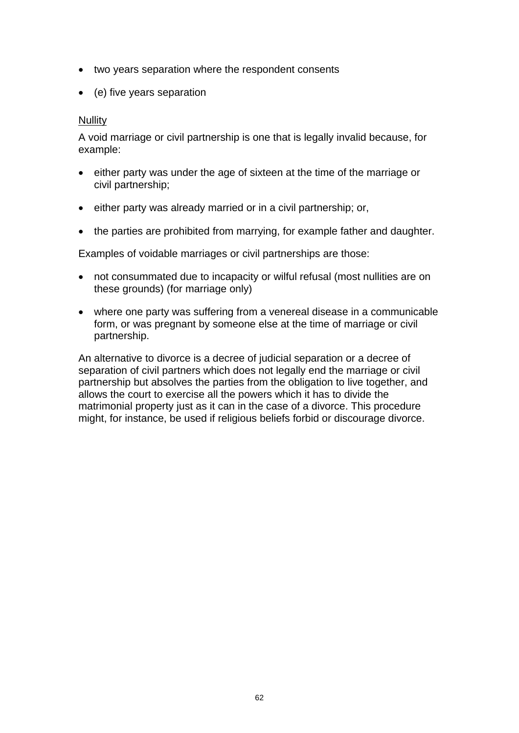- two years separation where the respondent consents
- (e) five years separation

Nullity

A void marriage or civil partnership is one that is legally invalid because, for example:

- either party was under the age of sixteen at the time of the marriage or civil partnership;
- either party was already married or in a civil partnership; or,
- the parties are prohibited from marrying, for example father and daughter.

Examples of voidable marriages or civil partnerships are those:

- not consummated due to incapacity or wilful refusal (most nullities are on these grounds) (for marriage only)
- where one party was suffering from a venereal disease in a communicable form, or was pregnant by someone else at the time of marriage or civil partnership.

An alternative to divorce is a decree of judicial separation or a decree of separation of civil partners which does not legally end the marriage or civil partnership but absolves the parties from the obligation to live together, and allows the court to exercise all the powers which it has to divide the matrimonial property just as it can in the case of a divorce. This procedure might, for instance, be used if religious beliefs forbid or discourage divorce.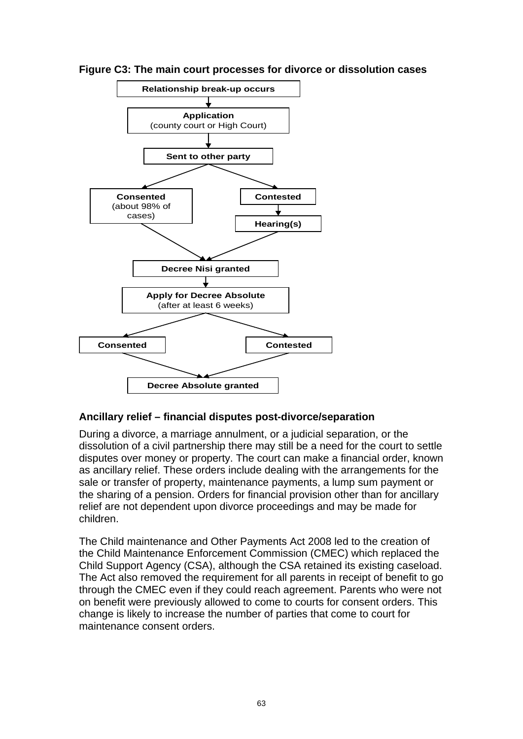**Figure C3: The main court processes for divorce or dissolution cases**

- **Relationship break-up occurs**
- ↓ **Application** (county court or High Court)
- ↓ **Sent to other party**
  - **Consented** (about 98% of cases)
  - **Contested** → **Hearing(s)**
- ↓ **Decree Nisi granted**
- ↓ **Apply for Decree Absolute** (after at least 6 weeks)
  - **Consented**
  - **Contested**
- ↓ **Decree Absolute granted**

## Ancillary relief – financial disputes post-divorce/separation

During a divorce, a marriage annulment, or a judicial separation, or the dissolution of a civil partnership there may still be a need for the court to settle disputes over money or property. The court can make a financial order, known as ancillary relief. These orders include dealing with the arrangements for the sale or transfer of property, maintenance payments, a lump sum payment or the sharing of a pension. Orders for financial provision other than for ancillary relief are not dependent upon divorce proceedings and may be made for children.

The Child maintenance and Other Payments Act 2008 led to the creation of the Child Maintenance Enforcement Commission (CMEC) which replaced the Child Support Agency (CSA), although the CSA retained its existing caseload. The Act also removed the requirement for all parents in receipt of benefit to go through the CMEC even if they could reach agreement. Parents who were not on benefit were previously allowed to come to courts for consent orders. This change is likely to increase the number of parties that come to court for maintenance consent orders.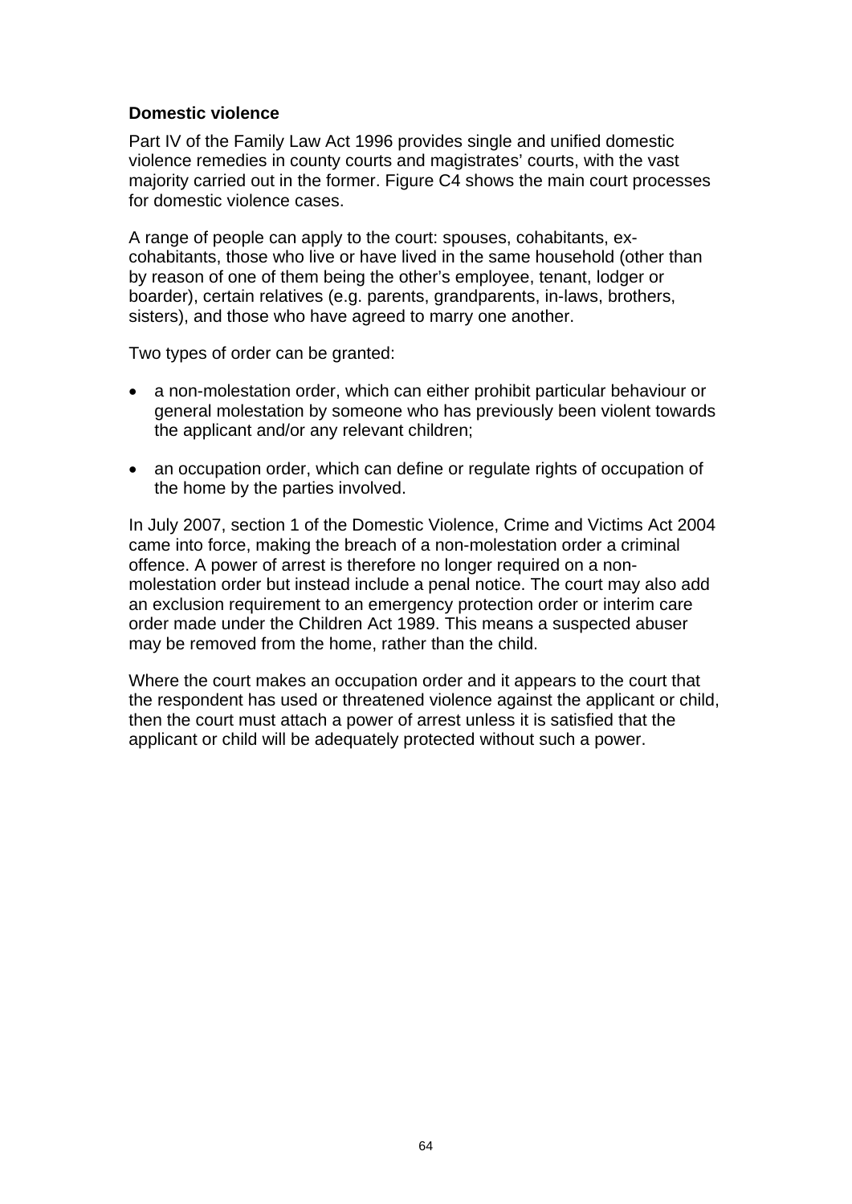**Domestic violence**

Part IV of the Family Law Act 1996 provides single and unified domestic violence remedies in county courts and magistrates' courts, with the vast majority carried out in the former. Figure C4 shows the main court processes for domestic violence cases.

A range of people can apply to the court: spouses, cohabitants, ex-cohabitants, those who live or have lived in the same household (other than by reason of one of them being the other's employee, tenant, lodger or boarder), certain relatives (e.g. parents, grandparents, in-laws, brothers, sisters), and those who have agreed to marry one another.

Two types of order can be granted:

- a non-molestation order, which can either prohibit particular behaviour or general molestation by someone who has previously been violent towards the applicant and/or any relevant children;
- an occupation order, which can define or regulate rights of occupation of the home by the parties involved.

In July 2007, section 1 of the Domestic Violence, Crime and Victims Act 2004 came into force, making the breach of a non-molestation order a criminal offence. A power of arrest is therefore no longer required on a non-molestation order but instead include a penal notice. The court may also add an exclusion requirement to an emergency protection order or interim care order made under the Children Act 1989. This means a suspected abuser may be removed from the home, rather than the child.

Where the court makes an occupation order and it appears to the court that the respondent has used or threatened violence against the applicant or child, then the court must attach a power of arrest unless it is satisfied that the applicant or child will be adequately protected without such a power.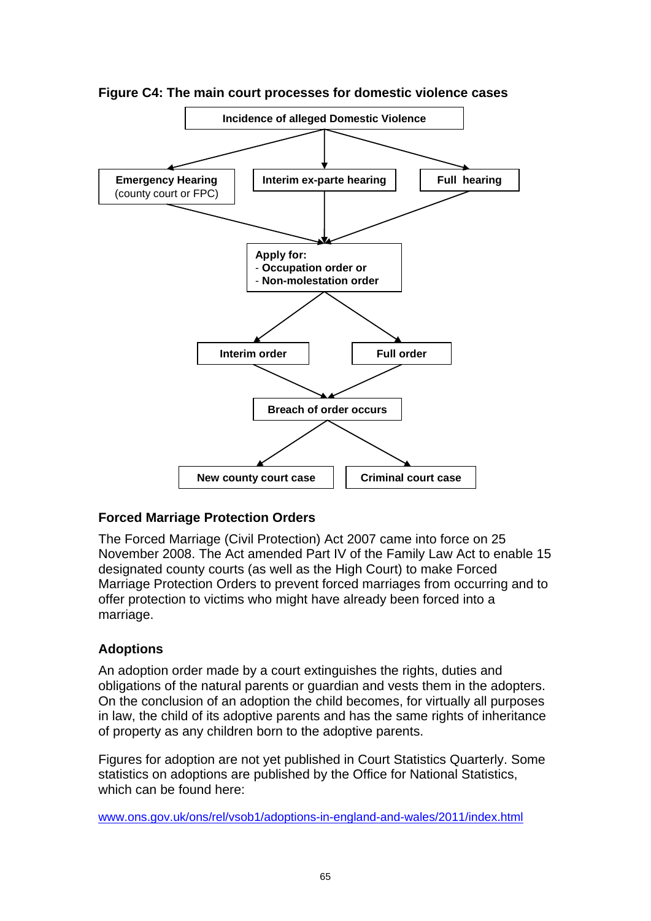**Figure C4: The main court processes for domestic violence cases**

Incidence of alleged Domestic Violence

Emergency Hearing (county court or FPC)

Interim ex-parte hearing

Full hearing

Apply for:
- Occupation order or
- Non-molestation order

Interim order

Full order

Breach of order occurs

New county court case

Criminal court case

### Forced Marriage Protection Orders

The Forced Marriage (Civil Protection) Act 2007 came into force on 25 November 2008. The Act amended Part IV of the Family Law Act to enable 15 designated county courts (as well the High Court) to make Forced Marriage Protection Orders to prevent forced marriages from occurring and to offer protection to victims who might have already been forced into a marriage.

### Adoptions

An adoption order made by a court extinguishes the rights, duties and obligations of the natural parents or guardian and vests them in the adopters. On the conclusion of an adoption the child becomes, for virtually all purposes in law, the child of its adoptive parents and has the same rights of inheritance of property as any children born to the adoptive parents.

Figures for adoption are not yet published in Court Statistics Quarterly. Some statistics on adoptions are published by the Office for National Statistics, which can be found here:

www.ons.gov.uk/ons/rel/vsob1/adoptions-in-england-and-wales/2011/index.html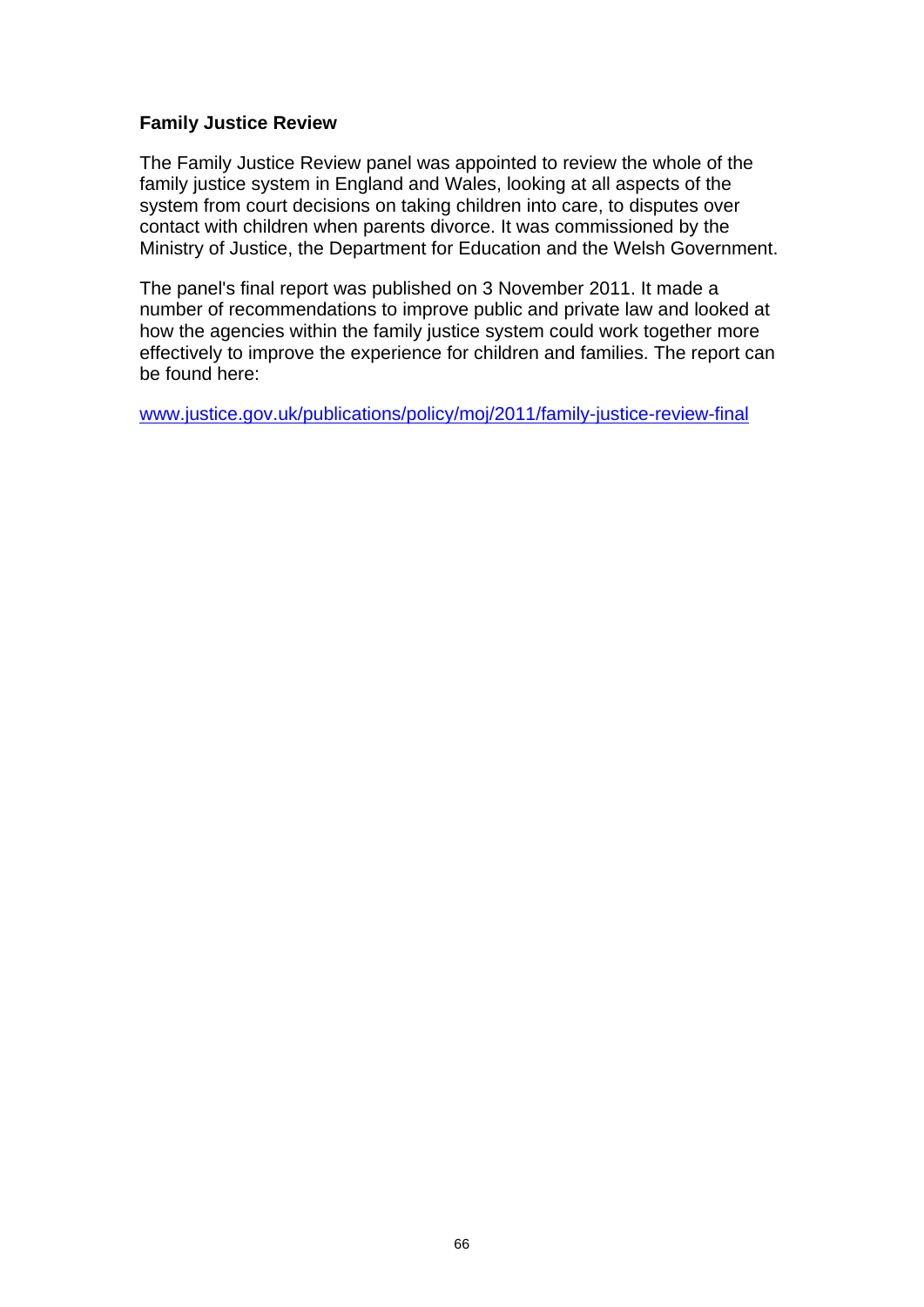**Family Justice Review**

The Family Justice Review panel was appointed to review the whole of the family justice system in England and Wales, looking at all aspects of the system from court decisions on taking children into care, to disputes over contact with children when parents divorce. It was commissioned by the Ministry of Justice, the Department for Education and the Welsh Government.

The panel's final report was published on 3 November 2011. It made a number of recommendations to improve public and private law and looked at how the agencies within the family justice system could work together more effectively to improve the experience for children and families. The report can be found here:

www.justice.gov.uk/publications/policy/moj/2011/family-justice-review-final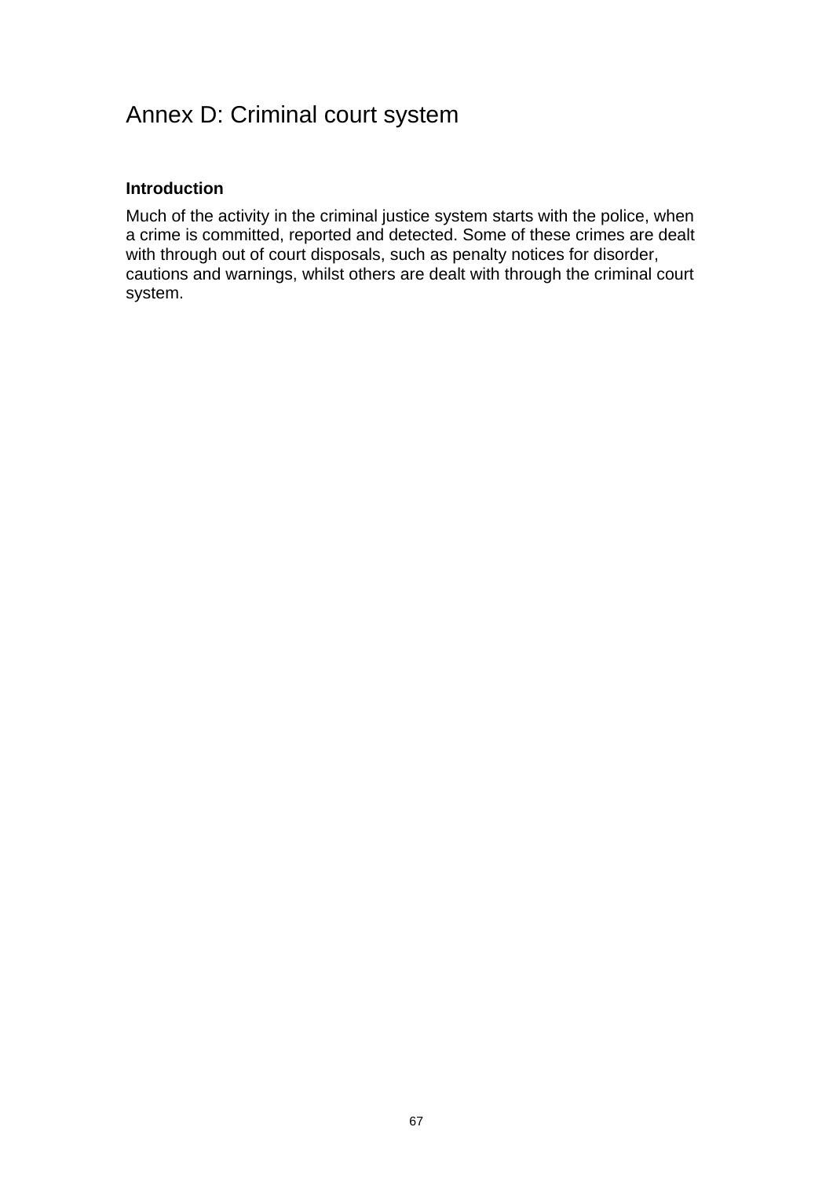# Annex D: Criminal court system

### Introduction

Much of the activity in the criminal justice system starts with the police, when a crime is committed, reported and detected. Some of these crimes are dealt with through out of court disposals, such as penalty notices for disorder, cautions and warnings, whilst others are dealt with through the criminal court system.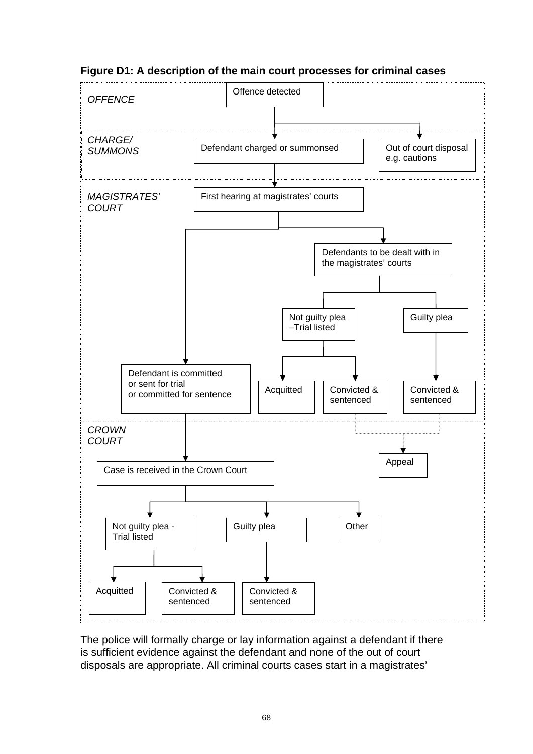**Figure D1: A description of the main court processes for criminal cases**

*OFFENCE*

- Offence detected
  - → Defendant charged or summonsed
  - → Out of court disposal e.g. cautions

*CHARGE/ SUMMONS*

- Defendant charged or summonsed → First hearing at magistrates' courts

*MAGISTRATES' COURT*

- First hearing at magistrates' courts
  - → Defendant is committed or sent for trial or committed for sentence
  - → Defendants to be dealt with in the magistrates' courts
    - Not guilty plea –Trial listed
      - → Acquitted
      - → Convicted & sentenced
    - Guilty plea
      - → Convicted & sentenced
- Convicted & sentenced (magistrates' courts) → Appeal

*CROWN COURT*

- Defendant is committed or sent for trial or committed for sentence → Case is received in the Crown Court
  - → Not guilty plea - Trial listed
    - → Acquitted
    - → Convicted & sentenced
  - → Guilty plea
    - → Convicted & sentenced
  - → Other

The police will formally charge or lay information against a defendant if there is sufficient evidence against the defendant and none of the out of court disposals are appropriate. All criminal courts cases start in a magistrates'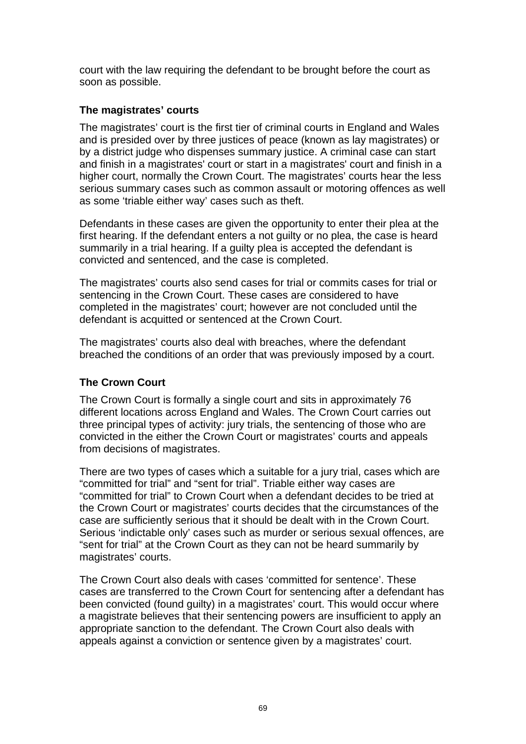court with the law requiring the defendant to be brought before the court as soon as possible.

### The magistrates' courts

The magistrates' court is the first tier of criminal courts in England and Wales and is presided over by three justices of peace (known as lay magistrates) or by a district judge who dispenses summary justice. A criminal case can start and finish in a magistrates' court or start in a magistrates' court and finish in a higher court, normally the Crown Court. The magistrates' courts hear the less serious summary cases such as common assault or motoring offences as well as some 'triable either way' cases such as theft.

Defendants in these cases are given the opportunity to enter their plea at the first hearing. If the defendant enters a not guilty or no plea, the case is heard summarily in a trial hearing. If a guilty plea is accepted the defendant is convicted and sentenced, and the case is completed.

The magistrates' courts also send cases for trial or commits cases for trial or sentencing in the Crown Court. These cases are considered to have completed in the magistrates' court; however are not concluded until the defendant is acquitted or sentenced at the Crown Court.

The magistrates' courts also deal with breaches, where the defendant breached the conditions of an order that was previously imposed by a court.

### The Crown Court

The Crown Court is formally a single court and sits in approximately 76 different locations across England and Wales. The Crown Court carries out three principal types of activity: jury trials, the sentencing of those who are convicted in the either the Crown Court or magistrates' courts and appeals from decisions of magistrates.

There are two types of cases which a suitable for a jury trial, cases which are "committed for trial" and "sent for trial". Triable either way cases are "committed for trial" to Crown Court when a defendant decides to be tried at the Crown Court or magistrates' courts decides that the circumstances of the case are sufficiently serious that it should be dealt with in the Crown Court. Serious 'indictable only' cases such as murder or serious sexual offences, are "sent for trial" at the Crown Court as they can not be heard summarily by magistrates' courts.

The Crown Court also deals with cases 'committed for sentence'. These cases are transferred to the Crown Court for sentencing after a defendant has been convicted (found guilty) in a magistrates' court. This would occur where a magistrate believes that their sentencing powers are insufficient to apply an appropriate sanction to the defendant. The Crown Court also deals with appeals against a conviction or sentence given by a magistrates' court.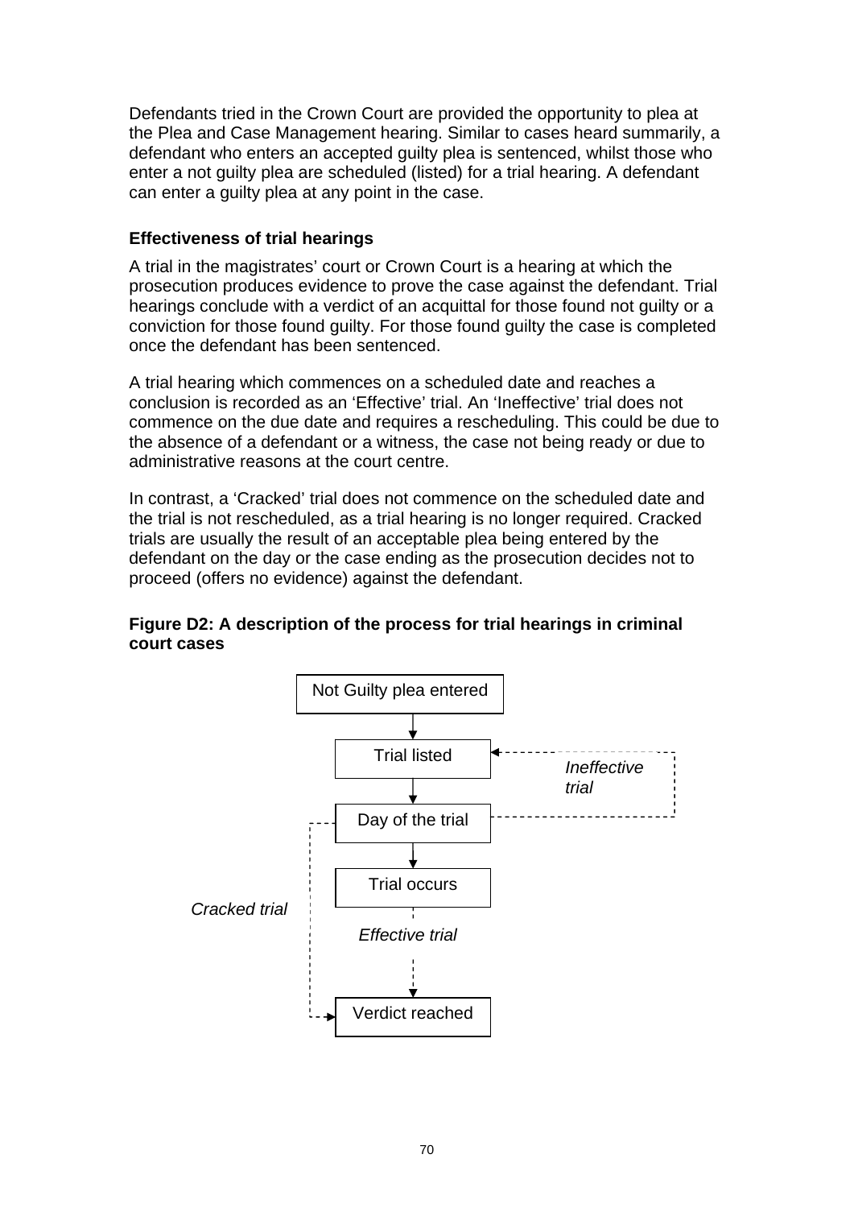Defendants tried in the Crown Court are provided the opportunity to plea at the Plea and Case Management hearing. Similar to cases heard summarily, a defendant who enters an accepted guilty plea is sentenced, whilst those who enter a not guilty plea are scheduled (listed) for a trial hearing. A defendant can enter a guilty plea at any point in the case.

### Effectiveness of trial hearings

A trial in the magistrates' court or Crown Court is a hearing at which the prosecution produces evidence to prove the case against the defendant. Trial hearings conclude with a verdict of an acquittal for those found not guilty or a conviction for those found guilty. For those found guilty the case is completed once the defendant has been sentenced.

A trial hearing which commences on a scheduled date and reaches a conclusion is recorded as an 'Effective' trial. An 'Ineffective' trial does not commence on the due date and requires a rescheduling. This could be due to the absence of a defendant or a witness, the case not being ready or due to administrative reasons at the court centre.

In contrast, a 'Cracked' trial does not commence on the scheduled date and the trial is not rescheduled, as a trial hearing is no longer required. Cracked trials are usually the result of an acceptable plea being entered by the defendant on the day or the case ending as the prosecution decides not to proceed (offers no evidence) against the defendant.

**Figure D2: A description of the process for trial hearings in criminal court cases**

Not Guilty plea entered → Trial listed → Day of the trial → Trial occurs → *Effective trial* → Verdict reached

- *Ineffective trial*: Day of the trial → Trial listed
- *Cracked trial*: Day of the trial → Verdict reached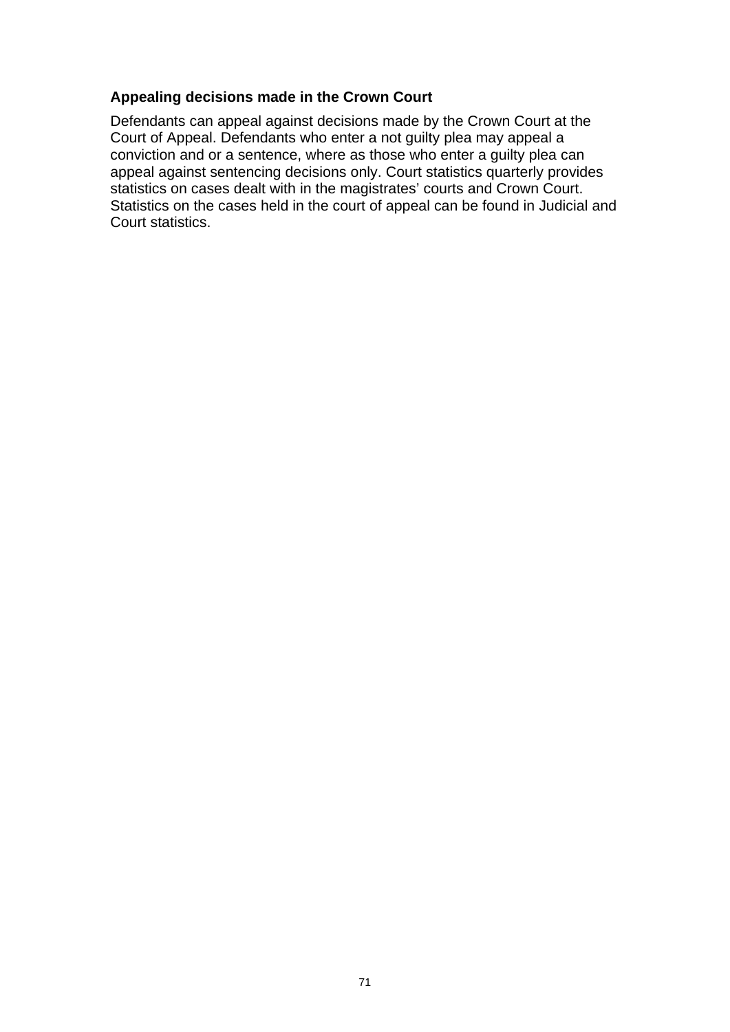### Appealing decisions made in the Crown Court

Defendants can appeal against decisions made by the Crown Court at the Court of Appeal. Defendants who enter a not guilty plea may appeal a conviction and or a sentence, where as those who enter a guilty plea can appeal against sentencing decisions only. Court statistics quarterly provides statistics on cases dealt with in the magistrates' courts and Crown Court. Statistics on the cases held in the court of appeal can be found in Judicial and Court statistics.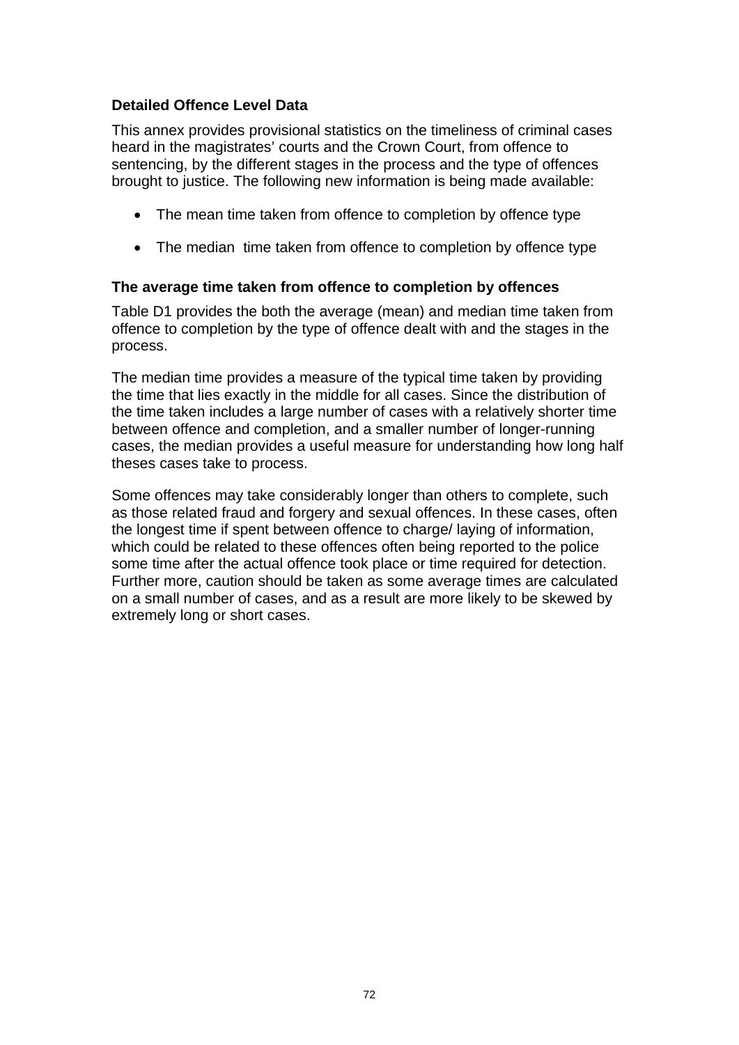### Detailed Offence Level Data

This annex provides provisional statistics on the timeliness of criminal cases heard in the magistrates' courts and the Crown Court, from offence to sentencing, by the different stages in the process and the type of offences brought to justice. The following new information is being made available:

- The mean time taken from offence to completion by offence type
- The median  time taken from offence to completion by offence type

### The average time taken from offence to completion by offences

Table D1 provides the both the average (mean) and median time taken from offence to completion by the type of offence dealt with and the stages in the process.

The median time provides a measure of the typical time taken by providing the time that lies exactly in the middle for all cases. Since the distribution of the time taken includes a large number of cases with a relatively shorter time between offence and completion, and a smaller number of longer-running cases, the median provides a useful measure for understanding how long half theses cases take to process.

Some offences may take considerably longer than others to complete, such as those related fraud and forgery and sexual offences. In these cases, often the longest time if spent between offence to charge/ laying of information, which could be related to these offences often being reported to the police some time after the actual offence took place or time required for detection. Further more, caution should be taken as some average times are calculated on a small number of cases, and as a result are more likely to be skewed by extremely long or short cases.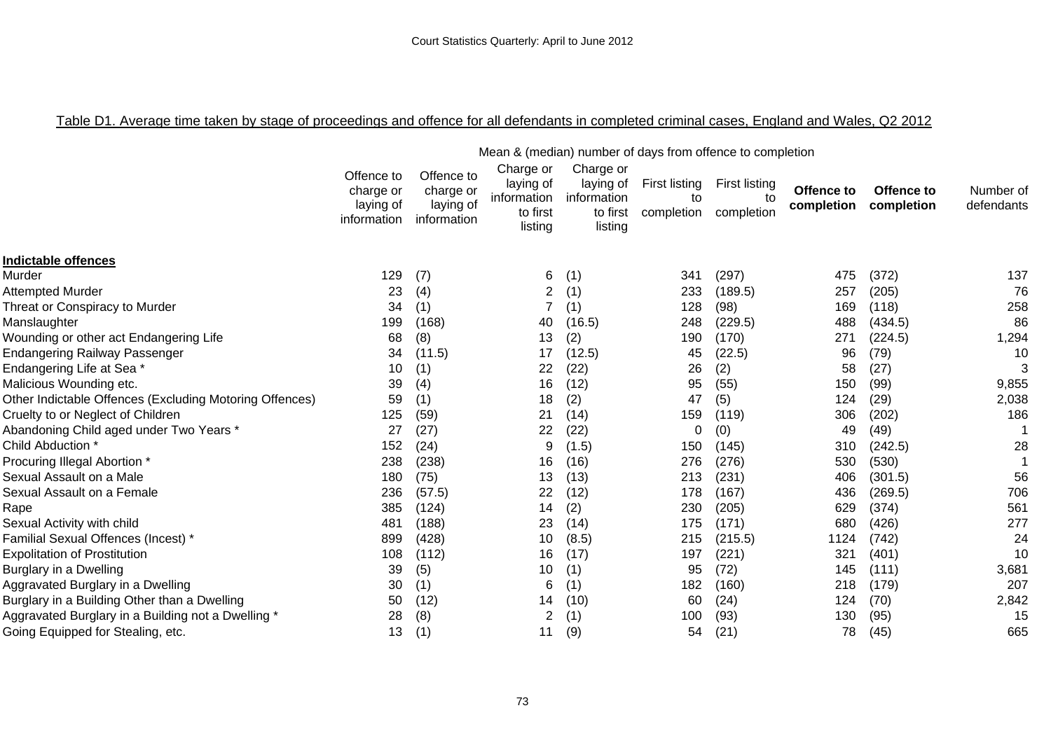Table D1. Average time taken by stage of proceedings and offence for all defendants in completed criminal cases, England and Wales, Q2 2012

| | Mean & (median) number of days from offence to completion | | | | | | | | |
|---|---|---|---|---|---|---|---|---|---|
| | Offence to charge or laying of information | Offence to charge or laying of information | Charge or laying of information to first listing | Charge or laying of information to first listing | First listing to completion | First listing to completion | **Offence to completion** | **Offence to completion** | Number of defendants |
| **Indictable offences** | | | | | | | | | |
| Murder | 129 | (7) | 6 | (1) | 341 | (297) | 475 | (372) | 137 |
| Attempted Murder | 23 | (4) | 2 | (1) | 233 | (189.5) | 257 | (205) | 76 |
| Threat or Conspiracy to Murder | 34 | (1) | 7 | (1) | 128 | (98) | 169 | (118) | 258 |
| Manslaughter | 199 | (168) | 40 | (16.5) | 248 | (229.5) | 488 | (434.5) | 86 |
| Wounding or other act Endangering Life | 68 | (8) | 13 | (2) | 190 | (170) | 271 | (224.5) | 1,294 |
| Endangering Railway Passenger | 34 | (11.5) | 17 | (12.5) | 45 | (22.5) | 96 | (79) | 10 |
| Endangering Life at Sea * | 10 | (1) | 22 | (22) | 26 | (2) | 58 | (27) | 3 |
| Malicious Wounding etc. | 39 | (4) | 16 | (12) | 95 | (55) | 150 | (99) | 9,855 |
| Other Indictable Offences (Excluding Motoring Offences) | 59 | (1) | 18 | (2) | 47 | (5) | 124 | (29) | 2,038 |
| Cruelty to or Neglect of Children | 125 | (59) | 21 | (14) | 159 | (119) | 306 | (202) | 186 |
| Abandoning Child aged under Two Years * | 27 | (27) | 22 | (22) | 0 | (0) | 49 | (49) | 1 |
| Child Abduction * | 152 | (24) | 9 | (1.5) | 150 | (145) | 310 | (242.5) | 28 |
| Procuring Illegal Abortion * | 238 | (238) | 16 | (16) | 276 | (276) | 530 | (530) | 1 |
| Sexual Assault on a Male | 180 | (75) | 13 | (13) | 213 | (231) | 406 | (301.5) | 56 |
| Sexual Assault on a Female | 236 | (57.5) | 22 | (12) | 178 | (167) | 436 | (269.5) | 706 |
| Rape | 385 | (124) | 14 | (2) | 230 | (205) | 629 | (374) | 561 |
| Sexual Activity with child | 481 | (188) | 23 | (14) | 175 | (171) | 680 | (426) | 277 |
| Familial Sexual Offences (Incest) * | 899 | (428) | 10 | (8.5) | 215 | (215.5) | 1124 | (742) | 24 |
| Expolitation of Prostitution | 108 | (112) | 16 | (17) | 197 | (221) | 321 | (401) | 10 |
| Burglary in a Dwelling | 39 | (5) | 10 | (1) | 95 | (72) | 145 | (111) | 3,681 |
| Aggravated Burglary in a Dwelling | 30 | (1) | 6 | (1) | 182 | (160) | 218 | (179) | 207 |
| Burglary in a Building Other than a Dwelling | 50 | (12) | 14 | (10) | 60 | (24) | 124 | (70) | 2,842 |
| Aggravated Burglary in a Building not a Dwelling * | 28 | (8) | 2 | (1) | 100 | (93) | 130 | (95) | 15 |
| Going Equipped for Stealing, etc. | 13 | (1) | 11 | (9) | 54 | (21) | 78 | (45) | 665 |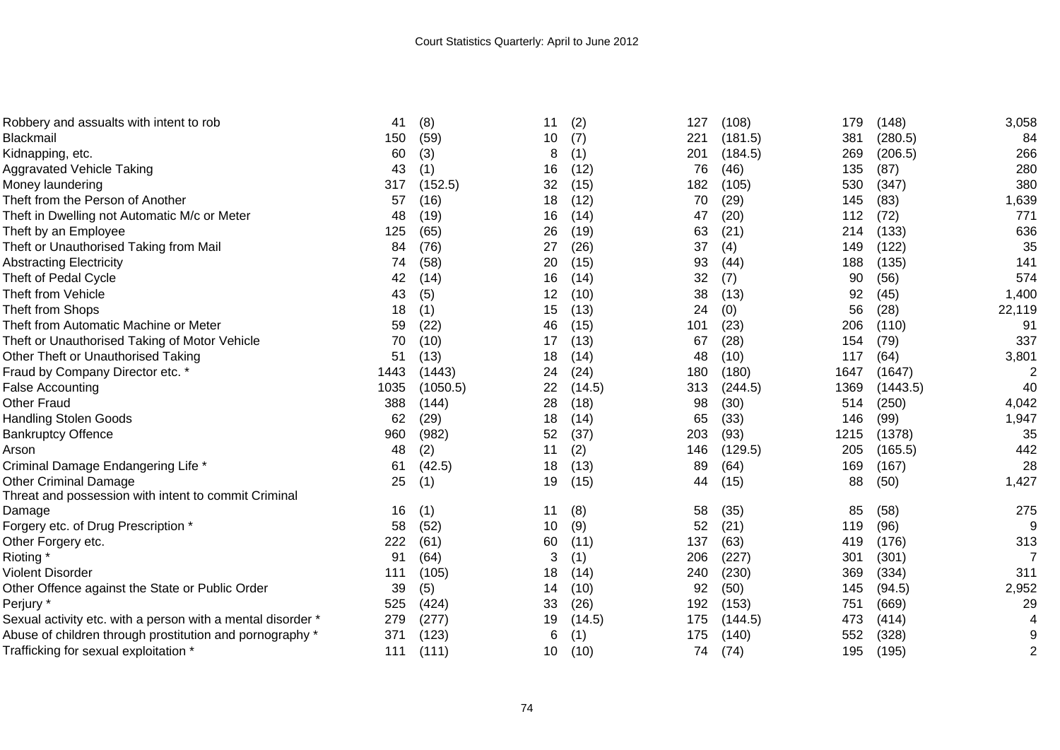| | | | | | | | | | |
|---|---|---|---|---|---|---|---|---|---|
| Robbery and assualts with intent to rob | 41 | (8) | 11 | (2) | 127 | (108) | 179 | (148) | 3,058 |
| Blackmail | 150 | (59) | 10 | (7) | 221 | (181.5) | 381 | (280.5) | 84 |
| Kidnapping, etc. | 60 | (3) | 8 | (1) | 201 | (184.5) | 269 | (206.5) | 266 |
| Aggravated Vehicle Taking | 43 | (1) | 16 | (12) | 76 | (46) | 135 | (87) | 280 |
| Money laundering | 317 | (152.5) | 32 | (15) | 182 | (105) | 530 | (347) | 380 |
| Theft from the Person of Another | 57 | (16) | 18 | (12) | 70 | (29) | 145 | (83) | 1,639 |
| Theft in Dwelling not Automatic M/c or Meter | 48 | (19) | 16 | (14) | 47 | (20) | 112 | (72) | 771 |
| Theft by an Employee | 125 | (65) | 26 | (19) | 63 | (21) | 214 | (133) | 636 |
| Theft or Unauthorised Taking from Mail | 84 | (76) | 27 | (26) | 37 | (4) | 149 | (122) | 35 |
| Abstracting Electricity | 74 | (58) | 20 | (15) | 93 | (44) | 188 | (135) | 141 |
| Theft of Pedal Cycle | 42 | (14) | 16 | (14) | 32 | (7) | 90 | (56) | 574 |
| Theft from Vehicle | 43 | (5) | 12 | (10) | 38 | (13) | 92 | (45) | 1,400 |
| Theft from Shops | 18 | (1) | 15 | (13) | 24 | (0) | 56 | (28) | 22,119 |
| Theft from Automatic Machine or Meter | 59 | (22) | 46 | (15) | 101 | (23) | 206 | (110) | 91 |
| Theft or Unauthorised Taking of Motor Vehicle | 70 | (10) | 17 | (13) | 67 | (28) | 154 | (79) | 337 |
| Other Theft or Unauthorised Taking | 51 | (13) | 18 | (14) | 48 | (10) | 117 | (64) | 3,801 |
| Fraud by Company Director etc. * | 1443 | (1443) | 24 | (24) | 180 | (180) | 1647 | (1647) | 2 |
| False Accounting | 1035 | (1050.5) | 22 | (14.5) | 313 | (244.5) | 1369 | (1443.5) | 40 |
| Other Fraud | 388 | (144) | 28 | (18) | 98 | (30) | 514 | (250) | 4,042 |
| Handling Stolen Goods | 62 | (29) | 18 | (14) | 65 | (33) | 146 | (99) | 1,947 |
| Bankruptcy Offence | 960 | (982) | 52 | (37) | 203 | (93) | 1215 | (1378) | 35 |
| Arson | 48 | (2) | 11 | (2) | 146 | (129.5) | 205 | (165.5) | 442 |
| Criminal Damage Endangering Life * | 61 | (42.5) | 18 | (13) | 89 | (64) | 169 | (167) | 28 |
| Other Criminal Damage | 25 | (1) | 19 | (15) | 44 | (15) | 88 | (50) | 1,427 |
| Threat and possession with intent to commit Criminal Damage | 16 | (1) | 11 | (8) | 58 | (35) | 85 | (58) | 275 |
| Forgery etc. of Drug Prescription * | 58 | (52) | 10 | (9) | 52 | (21) | 119 | (96) | 9 |
| Other Forgery etc. | 222 | (61) | 60 | (11) | 137 | (63) | 419 | (176) | 313 |
| Rioting * | 91 | (64) | 3 | (1) | 206 | (227) | 301 | (301) | 7 |
| Violent Disorder | 111 | (105) | 18 | (14) | 240 | (230) | 369 | (334) | 311 |
| Other Offence against the State or Public Order | 39 | (5) | 14 | (10) | 92 | (50) | 145 | (94.5) | 2,952 |
| Perjury * | 525 | (424) | 33 | (26) | 192 | (153) | 751 | (669) | 29 |
| Sexual activity etc. with a person with a mental disorder * | 279 | (277) | 19 | (14.5) | 175 | (144.5) | 473 | (414) | 4 |
| Abuse of children through prostitution and pornography * | 371 | (123) | 6 | (1) | 175 | (140) | 552 | (328) | 9 |
| Trafficking for sexual exploitation * | 111 | (111) | 10 | (10) | 74 | (74) | 195 | (195) | 2 |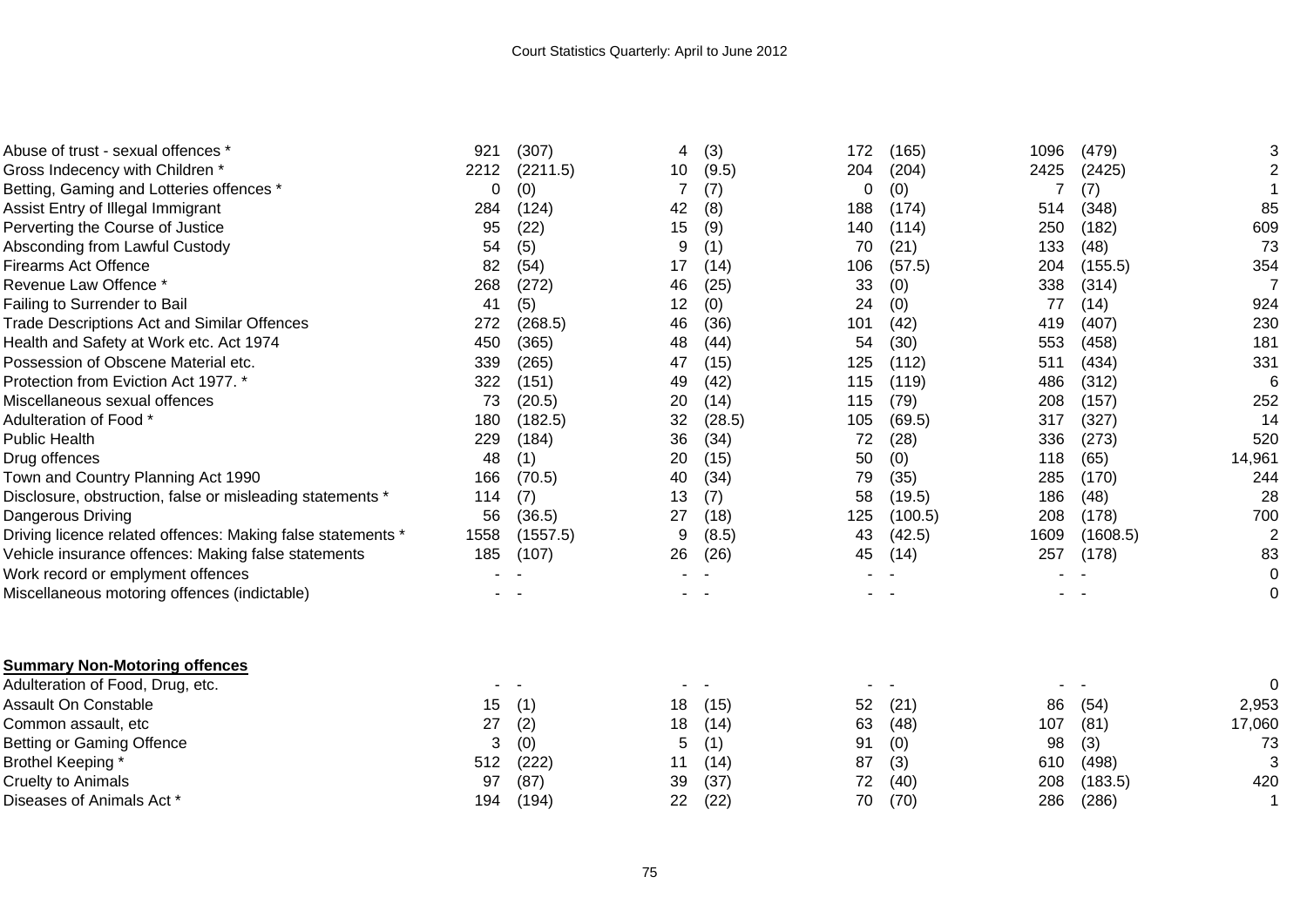| | | | | | | | | | |
|---|---|---|---|---|---|---|---|---|---|
| Abuse of trust - sexual offences * | 921 | (307) | 4 | (3) | 172 | (165) | 1096 | (479) | 3 |
| Gross Indecency with Children * | 2212 | (2211.5) | 10 | (9.5) | 204 | (204) | 2425 | (2425) | 2 |
| Betting, Gaming and Lotteries offences * | 0 | (0) | 7 | (7) | 0 | (0) | 7 | (7) | 1 |
| Assist Entry of Illegal Immigrant | 284 | (124) | 42 | (8) | 188 | (174) | 514 | (348) | 85 |
| Perverting the Course of Justice | 95 | (22) | 15 | (9) | 140 | (114) | 250 | (182) | 609 |
| Absconding from Lawful Custody | 54 | (5) | 9 | (1) | 70 | (21) | 133 | (48) | 73 |
| Firearms Act Offence | 82 | (54) | 17 | (14) | 106 | (57.5) | 204 | (155.5) | 354 |
| Revenue Law Offence * | 268 | (272) | 46 | (25) | 33 | (0) | 338 | (314) | 7 |
| Failing to Surrender to Bail | 41 | (5) | 12 | (0) | 24 | (0) | 77 | (14) | 924 |
| Trade Descriptions Act and Similar Offences | 272 | (268.5) | 46 | (36) | 101 | (42) | 419 | (407) | 230 |
| Health and Safety at Work etc. Act 1974 | 450 | (365) | 48 | (44) | 54 | (30) | 553 | (458) | 181 |
| Possession of Obscene Material etc. | 339 | (265) | 47 | (15) | 125 | (112) | 511 | (434) | 331 |
| Protection from Eviction Act 1977. * | 322 | (151) | 49 | (42) | 115 | (119) | 486 | (312) | 6 |
| Miscellaneous sexual offences | 73 | (20.5) | 20 | (14) | 115 | (79) | 208 | (157) | 252 |
| Adulteration of Food * | 180 | (182.5) | 32 | (28.5) | 105 | (69.5) | 317 | (327) | 14 |
| Public Health | 229 | (184) | 36 | (34) | 72 | (28) | 336 | (273) | 520 |
| Drug offences | 48 | (1) | 20 | (15) | 50 | (0) | 118 | (65) | 14,961 |
| Town and Country Planning Act 1990 | 166 | (70.5) | 40 | (34) | 79 | (35) | 285 | (170) | 244 |
| Disclosure, obstruction, false or misleading statements * | 114 | (7) | 13 | (7) | 58 | (19.5) | 186 | (48) | 28 |
| Dangerous Driving | 56 | (36.5) | 27 | (18) | 125 | (100.5) | 208 | (178) | 700 |
| Driving licence related offences: Making false statements * | 1558 | (1557.5) | 9 | (8.5) | 43 | (42.5) | 1609 | (1608.5) | 2 |
| Vehicle insurance offences: Making false statements | 185 | (107) | 26 | (26) | 45 | (14) | 257 | (178) | 83 |
| Work record or emplyment offences | - | - | - | - | - | - | - | - | 0 |
| Miscellaneous motoring offences (indictable) | - | - | - | - | - | - | - | - | 0 |
| | | | | | | | | | |
| **Summary Non-Motoring offences** | | | | | | | | | |
| Adulteration of Food, Drug, etc. | - | - | - | - | - | - | - | - | 0 |
| Assault On Constable | 15 | (1) | 18 | (15) | 52 | (21) | 86 | (54) | 2,953 |
| Common assault, etc | 27 | (2) | 18 | (14) | 63 | (48) | 107 | (81) | 17,060 |
| Betting or Gaming Offence | 3 | (0) | 5 | (1) | 91 | (0) | 98 | (3) | 73 |
| Brothel Keeping * | 512 | (222) | 11 | (14) | 87 | (3) | 610 | (498) | 3 |
| Cruelty to Animals | 97 | (87) | 39 | (37) | 72 | (40) | 208 | (183.5) | 420 |
| Diseases of Animals Act * | 194 | (194) | 22 | (22) | 70 | (70) | 286 | (286) | 1 |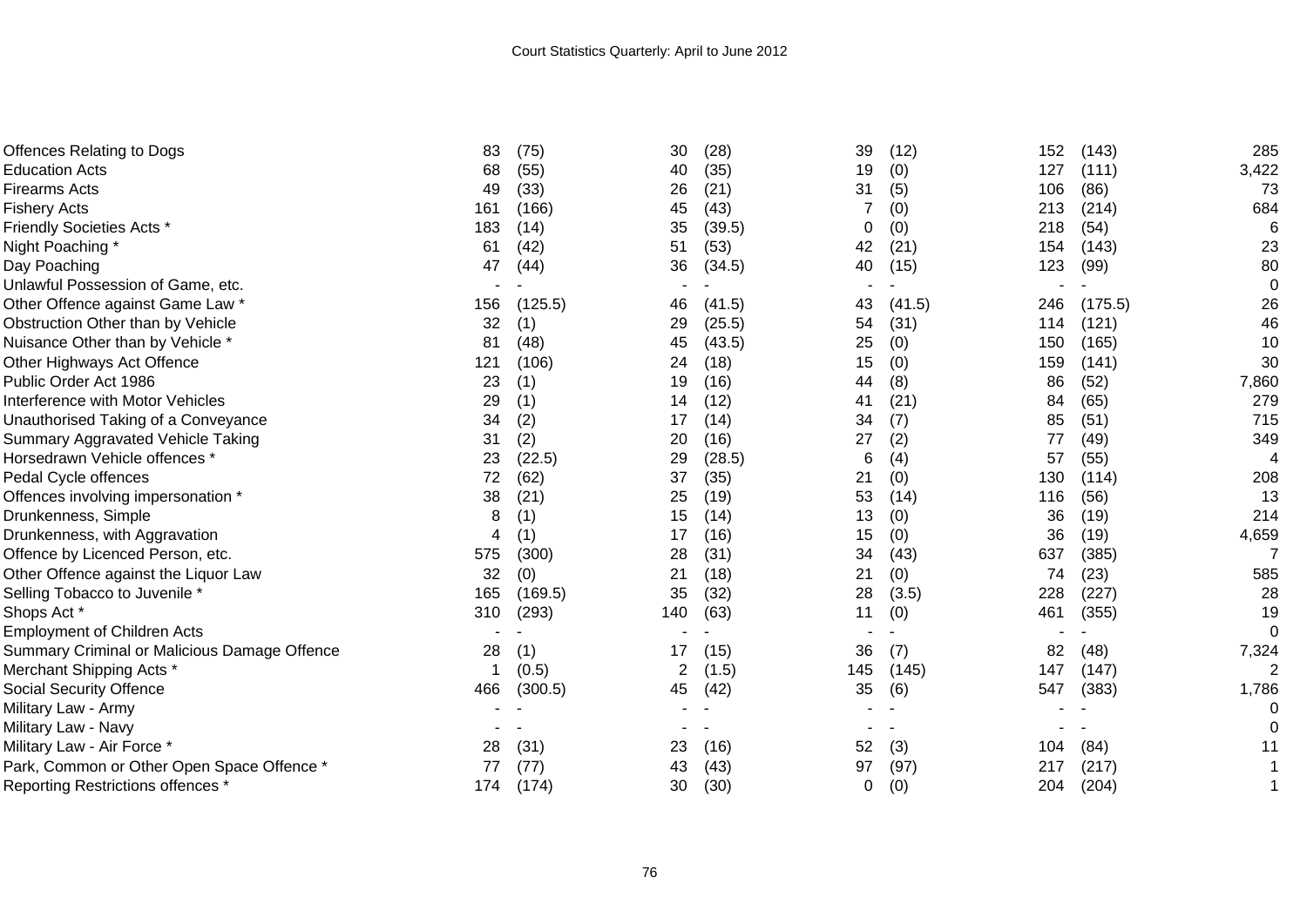Court Statistics Quarterly: April to June 2012

| | | | | | | | | | |
|---|---|---|---|---|---|---|---|---|---|
| Offences Relating to Dogs | 83 | (75) | 30 | (28) | 39 | (12) | 152 | (143) | 285 |
| Education Acts | 68 | (55) | 40 | (35) | 19 | (0) | 127 | (111) | 3,422 |
| Firearms Acts | 49 | (33) | 26 | (21) | 31 | (5) | 106 | (86) | 73 |
| Fishery Acts | 161 | (166) | 45 | (43) | 7 | (0) | 213 | (214) | 684 |
| Friendly Societies Acts * | 183 | (14) | 35 | (39.5) | 0 | (0) | 218 | (54) | 6 |
| Night Poaching * | 61 | (42) | 51 | (53) | 42 | (21) | 154 | (143) | 23 |
| Day Poaching | 47 | (44) | 36 | (34.5) | 40 | (15) | 123 | (99) | 80 |
| Unlawful Possession of Game, etc. | - | - | - | - | - | - | - | - | 0 |
| Other Offence against Game Law * | 156 | (125.5) | 46 | (41.5) | 43 | (41.5) | 246 | (175.5) | 26 |
| Obstruction Other than by Vehicle | 32 | (1) | 29 | (25.5) | 54 | (31) | 114 | (121) | 46 |
| Nuisance Other than by Vehicle * | 81 | (48) | 45 | (43.5) | 25 | (0) | 150 | (165) | 10 |
| Other Highways Act Offence | 121 | (106) | 24 | (18) | 15 | (0) | 159 | (141) | 30 |
| Public Order Act 1986 | 23 | (1) | 19 | (16) | 44 | (8) | 86 | (52) | 7,860 |
| Interference with Motor Vehicles | 29 | (1) | 14 | (12) | 41 | (21) | 84 | (65) | 279 |
| Unauthorised Taking of a Conveyance | 34 | (2) | 17 | (14) | 34 | (7) | 85 | (51) | 715 |
| Summary Aggravated Vehicle Taking | 31 | (2) | 20 | (16) | 27 | (2) | 77 | (49) | 349 |
| Horsedrawn Vehicle offences * | 23 | (22.5) | 29 | (28.5) | 6 | (4) | 57 | (55) | 4 |
| Pedal Cycle offences | 72 | (62) | 37 | (35) | 21 | (0) | 130 | (114) | 208 |
| Offences involving impersonation * | 38 | (21) | 25 | (19) | 53 | (14) | 116 | (56) | 13 |
| Drunkenness, Simple | 8 | (1) | 15 | (14) | 13 | (0) | 36 | (19) | 214 |
| Drunkenness, with Aggravation | 4 | (1) | 17 | (16) | 15 | (0) | 36 | (19) | 4,659 |
| Offence by Licenced Person, etc. | 575 | (300) | 28 | (31) | 34 | (43) | 637 | (385) | 7 |
| Other Offence against the Liquor Law | 32 | (0) | 21 | (18) | 21 | (0) | 74 | (23) | 585 |
| Selling Tobacco to Juvenile * | 165 | (169.5) | 35 | (32) | 28 | (3.5) | 228 | (227) | 28 |
| Shops Act * | 310 | (293) | 140 | (63) | 11 | (0) | 461 | (355) | 19 |
| Employment of Children Acts | - | - | - | - | - | - | - | - | 0 |
| Summary Criminal or Malicious Damage Offence | 28 | (1) | 17 | (15) | 36 | (7) | 82 | (48) | 7,324 |
| Merchant Shipping Acts * | 1 | (0.5) | 2 | (1.5) | 145 | (145) | 147 | (147) | 2 |
| Social Security Offence | 466 | (300.5) | 45 | (42) | 35 | (6) | 547 | (383) | 1,786 |
| Military Law - Army | - | - | - | - | - | - | - | - | 0 |
| Military Law - Navy | - | - | - | - | - | - | - | - | 0 |
| Military Law - Air Force * | 28 | (31) | 23 | (16) | 52 | (3) | 104 | (84) | 11 |
| Park, Common or Other Open Space Offence * | 77 | (77) | 43 | (43) | 97 | (97) | 217 | (217) | 1 |
| Reporting Restrictions offences * | 174 | (174) | 30 | (30) | 0 | (0) | 204 | (204) | 1 |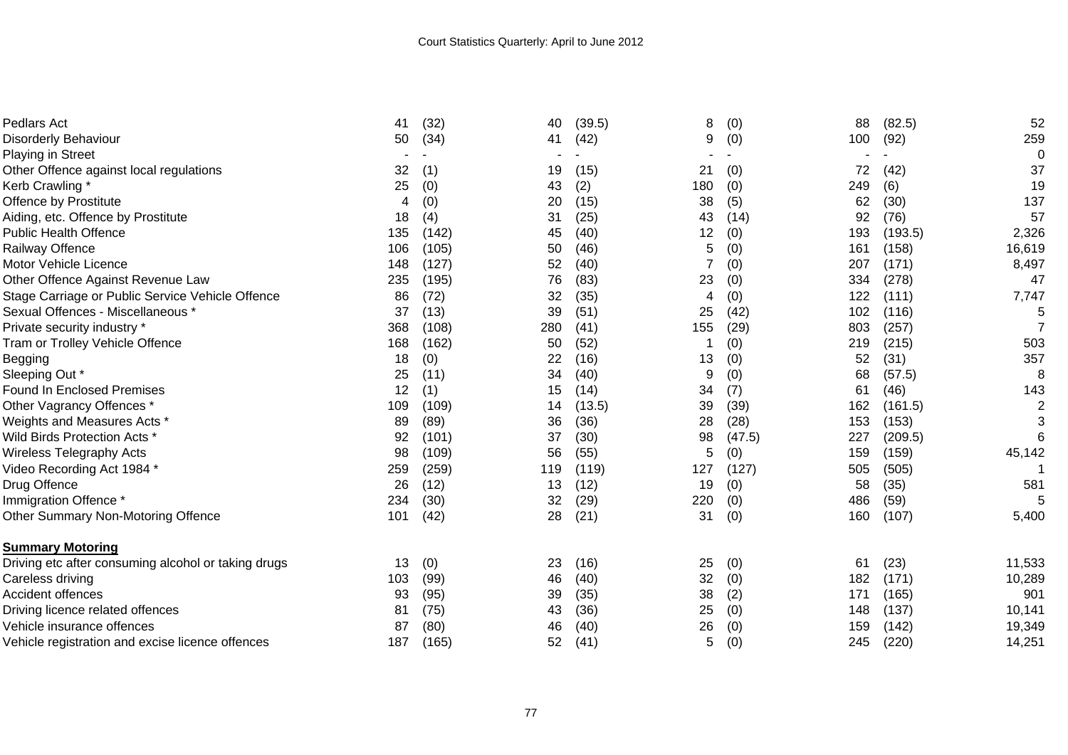| | | | | | | | | | |
|---|---|---|---|---|---|---|---|---|---|
| Pedlars Act | 41 | (32) | 40 | (39.5) | 8 | (0) | 88 | (82.5) | 52 |
| Disorderly Behaviour | 50 | (34) | 41 | (42) | 9 | (0) | 100 | (92) | 259 |
| Playing in Street | - | - | - | - | - | - | - | - | 0 |
| Other Offence against local regulations | 32 | (1) | 19 | (15) | 21 | (0) | 72 | (42) | 37 |
| Kerb Crawling * | 25 | (0) | 43 | (2) | 180 | (0) | 249 | (6) | 19 |
| Offence by Prostitute | 4 | (0) | 20 | (15) | 38 | (5) | 62 | (30) | 137 |
| Aiding, etc. Offence by Prostitute | 18 | (4) | 31 | (25) | 43 | (14) | 92 | (76) | 57 |
| Public Health Offence | 135 | (142) | 45 | (40) | 12 | (0) | 193 | (193.5) | 2,326 |
| Railway Offence | 106 | (105) | 50 | (46) | 5 | (0) | 161 | (158) | 16,619 |
| Motor Vehicle Licence | 148 | (127) | 52 | (40) | 7 | (0) | 207 | (171) | 8,497 |
| Other Offence Against Revenue Law | 235 | (195) | 76 | (83) | 23 | (0) | 334 | (278) | 47 |
| Stage Carriage or Public Service Vehicle Offence | 86 | (72) | 32 | (35) | 4 | (0) | 122 | (111) | 7,747 |
| Sexual Offences - Miscellaneous * | 37 | (13) | 39 | (51) | 25 | (42) | 102 | (116) | 5 |
| Private security industry * | 368 | (108) | 280 | (41) | 155 | (29) | 803 | (257) | 7 |
| Tram or Trolley Vehicle Offence | 168 | (162) | 50 | (52) | 1 | (0) | 219 | (215) | 503 |
| Begging | 18 | (0) | 22 | (16) | 13 | (0) | 52 | (31) | 357 |
| Sleeping Out * | 25 | (11) | 34 | (40) | 9 | (0) | 68 | (57.5) | 8 |
| Found In Enclosed Premises | 12 | (1) | 15 | (14) | 34 | (7) | 61 | (46) | 143 |
| Other Vagrancy Offences * | 109 | (109) | 14 | (13.5) | 39 | (39) | 162 | (161.5) | 2 |
| Weights and Measures Acts * | 89 | (89) | 36 | (36) | 28 | (28) | 153 | (153) | 3 |
| Wild Birds Protection Acts * | 92 | (101) | 37 | (30) | 98 | (47.5) | 227 | (209.5) | 6 |
| Wireless Telegraphy Acts | 98 | (109) | 56 | (55) | 5 | (0) | 159 | (159) | 45,142 |
| Video Recording Act 1984 * | 259 | (259) | 119 | (119) | 127 | (127) | 505 | (505) | 1 |
| Drug Offence | 26 | (12) | 13 | (12) | 19 | (0) | 58 | (35) | 581 |
| Immigration Offence * | 234 | (30) | 32 | (29) | 220 | (0) | 486 | (59) | 5 |
| Other Summary Non-Motoring Offence | 101 | (42) | 28 | (21) | 31 | (0) | 160 | (107) | 5,400 |
| **Summary Motoring** | | | | | | | | | |
| Driving etc after consuming alcohol or taking drugs | 13 | (0) | 23 | (16) | 25 | (0) | 61 | (23) | 11,533 |
| Careless driving | 103 | (99) | 46 | (40) | 32 | (0) | 182 | (171) | 10,289 |
| Accident offences | 93 | (95) | 39 | (35) | 38 | (2) | 171 | (165) | 901 |
| Driving licence related offences | 81 | (75) | 43 | (36) | 25 | (0) | 148 | (137) | 10,141 |
| Vehicle insurance offences | 87 | (80) | 46 | (40) | 26 | (0) | 159 | (142) | 19,349 |
| Vehicle registration and excise licence offences | 187 | (165) | 52 | (41) | 5 | (0) | 245 | (220) | 14,251 |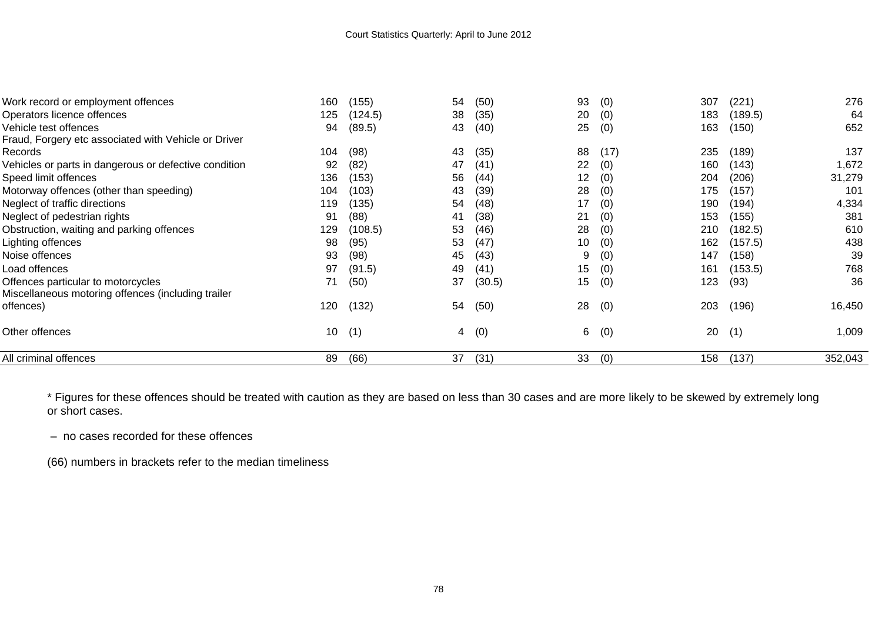| | | | | | | | | | |
|---|---|---|---|---|---|---|---|---|---|
| Work record or employment offences | 160 | (155) | 54 | (50) | 93 | (0) | 307 | (221) | 276 |
| Operators licence offences | 125 | (124.5) | 38 | (35) | 20 | (0) | 183 | (189.5) | 64 |
| Vehicle test offences | 94 | (89.5) | 43 | (40) | 25 | (0) | 163 | (150) | 652 |
| Fraud, Forgery etc associated with Vehicle or Driver Records | 104 | (98) | 43 | (35) | 88 | (17) | 235 | (189) | 137 |
| Vehicles or parts in dangerous or defective condition | 92 | (82) | 47 | (41) | 22 | (0) | 160 | (143) | 1,672 |
| Speed limit offences | 136 | (153) | 56 | (44) | 12 | (0) | 204 | (206) | 31,279 |
| Motorway offences (other than speeding) | 104 | (103) | 43 | (39) | 28 | (0) | 175 | (157) | 101 |
| Neglect of traffic directions | 119 | (135) | 54 | (48) | 17 | (0) | 190 | (194) | 4,334 |
| Neglect of pedestrian rights | 91 | (88) | 41 | (38) | 21 | (0) | 153 | (155) | 381 |
| Obstruction, waiting and parking offences | 129 | (108.5) | 53 | (46) | 28 | (0) | 210 | (182.5) | 610 |
| Lighting offences | 98 | (95) | 53 | (47) | 10 | (0) | 162 | (157.5) | 438 |
| Noise offences | 93 | (98) | 45 | (43) | 9 | (0) | 147 | (158) | 39 |
| Load offences | 97 | (91.5) | 49 | (41) | 15 | (0) | 161 | (153.5) | 768 |
| Offences particular to motorcycles | 71 | (50) | 37 | (30.5) | 15 | (0) | 123 | (93) | 36 |
| Miscellaneous motoring offences (including trailer offences) | 120 | (132) | 54 | (50) | 28 | (0) | 203 | (196) | 16,450 |
| Other offences | 10 | (1) | 4 | (0) | 6 | (0) | 20 | (1) | 1,009 |
| All criminal offences | 89 | (66) | 37 | (31) | 33 | (0) | 158 | (137) | 352,043 |

* Figures for these offences should be treated with caution as they are based on less than 30 cases and are more likely to be skewed by extremely long or short cases.

– no cases recorded for these offences

(66) numbers in brackets refer to the median timeliness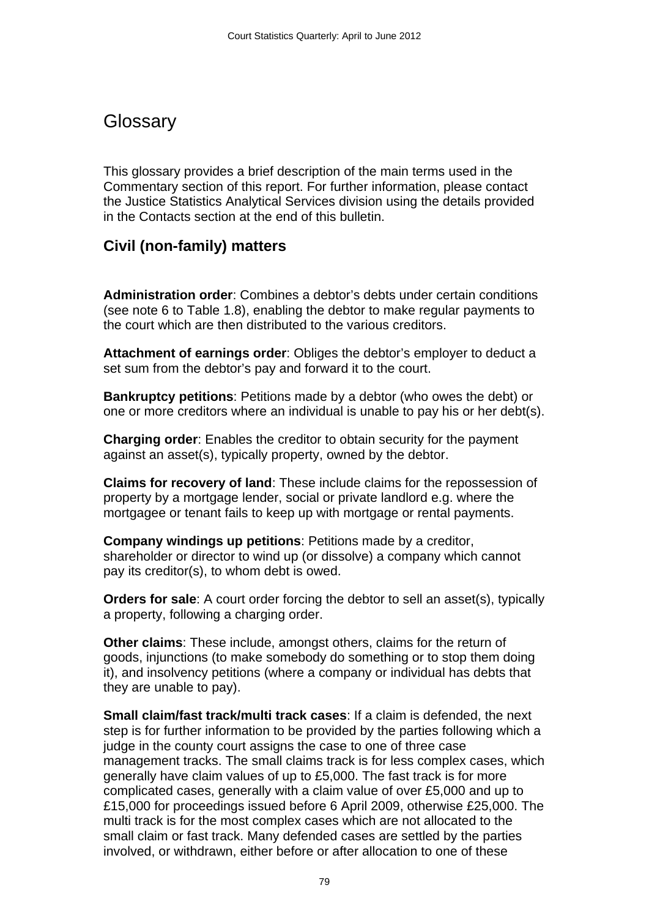# Glossary

This glossary provides a brief description of the main terms used in the Commentary section of this report. For further information, please contact the Justice Statistics Analytical Services division using the details provided in the Contacts section at the end of this bulletin.

## Civil (non-family) matters

**Administration order**: Combines a debtor's debts under certain conditions (see note 6 to Table 1.8), enabling the debtor to make regular payments to the court which are then distributed to the various creditors.

**Attachment of earnings order**: Obliges the debtor's employer to deduct a set sum from the debtor's pay and forward it to the court.

**Bankruptcy petitions**: Petitions made by a debtor (who owes the debt) or one or more creditors where an individual is unable to pay his or her debt(s).

**Charging order**: Enables the creditor to obtain security for the payment against an asset(s), typically property, owned by the debtor.

**Claims for recovery of land**: These include claims for the repossession of property by a mortgage lender, social or private landlord e.g. where the mortgagee or tenant fails to keep up with mortgage or rental payments.

**Company windings up petitions**: Petitions made by a creditor, shareholder or director to wind up (or dissolve) a company which cannot pay its creditor(s), to whom debt is owed.

**Orders for sale**: A court order forcing the debtor to sell an asset(s), typically a property, following a charging order.

**Other claims**: These include, amongst others, claims for the return of goods, injunctions (to make somebody do something or to stop them doing it), and insolvency petitions (where a company or individual has debts that they are unable to pay).

**Small claim/fast track/multi track cases**: If a claim is defended, the next step is for further information to be provided by the parties following which a judge in the county court assigns the case to one of three case management tracks. The small claims track is for less complex cases, which generally have claim values of up to £5,000. The fast track is for more complicated cases, generally with a claim value of over £5,000 and up to £15,000 for proceedings issued before 6 April 2009, otherwise £25,000. The multi track is for the most complex cases which are not allocated to the small claim or fast track. Many defended cases are settled by the parties involved, or withdrawn, either before or after allocation to one of these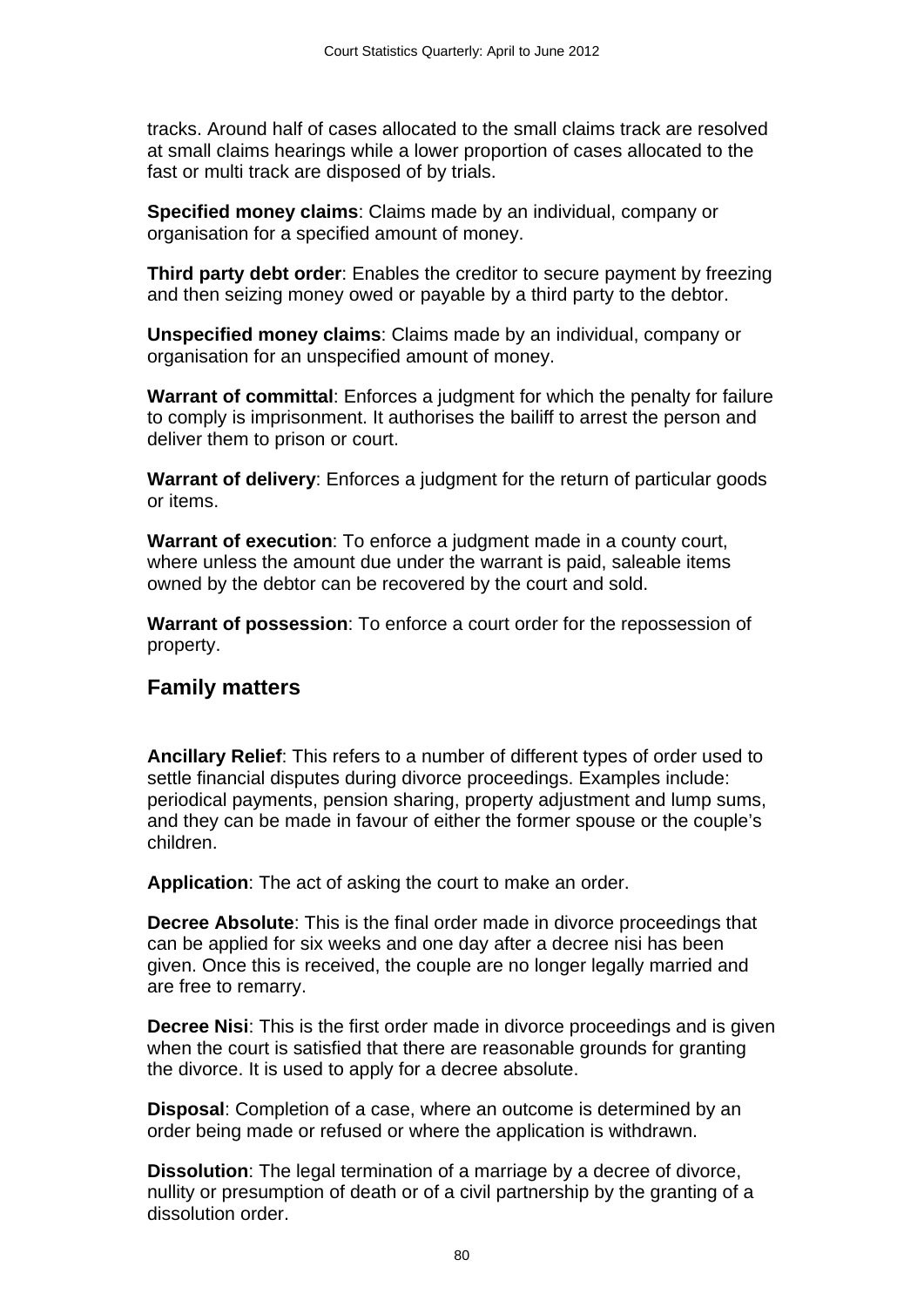tracks. Around half of cases allocated to the small claims track are resolved at small claims hearings while a lower proportion of cases allocated to the fast or multi track are disposed of by trials.

**Specified money claims**: Claims made by an individual, company or organisation for a specified amount of money.

**Third party debt order**: Enables the creditor to secure payment by freezing and then seizing money owed or payable by a third party to the debtor.

**Unspecified money claims**: Claims made by an individual, company or organisation for an unspecified amount of money.

**Warrant of committal**: Enforces a judgment for which the penalty for failure to comply is imprisonment. It authorises the bailiff to arrest the person and deliver them to prison or court.

**Warrant of delivery**: Enforces a judgment for the return of particular goods or items.

**Warrant of execution**: To enforce a judgment made in a county court, where unless the amount due under the warrant is paid, saleable items owned by the debtor can be recovered by the court and sold.

**Warrant of possession**: To enforce a court order for the repossession of property.

## Family matters

**Ancillary Relief**: This refers to a number of different types of order used to settle financial disputes during divorce proceedings. Examples include: periodical payments, pension sharing, property adjustment and lump sums, and they can be made in favour of either the former spouse or the couple's children.

**Application**: The act of asking the court to make an order.

**Decree Absolute**: This is the final order made in divorce proceedings that can be applied for six weeks and one day after a decree nisi has been given. Once this is received, the couple are no longer legally married and are free to remarry.

**Decree Nisi**: This is the first order made in divorce proceedings and is given when the court is satisfied that there are reasonable grounds for granting the divorce. It is used to apply for a decree absolute.

**Disposal**: Completion of a case, where an outcome is determined by an order being made or refused or where the application is withdrawn.

**Dissolution**: The legal termination of a marriage by a decree of divorce, nullity or presumption of death or of a civil partnership by the granting of a dissolution order.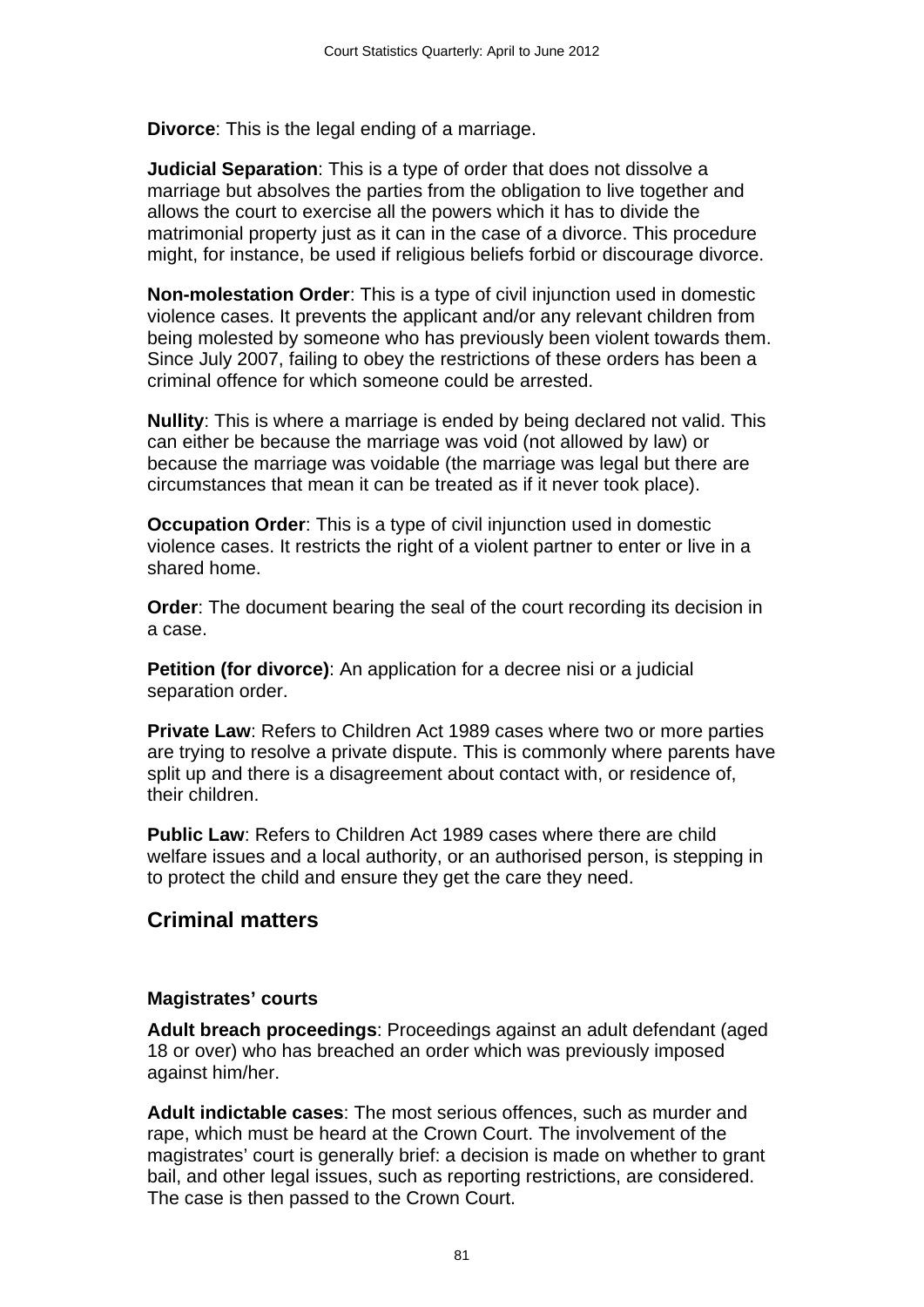**Divorce**: This is the legal ending of a marriage.

**Judicial Separation**: This is a type of order that does not dissolve a marriage but absolves the parties from the obligation to live together and allows the court to exercise all the powers which it has to divide the matrimonial property just as it can in the case of a divorce. This procedure might, for instance, be used if religious beliefs forbid or discourage divorce.

**Non-molestation Order**: This is a type of civil injunction used in domestic violence cases. It prevents the applicant and/or any relevant children from being molested by someone who has previously been violent towards them. Since July 2007, failing to obey the restrictions of these orders has been a criminal offence for which someone could be arrested.

**Nullity**: This is where a marriage is ended by being declared not valid. This can either be because the marriage was void (not allowed by law) or because the marriage was voidable (the marriage was legal but there are circumstances that mean it can be treated as if it never took place).

**Occupation Order**: This is a type of civil injunction used in domestic violence cases. It restricts the right of a violent partner to enter or live in a shared home.

**Order**: The document bearing the seal of the court recording its decision in a case.

**Petition (for divorce)**: An application for a decree nisi or a judicial separation order.

**Private Law**: Refers to Children Act 1989 cases where two or more parties are trying to resolve a private dispute. This is commonly where parents have split up and there is a disagreement about contact with, or residence of, their children.

**Public Law**: Refers to Children Act 1989 cases where there are child welfare issues and a local authority, or an authorised person, is stepping in to protect the child and ensure they get the care they need.

## Criminal matters

### Magistrates' courts

**Adult breach proceedings**: Proceedings against an adult defendant (aged 18 or over) who has breached an order which was previously imposed against him/her.

**Adult indictable cases**: The most serious offences, such as murder and rape, which must be heard at the Crown Court. The involvement of the magistrates' court is generally brief: a decision is made on whether to grant bail, and other legal issues, such as reporting restrictions, are considered. The case is then passed to the Crown Court.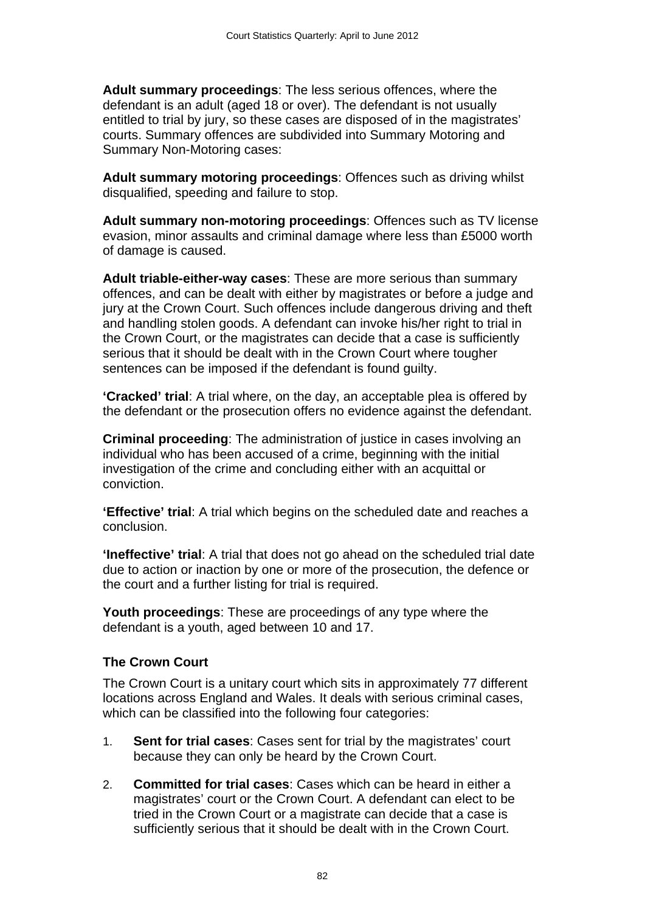**Adult summary proceedings**: The less serious offences, where the defendant is an adult (aged 18 or over). The defendant is not usually entitled to trial by jury, so these cases are disposed of in the magistrates' courts. Summary offences are subdivided into Summary Motoring and Summary Non-Motoring cases:

**Adult summary motoring proceedings**: Offences such as driving whilst disqualified, speeding and failure to stop.

**Adult summary non-motoring proceedings**: Offences such as TV license evasion, minor assaults and criminal damage where less than £5000 worth of damage is caused.

**Adult triable-either-way cases**: These are more serious than summary offences, and can be dealt with either by magistrates or before a judge and jury at the Crown Court. Such offences include dangerous driving and theft and handling stolen goods. A defendant can invoke his/her right to trial in the Crown Court, or the magistrates can decide that a case is sufficiently serious that it should be dealt with in the Crown Court where tougher sentences can be imposed if the defendant is found guilty.

**'Cracked' trial**: A trial where, on the day, an acceptable plea is offered by the defendant or the prosecution offers no evidence against the defendant.

**Criminal proceeding**: The administration of justice in cases involving an individual who has been accused of a crime, beginning with the initial investigation of the crime and concluding either with an acquittal or conviction.

**'Effective' trial**: A trial which begins on the scheduled date and reaches a conclusion.

**'Ineffective' trial**: A trial that does not go ahead on the scheduled trial date due to action or inaction by one or more of the prosecution, the defence or the court and a further listing for trial is required.

**Youth proceedings**: These are proceedings of any type where the defendant is a youth, aged between 10 and 17.

### The Crown Court

The Crown Court is a unitary court which sits in approximately 77 different locations across England and Wales. It deals with serious criminal cases, which can be classified into the following four categories:

1. **Sent for trial cases**: Cases sent for trial by the magistrates' court because they can only be heard by the Crown Court.
2. **Committed for trial cases**: Cases which can be heard in either a magistrates' court or the Crown Court. A defendant can elect to be tried in the Crown Court or a magistrate can decide that a case is sufficiently serious that it should be dealt with in the Crown Court.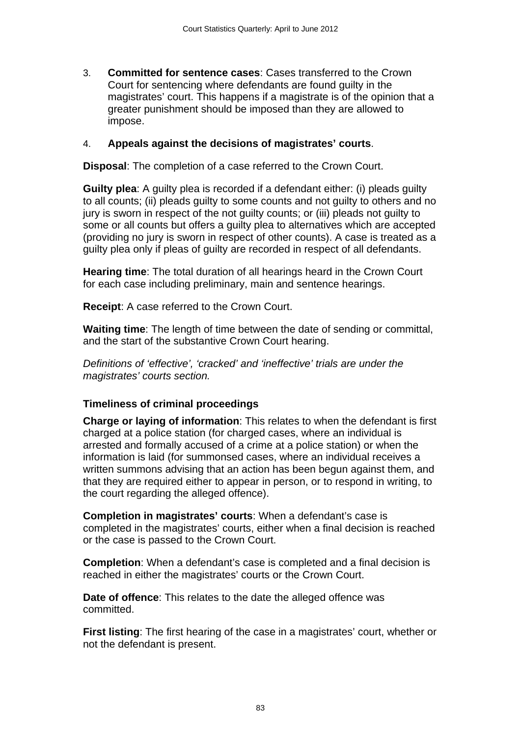3. **Committed for sentence cases**: Cases transferred to the Crown Court for sentencing where defendants are found guilty in the magistrates' court. This happens if a magistrate is of the opinion that a greater punishment should be imposed than they are allowed to impose.

4. **Appeals against the decisions of magistrates' courts**.

**Disposal**: The completion of a case referred to the Crown Court.

**Guilty plea**: A guilty plea is recorded if a defendant either: (i) pleads guilty to all counts; (ii) pleads guilty to some counts and not guilty to others and no jury is sworn in respect of the not guilty counts; or (iii) pleads not guilty to some or all counts but offers a guilty plea to alternatives which are accepted (providing no jury is sworn in respect of other counts). A case is treated as a guilty plea only if pleas of guilty are recorded in respect of all defendants.

**Hearing time**: The total duration of all hearings heard in the Crown Court for each case including preliminary, main and sentence hearings.

**Receipt**: A case referred to the Crown Court.

**Waiting time**: The length of time between the date of sending or committal, and the start of the substantive Crown Court hearing.

*Definitions of 'effective', 'cracked' and 'ineffective' trials are under the magistrates' courts section.*

### Timeliness of criminal proceedings

**Charge or laying of information**: This relates to when the defendant is first charged at a police station (for charged cases, where an individual is arrested and formally accused of a crime at a police station) or when the information is laid (for summonsed cases, where an individual receives a written summons advising that an action has been begun against them, and that they are required either to appear in person, or to respond in writing, to the court regarding the alleged offence).

**Completion in magistrates' courts**: When a defendant's case is completed in the magistrates' courts, either when a final decision is reached or the case is passed to the Crown Court.

**Completion**: When a defendant's case is completed and a final decision is reached in either the magistrates' courts or the Crown Court.

**Date of offence**: This relates to the date the alleged offence was committed.

**First listing**: The first hearing of the case in a magistrates' court, whether or not the defendant is present.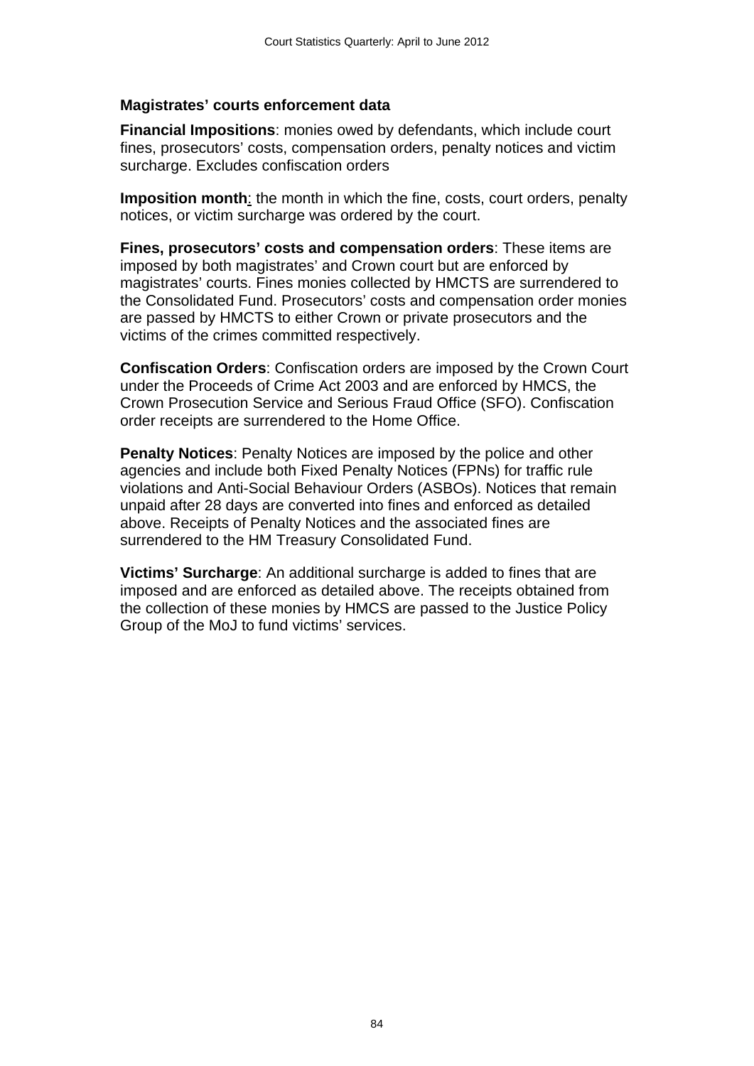### Magistrates' courts enforcement data

**Financial Impositions**: monies owed by defendants, which include court fines, prosecutors' costs, compensation orders, penalty notices and victim surcharge. Excludes confiscation orders

**Imposition month**: the month in which the fine, costs, court orders, penalty notices, or victim surcharge was ordered by the court.

**Fines, prosecutors' costs and compensation orders**: These items are imposed by both magistrates' and Crown court but are enforced by magistrates' courts. Fines monies collected by HMCTS are surrendered to the Consolidated Fund. Prosecutors' costs and compensation order monies are passed by HMCTS to either Crown or private prosecutors and the victims of the crimes committed respectively.

**Confiscation Orders**: Confiscation orders are imposed by the Crown Court under the Proceeds of Crime Act 2003 and are enforced by HMCS, the Crown Prosecution Service and Serious Fraud Office (SFO). Confiscation order receipts are surrendered to the Home Office.

**Penalty Notices**: Penalty Notices are imposed by the police and other agencies and include both Fixed Penalty Notices (FPNs) for traffic rule violations and Anti-Social Behaviour Orders (ASBOs). Notices that remain unpaid after 28 days are converted into fines and enforced as detailed above. Receipts of Penalty Notices and the associated fines are surrendered to the HM Treasury Consolidated Fund.

**Victims' Surcharge**: An additional surcharge is added to fines that are imposed and are enforced as detailed above. The receipts obtained from the collection of these monies by HMCS are passed to the Justice Policy Group of the MoJ to fund victims' services.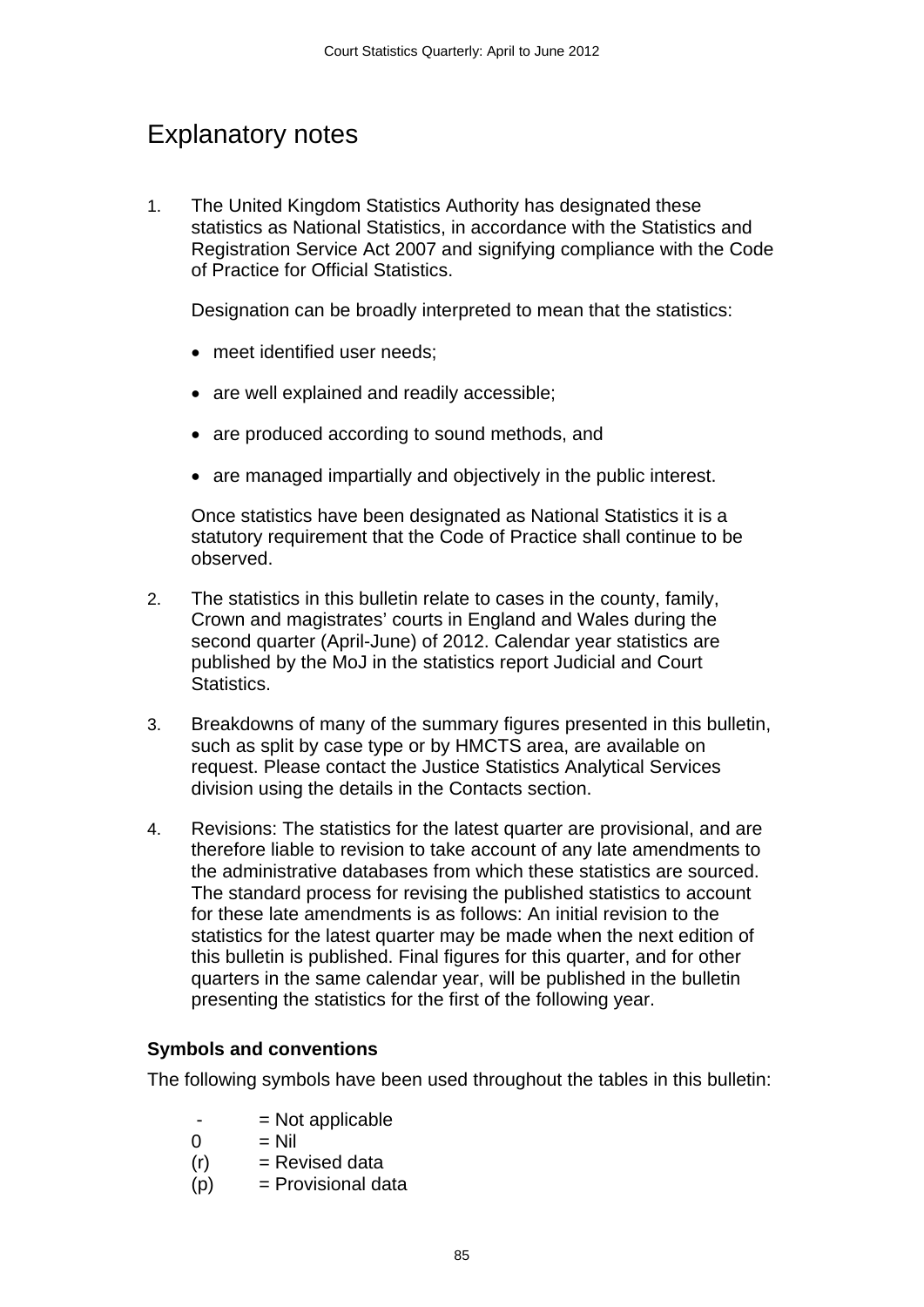# Explanatory notes

1. The United Kingdom Statistics Authority has designated these statistics as National Statistics, in accordance with the Statistics and Registration Service Act 2007 and signifying compliance with the Code of Practice for Official Statistics.

   Designation can be broadly interpreted to mean that the statistics:

   - meet identified user needs;
   - are well explained and readily accessible;
   - are produced according to sound methods, and
   - are managed impartially and objectively in the public interest.

   Once statistics have been designated as National Statistics it is a statutory requirement that the Code of Practice shall continue to be observed.

2. The statistics in this bulletin relate to cases in the county, family, Crown and magistrates' courts in England and Wales during the second quarter (April-June) of 2012. Calendar year statistics are published by the MoJ in the statistics report Judicial and Court Statistics.

3. Breakdowns of many of the summary figures presented in this bulletin, such as split by case type or by HMCTS area, are available on request. Please contact the Justice Statistics Analytical Services division using the details in the Contacts section.

4. Revisions: The statistics for the latest quarter are provisional, and are therefore liable to revision to take account of any late amendments to the administrative databases from which these statistics are sourced. The standard process for revising the published statistics to account for these late amendments is as follows: An initial revision to the statistics for the latest quarter may be made when the next edition of this bulletin is published. Final figures for this quarter, and for other quarters in the same calendar year, will be published in the bulletin presenting the statistics for the first of the following year.

**Symbols and conventions**

The following symbols have been used throughout the tables in this bulletin:

| | |
|---|---|
| - | = Not applicable |
| 0 | = Nil |
| (r) | = Revised data |
| (p) | = Provisional data |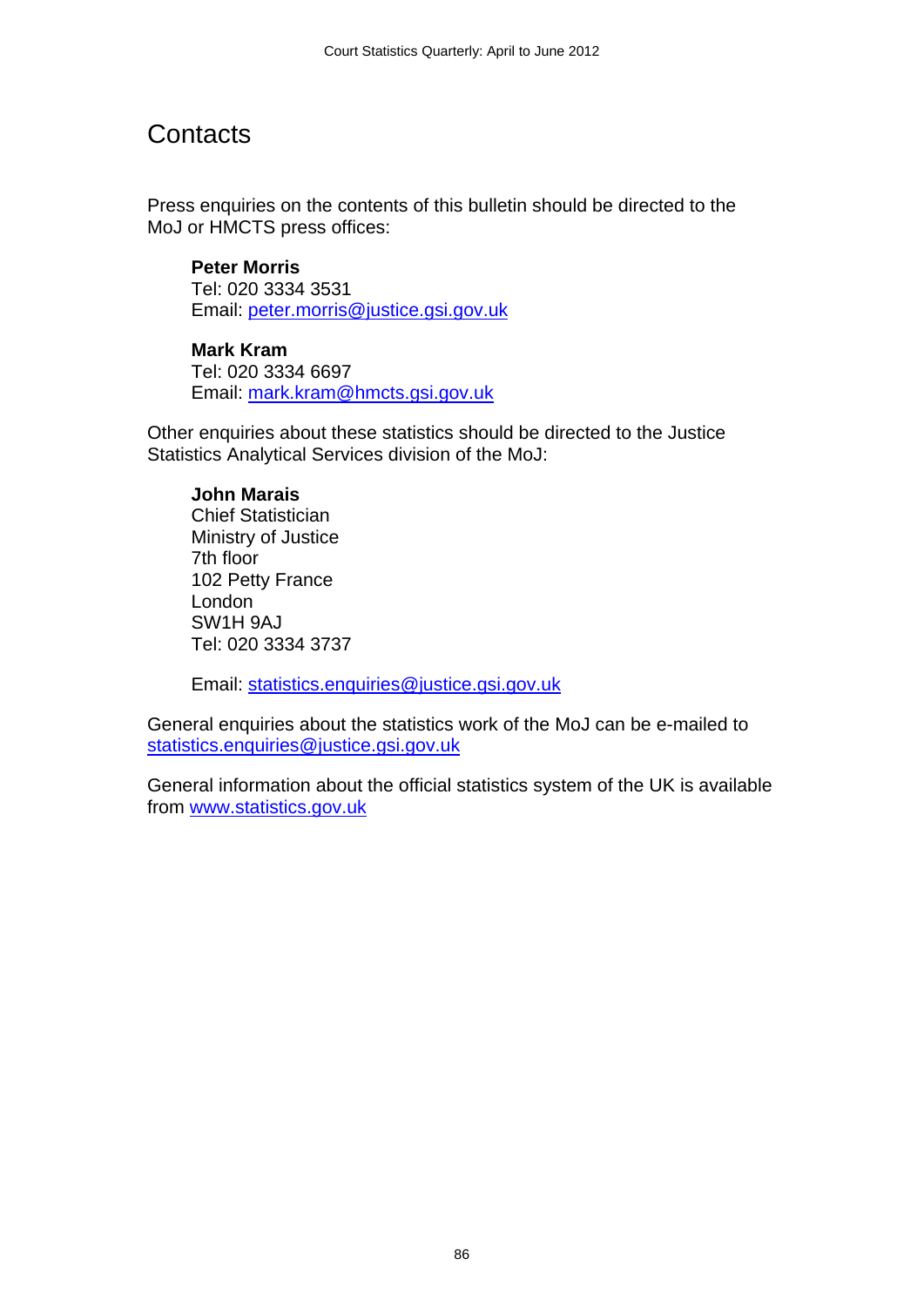# Contacts

Press enquiries on the contents of this bulletin should be directed to the MoJ or HMCTS press offices:

**Peter Morris**
Tel: 020 3334 3531
Email: peter.morris@justice.gsi.gov.uk

**Mark Kram**
Tel: 020 3334 6697
Email: mark.kram@hmcts.gsi.gov.uk

Other enquiries about these statistics should be directed to the Justice Statistics Analytical Services division of the MoJ:

**John Marais**
Chief Statistician
Ministry of Justice
7th floor
102 Petty France
London
SW1H 9AJ
Tel: 020 3334 3737

Email: statistics.enquiries@justice.gsi.gov.uk

General enquiries about the statistics work of the MoJ can be e-mailed to statistics.enquiries@justice.gsi.gov.uk

General information about the official statistics system of the UK is available from www.statistics.gov.uk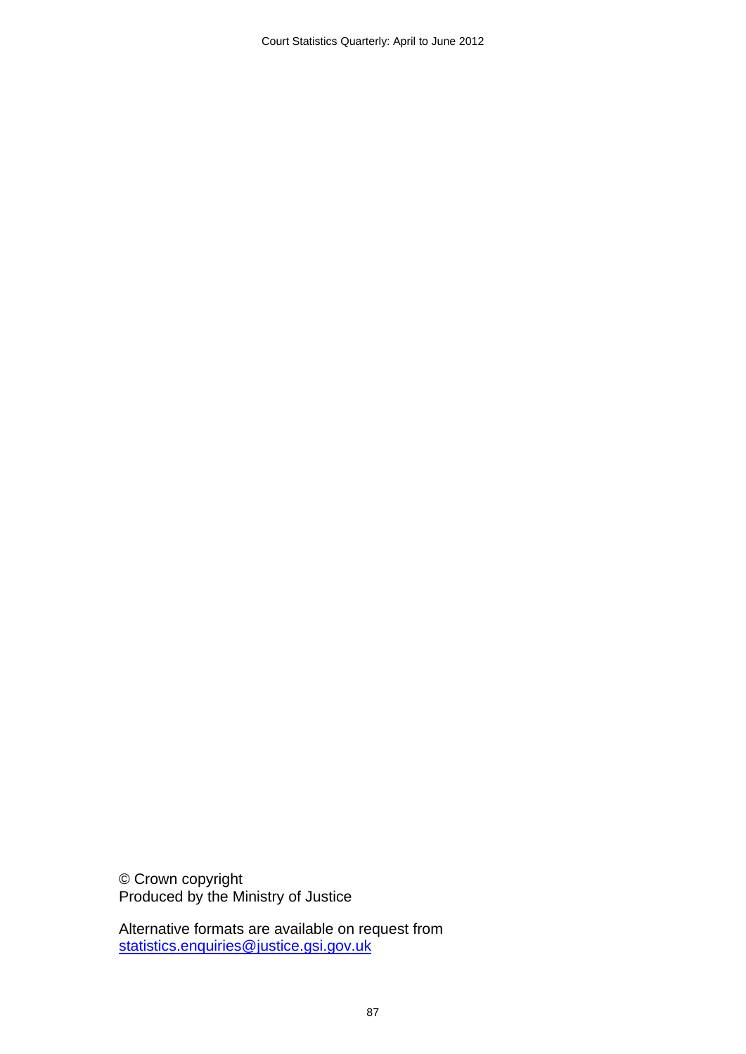© Crown copyright
Produced by the Ministry of Justice

Alternative formats are available on request from
[statistics.enquiries@justice.gsi.gov.uk](mailto:statistics.enquiries@justice.gsi.gov.uk)